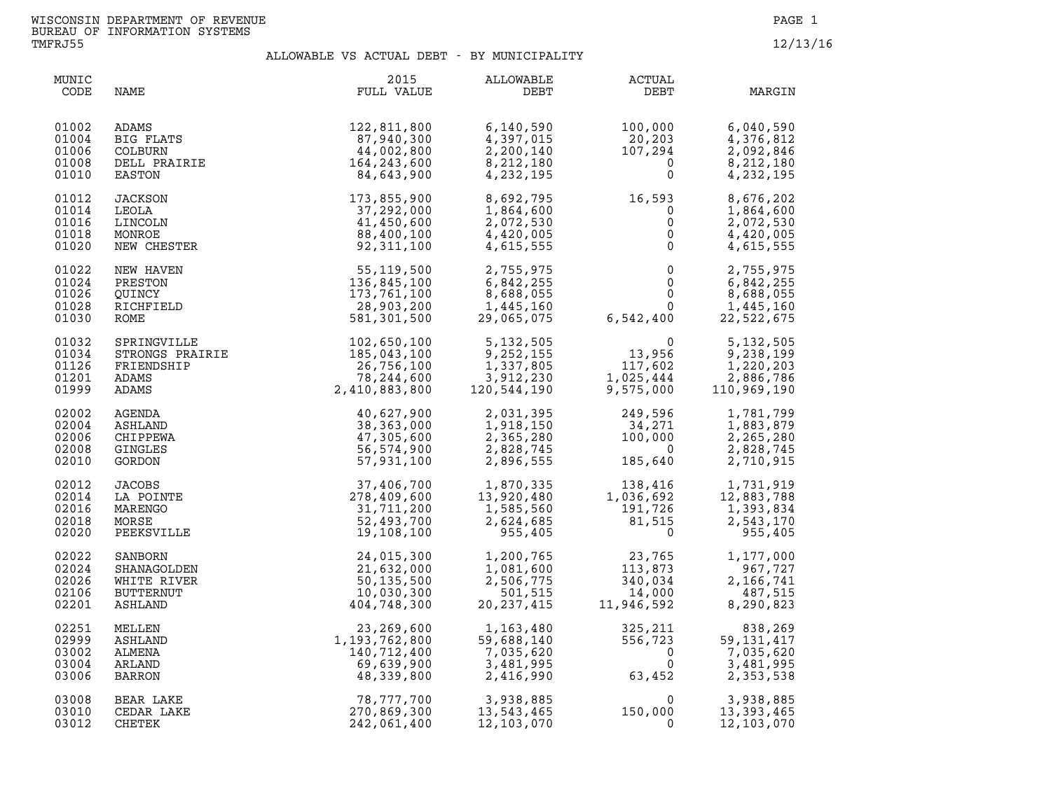WISCONSIN DEPARTMENT OF REVENUE
BUREAU OF INFORMATION SYSTEMS
TMFRJ55

12/13/16

# ALLOWABLE VS ACTUAL DEBT - BY MUNICIPALITY

| MUNIC CODE | NAME | 2015 FULL VALUE | ALLOWABLE DEBT | ACTUAL DEBT | MARGIN |
|---|---|---|---|---|---|
| 01002 | ADAMS | 122,811,800 | 6,140,590 | 100,000 | 6,040,590 |
| 01004 | BIG FLATS | 87,940,300 | 4,397,015 | 20,203 | 4,376,812 |
| 01006 | COLBURN | 44,002,800 | 2,200,140 | 107,294 | 2,092,846 |
| 01008 | DELL PRAIRIE | 164,243,600 | 8,212,180 | 0 | 8,212,180 |
| 01010 | EASTON | 84,643,900 | 4,232,195 | 0 | 4,232,195 |
| 01012 | JACKSON | 173,855,900 | 8,692,795 | 16,593 | 8,676,202 |
| 01014 | LEOLA | 37,292,000 | 1,864,600 | 0 | 1,864,600 |
| 01016 | LINCOLN | 41,450,600 | 2,072,530 | 0 | 2,072,530 |
| 01018 | MONROE | 88,400,100 | 4,420,005 | 0 | 4,420,005 |
| 01020 | NEW CHESTER | 92,311,100 | 4,615,555 | 0 | 4,615,555 |
| 01022 | NEW HAVEN | 55,119,500 | 2,755,975 | 0 | 2,755,975 |
| 01024 | PRESTON | 136,845,100 | 6,842,255 | 0 | 6,842,255 |
| 01026 | QUINCY | 173,761,100 | 8,688,055 | 0 | 8,688,055 |
| 01028 | RICHFIELD | 28,903,200 | 1,445,160 | 0 | 1,445,160 |
| 01030 | ROME | 581,301,500 | 29,065,075 | 6,542,400 | 22,522,675 |
| 01032 | SPRINGVILLE | 102,650,100 | 5,132,505 | 0 | 5,132,505 |
| 01034 | STRONGS PRAIRIE | 185,043,100 | 9,252,155 | 13,956 | 9,238,199 |
| 01126 | FRIENDSHIP | 26,756,100 | 1,337,805 | 117,602 | 1,220,203 |
| 01201 | ADAMS | 78,244,600 | 3,912,230 | 1,025,444 | 2,886,786 |
| 01999 | ADAMS | 2,410,883,800 | 120,544,190 | 9,575,000 | 110,969,190 |
| 02002 | AGENDA | 40,627,900 | 2,031,395 | 249,596 | 1,781,799 |
| 02004 | ASHLAND | 38,363,000 | 1,918,150 | 34,271 | 1,883,879 |
| 02006 | CHIPPEWA | 47,305,600 | 2,365,280 | 100,000 | 2,265,280 |
| 02008 | GINGLES | 56,574,900 | 2,828,745 | 0 | 2,828,745 |
| 02010 | GORDON | 57,931,100 | 2,896,555 | 185,640 | 2,710,915 |
| 02012 | JACOBS | 37,406,700 | 1,870,335 | 138,416 | 1,731,919 |
| 02014 | LA POINTE | 278,409,600 | 13,920,480 | 1,036,692 | 12,883,788 |
| 02016 | MARENGO | 31,711,200 | 1,585,560 | 191,726 | 1,393,834 |
| 02018 | MORSE | 52,493,700 | 2,624,685 | 81,515 | 2,543,170 |
| 02020 | PEEKSVILLE | 19,108,100 | 955,405 | 0 | 955,405 |
| 02022 | SANBORN | 24,015,300 | 1,200,765 | 23,765 | 1,177,000 |
| 02024 | SHANAGOLDEN | 21,632,000 | 1,081,600 | 113,873 | 967,727 |
| 02026 | WHITE RIVER | 50,135,500 | 2,506,775 | 340,034 | 2,166,741 |
| 02106 | BUTTERNUT | 10,030,300 | 501,515 | 14,000 | 487,515 |
| 02201 | ASHLAND | 404,748,300 | 20,237,415 | 11,946,592 | 8,290,823 |
| 02251 | MELLEN | 23,269,600 | 1,163,480 | 325,211 | 838,269 |
| 02999 | ASHLAND | 1,193,762,800 | 59,688,140 | 556,723 | 59,131,417 |
| 03002 | ALMENA | 140,712,400 | 7,035,620 | 0 | 7,035,620 |
| 03004 | ARLAND | 69,639,900 | 3,481,995 | 0 | 3,481,995 |
| 03006 | BARRON | 48,339,800 | 2,416,990 | 63,452 | 2,353,538 |
| 03008 | BEAR LAKE | 78,777,700 | 3,938,885 | 0 | 3,938,885 |
| 03010 | CEDAR LAKE | 270,869,300 | 13,543,465 | 150,000 | 13,393,465 |
| 03012 | CHETEK | 242,061,400 | 12,103,070 | 0 | 12,103,070 |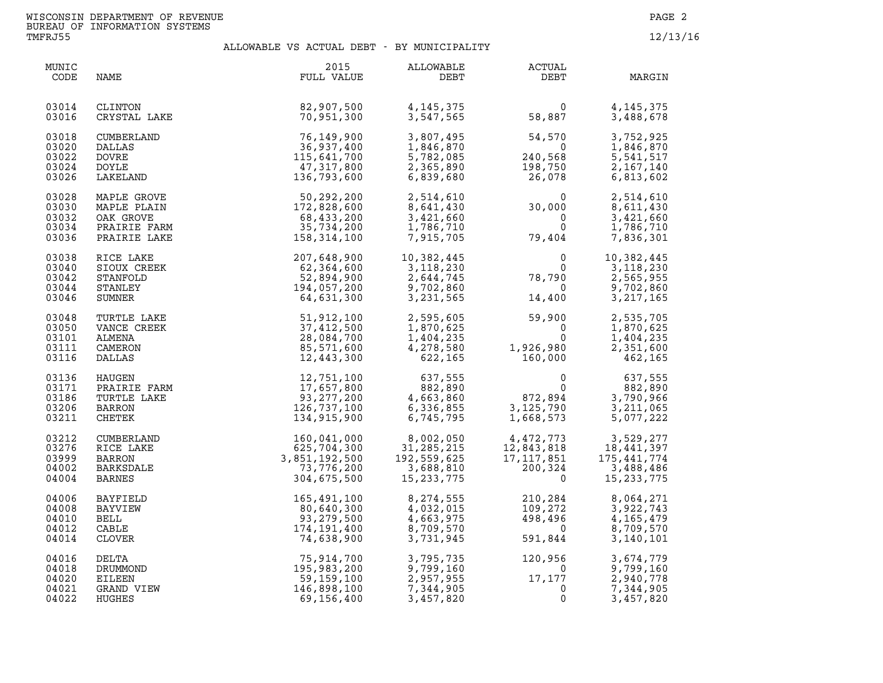WISCONSIN DEPARTMENT OF REVENUE
BUREAU OF INFORMATION SYSTEMS
TMFRJ55

12/13/16

## ALLOWABLE VS ACTUAL DEBT - BY MUNICIPALITY

| MUNIC CODE | NAME | 2015 FULL VALUE | ALLOWABLE DEBT | ACTUAL DEBT | MARGIN |
|---|---|---|---|---|---|
| 03014 | CLINTON | 82,907,500 | 4,145,375 | 0 | 4,145,375 |
| 03016 | CRYSTAL LAKE | 70,951,300 | 3,547,565 | 58,887 | 3,488,678 |
| 03018 | CUMBERLAND | 76,149,900 | 3,807,495 | 54,570 | 3,752,925 |
| 03020 | DALLAS | 36,937,400 | 1,846,870 | 0 | 1,846,870 |
| 03022 | DOVRE | 115,641,700 | 5,782,085 | 240,568 | 5,541,517 |
| 03024 | DOYLE | 47,317,800 | 2,365,890 | 198,750 | 2,167,140 |
| 03026 | LAKELAND | 136,793,600 | 6,839,680 | 26,078 | 6,813,602 |
| 03028 | MAPLE GROVE | 50,292,200 | 2,514,610 | 0 | 2,514,610 |
| 03030 | MAPLE PLAIN | 172,828,600 | 8,641,430 | 30,000 | 8,611,430 |
| 03032 | OAK GROVE | 68,433,200 | 3,421,660 | 0 | 3,421,660 |
| 03034 | PRAIRIE FARM | 35,734,200 | 1,786,710 | 0 | 1,786,710 |
| 03036 | PRAIRIE LAKE | 158,314,100 | 7,915,705 | 79,404 | 7,836,301 |
| 03038 | RICE LAKE | 207,648,900 | 10,382,445 | 0 | 10,382,445 |
| 03040 | SIOUX CREEK | 62,364,600 | 3,118,230 | 0 | 3,118,230 |
| 03042 | STANFOLD | 52,894,900 | 2,644,745 | 78,790 | 2,565,955 |
| 03044 | STANLEY | 194,057,200 | 9,702,860 | 0 | 9,702,860 |
| 03046 | SUMNER | 64,631,300 | 3,231,565 | 14,400 | 3,217,165 |
| 03048 | TURTLE LAKE | 51,912,100 | 2,595,605 | 59,900 | 2,535,705 |
| 03050 | VANCE CREEK | 37,412,500 | 1,870,625 | 0 | 1,870,625 |
| 03101 | ALMENA | 28,084,700 | 1,404,235 | 0 | 1,404,235 |
| 03111 | CAMERON | 85,571,600 | 4,278,580 | 1,926,980 | 2,351,600 |
| 03116 | DALLAS | 12,443,300 | 622,165 | 160,000 | 462,165 |
| 03136 | HAUGEN | 12,751,100 | 637,555 | 0 | 637,555 |
| 03171 | PRAIRIE FARM | 17,657,800 | 882,890 | 0 | 882,890 |
| 03186 | TURTLE LAKE | 93,277,200 | 4,663,860 | 872,894 | 3,790,966 |
| 03206 | BARRON | 126,737,100 | 6,336,855 | 3,125,790 | 3,211,065 |
| 03211 | CHETEK | 134,915,900 | 6,745,795 | 1,668,573 | 5,077,222 |
| 03212 | CUMBERLAND | 160,041,000 | 8,002,050 | 4,472,773 | 3,529,277 |
| 03276 | RICE LAKE | 625,704,300 | 31,285,215 | 12,843,818 | 18,441,397 |
| 03999 | BARRON | 3,851,192,500 | 192,559,625 | 17,117,851 | 175,441,774 |
| 04002 | BARKSDALE | 73,776,200 | 3,688,810 | 200,324 | 3,488,486 |
| 04004 | BARNES | 304,675,500 | 15,233,775 | 0 | 15,233,775 |
| 04006 | BAYFIELD | 165,491,100 | 8,274,555 | 210,284 | 8,064,271 |
| 04008 | BAYVIEW | 80,640,300 | 4,032,015 | 109,272 | 3,922,743 |
| 04010 | BELL | 93,279,500 | 4,663,975 | 498,496 | 4,165,479 |
| 04012 | CABLE | 174,191,400 | 8,709,570 | 0 | 8,709,570 |
| 04014 | CLOVER | 74,638,900 | 3,731,945 | 591,844 | 3,140,101 |
| 04016 | DELTA | 75,914,700 | 3,795,735 | 120,956 | 3,674,779 |
| 04018 | DRUMMOND | 195,983,200 | 9,799,160 | 0 | 9,799,160 |
| 04020 | EILEEN | 59,159,100 | 2,957,955 | 17,177 | 2,940,778 |
| 04021 | GRAND VIEW | 146,898,100 | 7,344,905 | 0 | 7,344,905 |
| 04022 | HUGHES | 69,156,400 | 3,457,820 | 0 | 3,457,820 |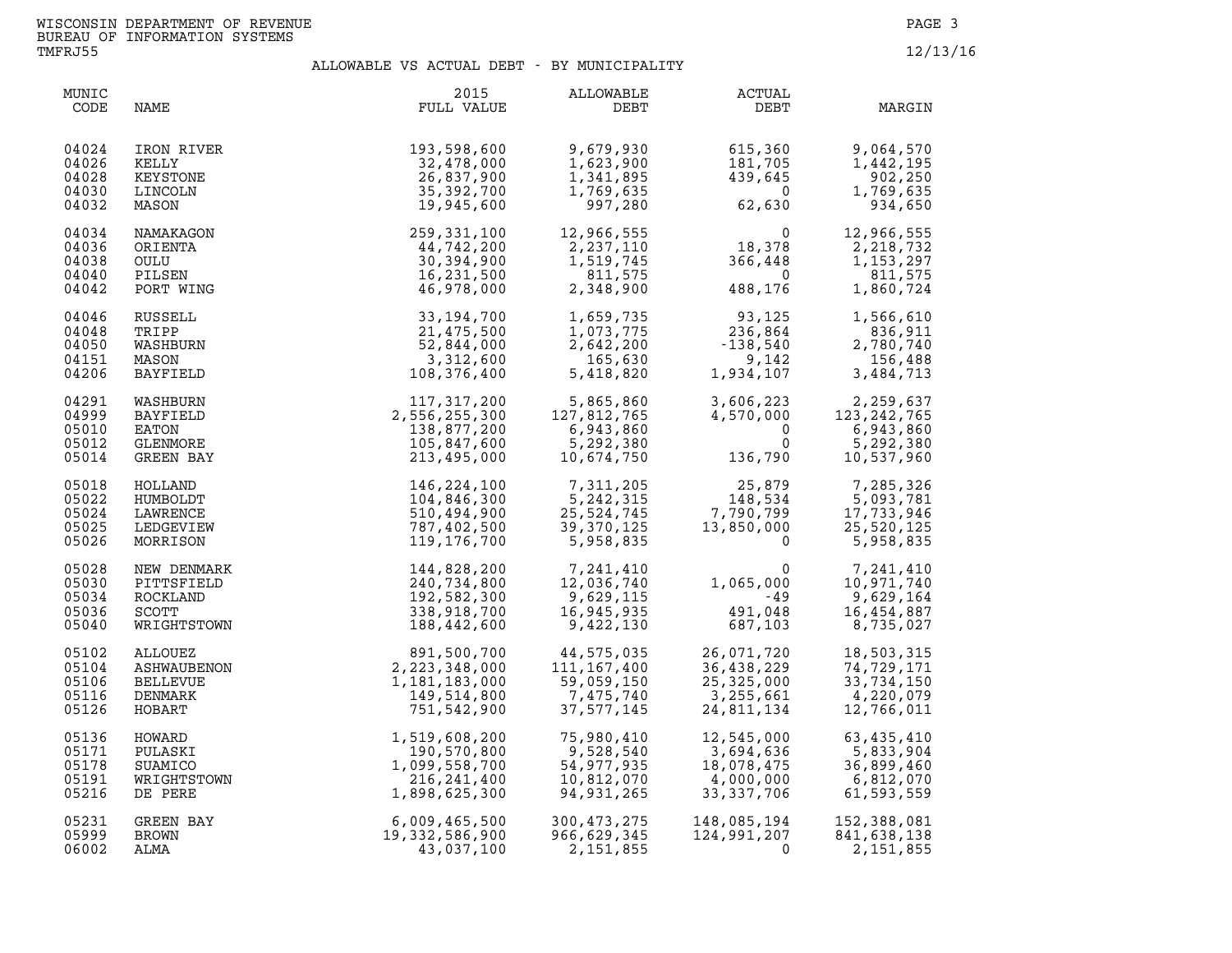WISCONSIN DEPARTMENT OF REVENUE
BUREAU OF INFORMATION SYSTEMS
TMFRJ55

12/13/16

## ALLOWABLE VS ACTUAL DEBT - BY MUNICIPALITY

| MUNIC CODE | NAME | 2015 FULL VALUE | ALLOWABLE DEBT | ACTUAL DEBT | MARGIN |
|---|---|---|---|---|---|
| 04024 | IRON RIVER | 193,598,600 | 9,679,930 | 615,360 | 9,064,570 |
| 04026 | KELLY | 32,478,000 | 1,623,900 | 181,705 | 1,442,195 |
| 04028 | KEYSTONE | 26,837,900 | 1,341,895 | 439,645 | 902,250 |
| 04030 | LINCOLN | 35,392,700 | 1,769,635 | 0 | 1,769,635 |
| 04032 | MASON | 19,945,600 | 997,280 | 62,630 | 934,650 |
| 04034 | NAMAKAGON | 259,331,100 | 12,966,555 | 0 | 12,966,555 |
| 04036 | ORIENTA | 44,742,200 | 2,237,110 | 18,378 | 2,218,732 |
| 04038 | OULU | 30,394,900 | 1,519,745 | 366,448 | 1,153,297 |
| 04040 | PILSEN | 16,231,500 | 811,575 | 0 | 811,575 |
| 04042 | PORT WING | 46,978,000 | 2,348,900 | 488,176 | 1,860,724 |
| 04046 | RUSSELL | 33,194,700 | 1,659,735 | 93,125 | 1,566,610 |
| 04048 | TRIPP | 21,475,500 | 1,073,775 | 236,864 | 836,911 |
| 04050 | WASHBURN | 52,844,000 | 2,642,200 | -138,540 | 2,780,740 |
| 04151 | MASON | 3,312,600 | 165,630 | 9,142 | 156,488 |
| 04206 | BAYFIELD | 108,376,400 | 5,418,820 | 1,934,107 | 3,484,713 |
| 04291 | WASHBURN | 117,317,200 | 5,865,860 | 3,606,223 | 2,259,637 |
| 04999 | BAYFIELD | 2,556,255,300 | 127,812,765 | 4,570,000 | 123,242,765 |
| 05010 | EATON | 138,877,200 | 6,943,860 | 0 | 6,943,860 |
| 05012 | GLENMORE | 105,847,600 | 5,292,380 | 0 | 5,292,380 |
| 05014 | GREEN BAY | 213,495,000 | 10,674,750 | 136,790 | 10,537,960 |
| 05018 | HOLLAND | 146,224,100 | 7,311,205 | 25,879 | 7,285,326 |
| 05022 | HUMBOLDT | 104,846,300 | 5,242,315 | 148,534 | 5,093,781 |
| 05024 | LAWRENCE | 510,494,900 | 25,524,745 | 7,790,799 | 17,733,946 |
| 05025 | LEDGEVIEW | 787,402,500 | 39,370,125 | 13,850,000 | 25,520,125 |
| 05026 | MORRISON | 119,176,700 | 5,958,835 | 0 | 5,958,835 |
| 05028 | NEW DENMARK | 144,828,200 | 7,241,410 | 0 | 7,241,410 |
| 05030 | PITTSFIELD | 240,734,800 | 12,036,740 | 1,065,000 | 10,971,740 |
| 05034 | ROCKLAND | 192,582,300 | 9,629,115 | -49 | 9,629,164 |
| 05036 | SCOTT | 338,918,700 | 16,945,935 | 491,048 | 16,454,887 |
| 05040 | WRIGHTSTOWN | 188,442,600 | 9,422,130 | 687,103 | 8,735,027 |
| 05102 | ALLOUEZ | 891,500,700 | 44,575,035 | 26,071,720 | 18,503,315 |
| 05104 | ASHWAUBENON | 2,223,348,000 | 111,167,400 | 36,438,229 | 74,729,171 |
| 05106 | BELLEVUE | 1,181,183,000 | 59,059,150 | 25,325,000 | 33,734,150 |
| 05116 | DENMARK | 149,514,800 | 7,475,740 | 3,255,661 | 4,220,079 |
| 05126 | HOBART | 751,542,900 | 37,577,145 | 24,811,134 | 12,766,011 |
| 05136 | HOWARD | 1,519,608,200 | 75,980,410 | 12,545,000 | 63,435,410 |
| 05171 | PULASKI | 190,570,800 | 9,528,540 | 3,694,636 | 5,833,904 |
| 05178 | SUAMICO | 1,099,558,700 | 54,977,935 | 18,078,475 | 36,899,460 |
| 05191 | WRIGHTSTOWN | 216,241,400 | 10,812,070 | 4,000,000 | 6,812,070 |
| 05216 | DE PERE | 1,898,625,300 | 94,931,265 | 33,337,706 | 61,593,559 |
| 05231 | GREEN BAY | 6,009,465,500 | 300,473,275 | 148,085,194 | 152,388,081 |
| 05999 | BROWN | 19,332,586,900 | 966,629,345 | 124,991,207 | 841,638,138 |
| 06002 | ALMA | 43,037,100 | 2,151,855 | 0 | 2,151,855 |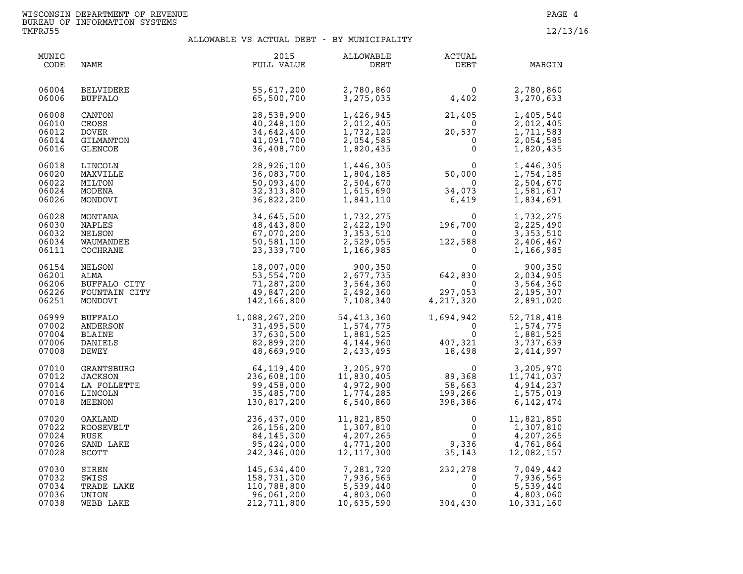WISCONSIN DEPARTMENT OF REVENUE
BUREAU OF INFORMATION SYSTEMS
TMFRJ55

12/13/16

## ALLOWABLE VS ACTUAL DEBT - BY MUNICIPALITY

| MUNIC CODE | NAME | 2015 FULL VALUE | ALLOWABLE DEBT | ACTUAL DEBT | MARGIN |
|---|---|---|---|---|---|
| 06004 | BELVIDERE | 55,617,200 | 2,780,860 | 0 | 2,780,860 |
| 06006 | BUFFALO | 65,500,700 | 3,275,035 | 4,402 | 3,270,633 |
| 06008 | CANTON | 28,538,900 | 1,426,945 | 21,405 | 1,405,540 |
| 06010 | CROSS | 40,248,100 | 2,012,405 | 0 | 2,012,405 |
| 06012 | DOVER | 34,642,400 | 1,732,120 | 20,537 | 1,711,583 |
| 06014 | GILMANTON | 41,091,700 | 2,054,585 | 0 | 2,054,585 |
| 06016 | GLENCOE | 36,408,700 | 1,820,435 | 0 | 1,820,435 |
| 06018 | LINCOLN | 28,926,100 | 1,446,305 | 0 | 1,446,305 |
| 06020 | MAXVILLE | 36,083,700 | 1,804,185 | 50,000 | 1,754,185 |
| 06022 | MILTON | 50,093,400 | 2,504,670 | 0 | 2,504,670 |
| 06024 | MODENA | 32,313,800 | 1,615,690 | 34,073 | 1,581,617 |
| 06026 | MONDOVI | 36,822,200 | 1,841,110 | 6,419 | 1,834,691 |
| 06028 | MONTANA | 34,645,500 | 1,732,275 | 0 | 1,732,275 |
| 06030 | NAPLES | 48,443,800 | 2,422,190 | 196,700 | 2,225,490 |
| 06032 | NELSON | 67,070,200 | 3,353,510 | 0 | 3,353,510 |
| 06034 | WAUMANDEE | 50,581,100 | 2,529,055 | 122,588 | 2,406,467 |
| 06111 | COCHRANE | 23,339,700 | 1,166,985 | 0 | 1,166,985 |
| 06154 | NELSON | 18,007,000 | 900,350 | 0 | 900,350 |
| 06201 | ALMA | 53,554,700 | 2,677,735 | 642,830 | 2,034,905 |
| 06206 | BUFFALO CITY | 71,287,200 | 3,564,360 | 0 | 3,564,360 |
| 06226 | FOUNTAIN CITY | 49,847,200 | 2,492,360 | 297,053 | 2,195,307 |
| 06251 | MONDOVI | 142,166,800 | 7,108,340 | 4,217,320 | 2,891,020 |
| 06999 | BUFFALO | 1,088,267,200 | 54,413,360 | 1,694,942 | 52,718,418 |
| 07002 | ANDERSON | 31,495,500 | 1,574,775 | 0 | 1,574,775 |
| 07004 | BLAINE | 37,630,500 | 1,881,525 | 0 | 1,881,525 |
| 07006 | DANIELS | 82,899,200 | 4,144,960 | 407,321 | 3,737,639 |
| 07008 | DEWEY | 48,669,900 | 2,433,495 | 18,498 | 2,414,997 |
| 07010 | GRANTSBURG | 64,119,400 | 3,205,970 | 0 | 3,205,970 |
| 07012 | JACKSON | 236,608,100 | 11,830,405 | 89,368 | 11,741,037 |
| 07014 | LA FOLLETTE | 99,458,000 | 4,972,900 | 58,663 | 4,914,237 |
| 07016 | LINCOLN | 35,485,700 | 1,774,285 | 199,266 | 1,575,019 |
| 07018 | MEENON | 130,817,200 | 6,540,860 | 398,386 | 6,142,474 |
| 07020 | OAKLAND | 236,437,000 | 11,821,850 | 0 | 11,821,850 |
| 07022 | ROOSEVELT | 26,156,200 | 1,307,810 | 0 | 1,307,810 |
| 07024 | RUSK | 84,145,300 | 4,207,265 | 0 | 4,207,265 |
| 07026 | SAND LAKE | 95,424,000 | 4,771,200 | 9,336 | 4,761,864 |
| 07028 | SCOTT | 242,346,000 | 12,117,300 | 35,143 | 12,082,157 |
| 07030 | SIREN | 145,634,400 | 7,281,720 | 232,278 | 7,049,442 |
| 07032 | SWISS | 158,731,300 | 7,936,565 | 0 | 7,936,565 |
| 07034 | TRADE LAKE | 110,788,800 | 5,539,440 | 0 | 5,539,440 |
| 07036 | UNION | 96,061,200 | 4,803,060 | 0 | 4,803,060 |
| 07038 | WEBB LAKE | 212,711,800 | 10,635,590 | 304,430 | 10,331,160 |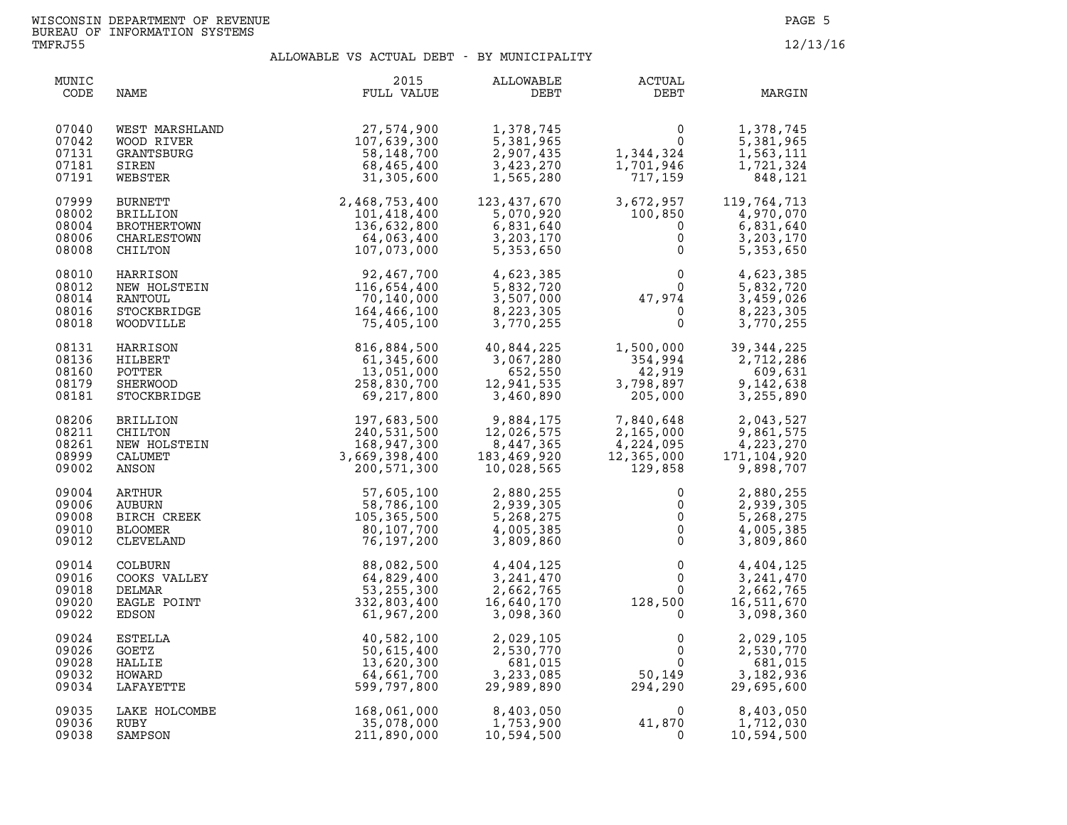WISCONSIN DEPARTMENT OF REVENUE
BUREAU OF INFORMATION SYSTEMS
TMFRJ55

12/13/16

## ALLOWABLE VS ACTUAL DEBT - BY MUNICIPALITY

| MUNIC CODE | NAME | 2015 FULL VALUE | ALLOWABLE DEBT | ACTUAL DEBT | MARGIN |
|---|---|---|---|---|---|
| 07040 | WEST MARSHLAND | 27,574,900 | 1,378,745 | 0 | 1,378,745 |
| 07042 | WOOD RIVER | 107,639,300 | 5,381,965 | 0 | 5,381,965 |
| 07131 | GRANTSBURG | 58,148,700 | 2,907,435 | 1,344,324 | 1,563,111 |
| 07181 | SIREN | 68,465,400 | 3,423,270 | 1,701,946 | 1,721,324 |
| 07191 | WEBSTER | 31,305,600 | 1,565,280 | 717,159 | 848,121 |
| 07999 | BURNETT | 2,468,753,400 | 123,437,670 | 3,672,957 | 119,764,713 |
| 08002 | BRILLION | 101,418,400 | 5,070,920 | 100,850 | 4,970,070 |
| 08004 | BROTHERTOWN | 136,632,800 | 6,831,640 | 0 | 6,831,640 |
| 08006 | CHARLESTOWN | 64,063,400 | 3,203,170 | 0 | 3,203,170 |
| 08008 | CHILTON | 107,073,000 | 5,353,650 | 0 | 5,353,650 |
| 08010 | HARRISON | 92,467,700 | 4,623,385 | 0 | 4,623,385 |
| 08012 | NEW HOLSTEIN | 116,654,400 | 5,832,720 | 0 | 5,832,720 |
| 08014 | RANTOUL | 70,140,000 | 3,507,000 | 47,974 | 3,459,026 |
| 08016 | STOCKBRIDGE | 164,466,100 | 8,223,305 | 0 | 8,223,305 |
| 08018 | WOODVILLE | 75,405,100 | 3,770,255 | 0 | 3,770,255 |
| 08131 | HARRISON | 816,884,500 | 40,844,225 | 1,500,000 | 39,344,225 |
| 08136 | HILBERT | 61,345,600 | 3,067,280 | 354,994 | 2,712,286 |
| 08160 | POTTER | 13,051,000 | 652,550 | 42,919 | 609,631 |
| 08179 | SHERWOOD | 258,830,700 | 12,941,535 | 3,798,897 | 9,142,638 |
| 08181 | STOCKBRIDGE | 69,217,800 | 3,460,890 | 205,000 | 3,255,890 |
| 08206 | BRILLION | 197,683,500 | 9,884,175 | 7,840,648 | 2,043,527 |
| 08211 | CHILTON | 240,531,500 | 12,026,575 | 2,165,000 | 9,861,575 |
| 08261 | NEW HOLSTEIN | 168,947,300 | 8,447,365 | 4,224,095 | 4,223,270 |
| 08999 | CALUMET | 3,669,398,400 | 183,469,920 | 12,365,000 | 171,104,920 |
| 09002 | ANSON | 200,571,300 | 10,028,565 | 129,858 | 9,898,707 |
| 09004 | ARTHUR | 57,605,100 | 2,880,255 | 0 | 2,880,255 |
| 09006 | AUBURN | 58,786,100 | 2,939,305 | 0 | 2,939,305 |
| 09008 | BIRCH CREEK | 105,365,500 | 5,268,275 | 0 | 5,268,275 |
| 09010 | BLOOMER | 80,107,700 | 4,005,385 | 0 | 4,005,385 |
| 09012 | CLEVELAND | 76,197,200 | 3,809,860 | 0 | 3,809,860 |
| 09014 | COLBURN | 88,082,500 | 4,404,125 | 0 | 4,404,125 |
| 09016 | COOKS VALLEY | 64,829,400 | 3,241,470 | 0 | 3,241,470 |
| 09018 | DELMAR | 53,255,300 | 2,662,765 | 0 | 2,662,765 |
| 09020 | EAGLE POINT | 332,803,400 | 16,640,170 | 128,500 | 16,511,670 |
| 09022 | EDSON | 61,967,200 | 3,098,360 | 0 | 3,098,360 |
| 09024 | ESTELLA | 40,582,100 | 2,029,105 | 0 | 2,029,105 |
| 09026 | GOETZ | 50,615,400 | 2,530,770 | 0 | 2,530,770 |
| 09028 | HALLIE | 13,620,300 | 681,015 | 0 | 681,015 |
| 09032 | HOWARD | 64,661,700 | 3,233,085 | 50,149 | 3,182,936 |
| 09034 | LAFAYETTE | 599,797,800 | 29,989,890 | 294,290 | 29,695,600 |
| 09035 | LAKE HOLCOMBE | 168,061,000 | 8,403,050 | 0 | 8,403,050 |
| 09036 | RUBY | 35,078,000 | 1,753,900 | 41,870 | 1,712,030 |
| 09038 | SAMPSON | 211,890,000 | 10,594,500 | 0 | 10,594,500 |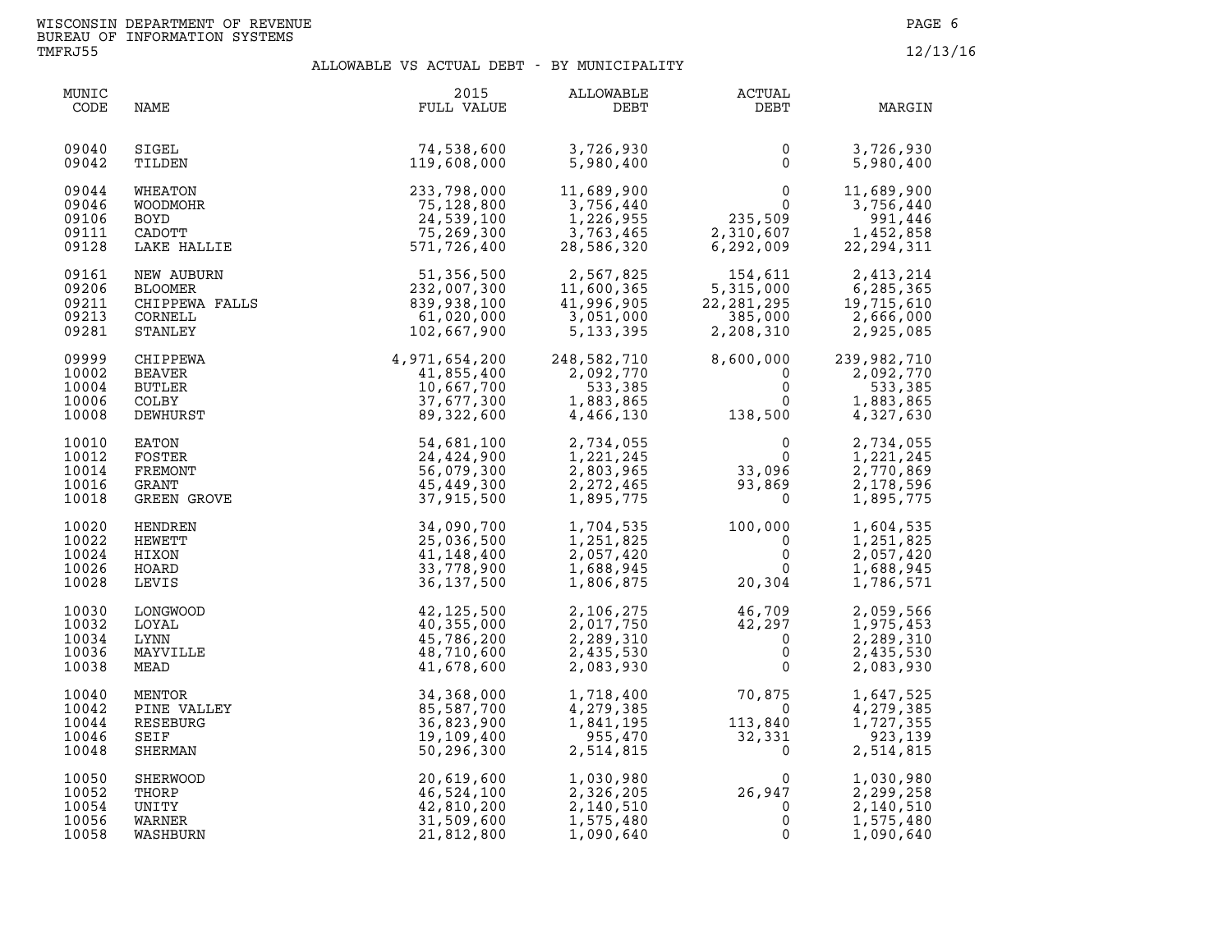WISCONSIN DEPARTMENT OF REVENUE
BUREAU OF INFORMATION SYSTEMS
TMFRJ55

12/13/16

## ALLOWABLE VS ACTUAL DEBT - BY MUNICIPALITY

| MUNIC CODE | NAME | 2015 FULL VALUE | ALLOWABLE DEBT | ACTUAL DEBT | MARGIN |
|---|---|---|---|---|---|
| 09040 | SIGEL | 74,538,600 | 3,726,930 | 0 | 3,726,930 |
| 09042 | TILDEN | 119,608,000 | 5,980,400 | 0 | 5,980,400 |
| 09044 | WHEATON | 233,798,000 | 11,689,900 | 0 | 11,689,900 |
| 09046 | WOODMOHR | 75,128,800 | 3,756,440 | 0 | 3,756,440 |
| 09106 | BOYD | 24,539,100 | 1,226,955 | 235,509 | 991,446 |
| 09111 | CADOTT | 75,269,300 | 3,763,465 | 2,310,607 | 1,452,858 |
| 09128 | LAKE HALLIE | 571,726,400 | 28,586,320 | 6,292,009 | 22,294,311 |
| 09161 | NEW AUBURN | 51,356,500 | 2,567,825 | 154,611 | 2,413,214 |
| 09206 | BLOOMER | 232,007,300 | 11,600,365 | 5,315,000 | 6,285,365 |
| 09211 | CHIPPEWA FALLS | 839,938,100 | 41,996,905 | 22,281,295 | 19,715,610 |
| 09213 | CORNELL | 61,020,000 | 3,051,000 | 385,000 | 2,666,000 |
| 09281 | STANLEY | 102,667,900 | 5,133,395 | 2,208,310 | 2,925,085 |
| 09999 | CHIPPEWA | 4,971,654,200 | 248,582,710 | 8,600,000 | 239,982,710 |
| 10002 | BEAVER | 41,855,400 | 2,092,770 | 0 | 2,092,770 |
| 10004 | BUTLER | 10,667,700 | 533,385 | 0 | 533,385 |
| 10006 | COLBY | 37,677,300 | 1,883,865 | 0 | 1,883,865 |
| 10008 | DEWHURST | 89,322,600 | 4,466,130 | 138,500 | 4,327,630 |
| 10010 | EATON | 54,681,100 | 2,734,055 | 0 | 2,734,055 |
| 10012 | FOSTER | 24,424,900 | 1,221,245 | 0 | 1,221,245 |
| 10014 | FREMONT | 56,079,300 | 2,803,965 | 33,096 | 2,770,869 |
| 10016 | GRANT | 45,449,300 | 2,272,465 | 93,869 | 2,178,596 |
| 10018 | GREEN GROVE | 37,915,500 | 1,895,775 | 0 | 1,895,775 |
| 10020 | HENDREN | 34,090,700 | 1,704,535 | 100,000 | 1,604,535 |
| 10022 | HEWETT | 25,036,500 | 1,251,825 | 0 | 1,251,825 |
| 10024 | HIXON | 41,148,400 | 2,057,420 | 0 | 2,057,420 |
| 10026 | HOARD | 33,778,900 | 1,688,945 | 0 | 1,688,945 |
| 10028 | LEVIS | 36,137,500 | 1,806,875 | 20,304 | 1,786,571 |
| 10030 | LONGWOOD | 42,125,500 | 2,106,275 | 46,709 | 2,059,566 |
| 10032 | LOYAL | 40,355,000 | 2,017,750 | 42,297 | 1,975,453 |
| 10034 | LYNN | 45,786,200 | 2,289,310 | 0 | 2,289,310 |
| 10036 | MAYVILLE | 48,710,600 | 2,435,530 | 0 | 2,435,530 |
| 10038 | MEAD | 41,678,600 | 2,083,930 | 0 | 2,083,930 |
| 10040 | MENTOR | 34,368,000 | 1,718,400 | 70,875 | 1,647,525 |
| 10042 | PINE VALLEY | 85,587,700 | 4,279,385 | 0 | 4,279,385 |
| 10044 | RESEBURG | 36,823,900 | 1,841,195 | 113,840 | 1,727,355 |
| 10046 | SEIF | 19,109,400 | 955,470 | 32,331 | 923,139 |
| 10048 | SHERMAN | 50,296,300 | 2,514,815 | 0 | 2,514,815 |
| 10050 | SHERWOOD | 20,619,600 | 1,030,980 | 0 | 1,030,980 |
| 10052 | THORP | 46,524,100 | 2,326,205 | 26,947 | 2,299,258 |
| 10054 | UNITY | 42,810,200 | 2,140,510 | 0 | 2,140,510 |
| 10056 | WARNER | 31,509,600 | 1,575,480 | 0 | 1,575,480 |
| 10058 | WASHBURN | 21,812,800 | 1,090,640 | 0 | 1,090,640 |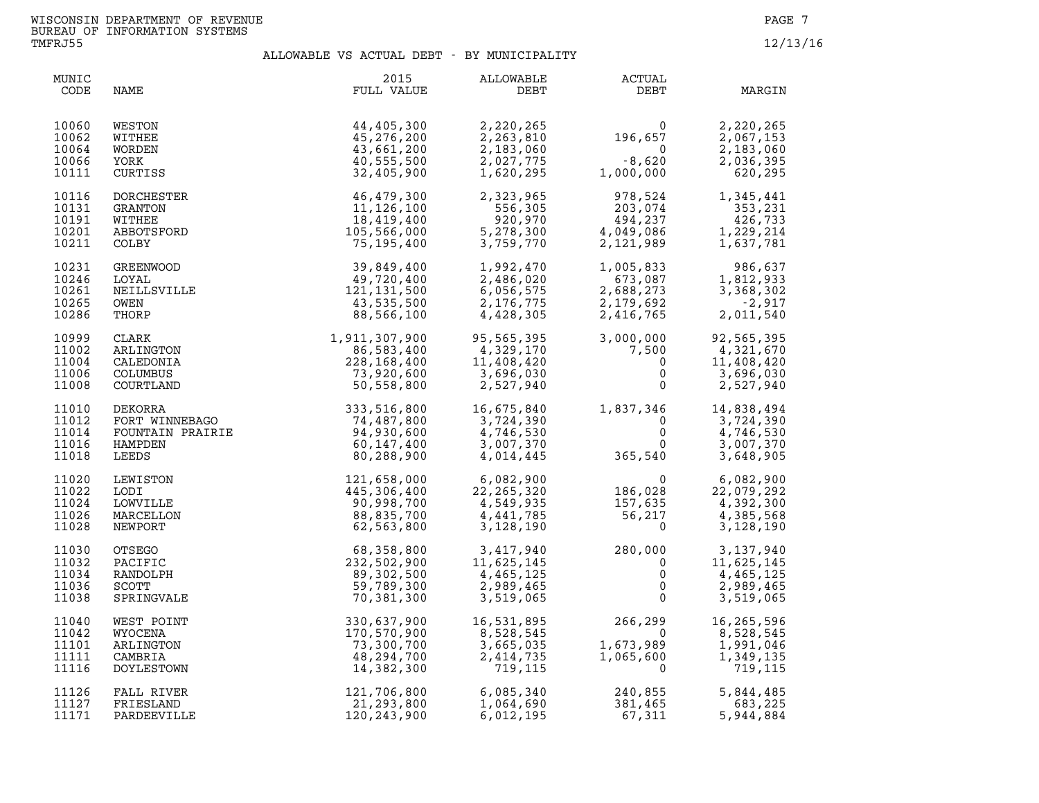WISCONSIN DEPARTMENT OF REVENUE
BUREAU OF INFORMATION SYSTEMS
TMFRJ55

12/13/16

## ALLOWABLE VS ACTUAL DEBT - BY MUNICIPALITY

| MUNIC CODE | NAME | 2015 FULL VALUE | ALLOWABLE DEBT | ACTUAL DEBT | MARGIN |
|---|---|---|---|---|---|
| 10060 | WESTON | 44,405,300 | 2,220,265 | 0 | 2,220,265 |
| 10062 | WITHEE | 45,276,200 | 2,263,810 | 196,657 | 2,067,153 |
| 10064 | WORDEN | 43,661,200 | 2,183,060 | 0 | 2,183,060 |
| 10066 | YORK | 40,555,500 | 2,027,775 | -8,620 | 2,036,395 |
| 10111 | CURTISS | 32,405,900 | 1,620,295 | 1,000,000 | 620,295 |
| 10116 | DORCHESTER | 46,479,300 | 2,323,965 | 978,524 | 1,345,441 |
| 10131 | GRANTON | 11,126,100 | 556,305 | 203,074 | 353,231 |
| 10191 | WITHEE | 18,419,400 | 920,970 | 494,237 | 426,733 |
| 10201 | ABBOTSFORD | 105,566,000 | 5,278,300 | 4,049,086 | 1,229,214 |
| 10211 | COLBY | 75,195,400 | 3,759,770 | 2,121,989 | 1,637,781 |
| 10231 | GREENWOOD | 39,849,400 | 1,992,470 | 1,005,833 | 986,637 |
| 10246 | LOYAL | 49,720,400 | 2,486,020 | 673,087 | 1,812,933 |
| 10261 | NEILLSVILLE | 121,131,500 | 6,056,575 | 2,688,273 | 3,368,302 |
| 10265 | OWEN | 43,535,500 | 2,176,775 | 2,179,692 | -2,917 |
| 10286 | THORP | 88,566,100 | 4,428,305 | 2,416,765 | 2,011,540 |
| 10999 | CLARK | 1,911,307,900 | 95,565,395 | 3,000,000 | 92,565,395 |
| 11002 | ARLINGTON | 86,583,400 | 4,329,170 | 7,500 | 4,321,670 |
| 11004 | CALEDONIA | 228,168,400 | 11,408,420 | 0 | 11,408,420 |
| 11006 | COLUMBUS | 73,920,600 | 3,696,030 | 0 | 3,696,030 |
| 11008 | COURTLAND | 50,558,800 | 2,527,940 | 0 | 2,527,940 |
| 11010 | DEKORRA | 333,516,800 | 16,675,840 | 1,837,346 | 14,838,494 |
| 11012 | FORT WINNEBAGO | 74,487,800 | 3,724,390 | 0 | 3,724,390 |
| 11014 | FOUNTAIN PRAIRIE | 94,930,600 | 4,746,530 | 0 | 4,746,530 |
| 11016 | HAMPDEN | 60,147,400 | 3,007,370 | 0 | 3,007,370 |
| 11018 | LEEDS | 80,288,900 | 4,014,445 | 365,540 | 3,648,905 |
| 11020 | LEWISTON | 121,658,000 | 6,082,900 | 0 | 6,082,900 |
| 11022 | LODI | 445,306,400 | 22,265,320 | 186,028 | 22,079,292 |
| 11024 | LOWVILLE | 90,998,700 | 4,549,935 | 157,635 | 4,392,300 |
| 11026 | MARCELLON | 88,835,700 | 4,441,785 | 56,217 | 4,385,568 |
| 11028 | NEWPORT | 62,563,800 | 3,128,190 | 0 | 3,128,190 |
| 11030 | OTSEGO | 68,358,800 | 3,417,940 | 280,000 | 3,137,940 |
| 11032 | PACIFIC | 232,502,900 | 11,625,145 | 0 | 11,625,145 |
| 11034 | RANDOLPH | 89,302,500 | 4,465,125 | 0 | 4,465,125 |
| 11036 | SCOTT | 59,789,300 | 2,989,465 | 0 | 2,989,465 |
| 11038 | SPRINGVALE | 70,381,300 | 3,519,065 | 0 | 3,519,065 |
| 11040 | WEST POINT | 330,637,900 | 16,531,895 | 266,299 | 16,265,596 |
| 11042 | WYOCENA | 170,570,900 | 8,528,545 | 0 | 8,528,545 |
| 11101 | ARLINGTON | 73,300,700 | 3,665,035 | 1,673,989 | 1,991,046 |
| 11111 | CAMBRIA | 48,294,700 | 2,414,735 | 1,065,600 | 1,349,135 |
| 11116 | DOYLESTOWN | 14,382,300 | 719,115 | 0 | 719,115 |
| 11126 | FALL RIVER | 121,706,800 | 6,085,340 | 240,855 | 5,844,485 |
| 11127 | FRIESLAND | 21,293,800 | 1,064,690 | 381,465 | 683,225 |
| 11171 | PARDEEVILLE | 120,243,900 | 6,012,195 | 67,311 | 5,944,884 |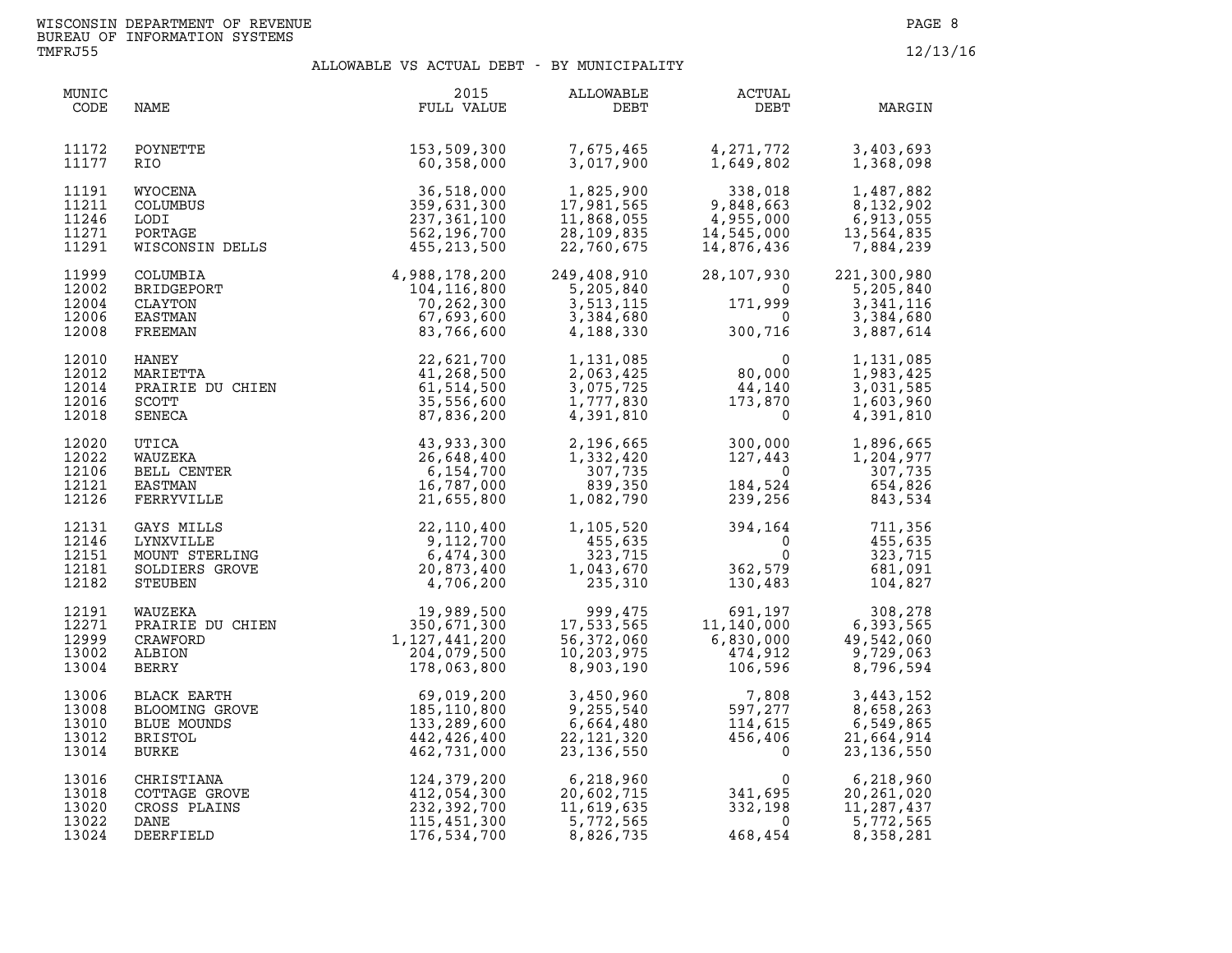WISCONSIN DEPARTMENT OF REVENUE
BUREAU OF INFORMATION SYSTEMS
TMFRJ55

12/13/16

# ALLOWABLE VS ACTUAL DEBT - BY MUNICIPALITY

| MUNIC CODE | NAME | 2015 FULL VALUE | ALLOWABLE DEBT | ACTUAL DEBT | MARGIN |
|---|---|---|---|---|---|
| 11172 | POYNETTE | 153,509,300 | 7,675,465 | 4,271,772 | 3,403,693 |
| 11177 | RIO | 60,358,000 | 3,017,900 | 1,649,802 | 1,368,098 |
| 11191 | WYOCENA | 36,518,000 | 1,825,900 | 338,018 | 1,487,882 |
| 11211 | COLUMBUS | 359,631,300 | 17,981,565 | 9,848,663 | 8,132,902 |
| 11246 | LODI | 237,361,100 | 11,868,055 | 4,955,000 | 6,913,055 |
| 11271 | PORTAGE | 562,196,700 | 28,109,835 | 14,545,000 | 13,564,835 |
| 11291 | WISCONSIN DELLS | 455,213,500 | 22,760,675 | 14,876,436 | 7,884,239 |
| 11999 | COLUMBIA | 4,988,178,200 | 249,408,910 | 28,107,930 | 221,300,980 |
| 12002 | BRIDGEPORT | 104,116,800 | 5,205,840 | 0 | 5,205,840 |
| 12004 | CLAYTON | 70,262,300 | 3,513,115 | 171,999 | 3,341,116 |
| 12006 | EASTMAN | 67,693,600 | 3,384,680 | 0 | 3,384,680 |
| 12008 | FREEMAN | 83,766,600 | 4,188,330 | 300,716 | 3,887,614 |
| 12010 | HANEY | 22,621,700 | 1,131,085 | 0 | 1,131,085 |
| 12012 | MARIETTA | 41,268,500 | 2,063,425 | 80,000 | 1,983,425 |
| 12014 | PRAIRIE DU CHIEN | 61,514,500 | 3,075,725 | 44,140 | 3,031,585 |
| 12016 | SCOTT | 35,556,600 | 1,777,830 | 173,870 | 1,603,960 |
| 12018 | SENECA | 87,836,200 | 4,391,810 | 0 | 4,391,810 |
| 12020 | UTICA | 43,933,300 | 2,196,665 | 300,000 | 1,896,665 |
| 12022 | WAUZEKA | 26,648,400 | 1,332,420 | 127,443 | 1,204,977 |
| 12106 | BELL CENTER | 6,154,700 | 307,735 | 0 | 307,735 |
| 12121 | EASTMAN | 16,787,000 | 839,350 | 184,524 | 654,826 |
| 12126 | FERRYVILLE | 21,655,800 | 1,082,790 | 239,256 | 843,534 |
| 12131 | GAYS MILLS | 22,110,400 | 1,105,520 | 394,164 | 711,356 |
| 12146 | LYNXVILLE | 9,112,700 | 455,635 | 0 | 455,635 |
| 12151 | MOUNT STERLING | 6,474,300 | 323,715 | 0 | 323,715 |
| 12181 | SOLDIERS GROVE | 20,873,400 | 1,043,670 | 362,579 | 681,091 |
| 12182 | STEUBEN | 4,706,200 | 235,310 | 130,483 | 104,827 |
| 12191 | WAUZEKA | 19,989,500 | 999,475 | 691,197 | 308,278 |
| 12271 | PRAIRIE DU CHIEN | 350,671,300 | 17,533,565 | 11,140,000 | 6,393,565 |
| 12999 | CRAWFORD | 1,127,441,200 | 56,372,060 | 6,830,000 | 49,542,060 |
| 13002 | ALBION | 204,079,500 | 10,203,975 | 474,912 | 9,729,063 |
| 13004 | BERRY | 178,063,800 | 8,903,190 | 106,596 | 8,796,594 |
| 13006 | BLACK EARTH | 69,019,200 | 3,450,960 | 7,808 | 3,443,152 |
| 13008 | BLOOMING GROVE | 185,110,800 | 9,255,540 | 597,277 | 8,658,263 |
| 13010 | BLUE MOUNDS | 133,289,600 | 6,664,480 | 114,615 | 6,549,865 |
| 13012 | BRISTOL | 442,426,400 | 22,121,320 | 456,406 | 21,664,914 |
| 13014 | BURKE | 462,731,000 | 23,136,550 | 0 | 23,136,550 |
| 13016 | CHRISTIANA | 124,379,200 | 6,218,960 | 0 | 6,218,960 |
| 13018 | COTTAGE GROVE | 412,054,300 | 20,602,715 | 341,695 | 20,261,020 |
| 13020 | CROSS PLAINS | 232,392,700 | 11,619,635 | 332,198 | 11,287,437 |
| 13022 | DANE | 115,451,300 | 5,772,565 | 0 | 5,772,565 |
| 13024 | DEERFIELD | 176,534,700 | 8,826,735 | 468,454 | 8,358,281 |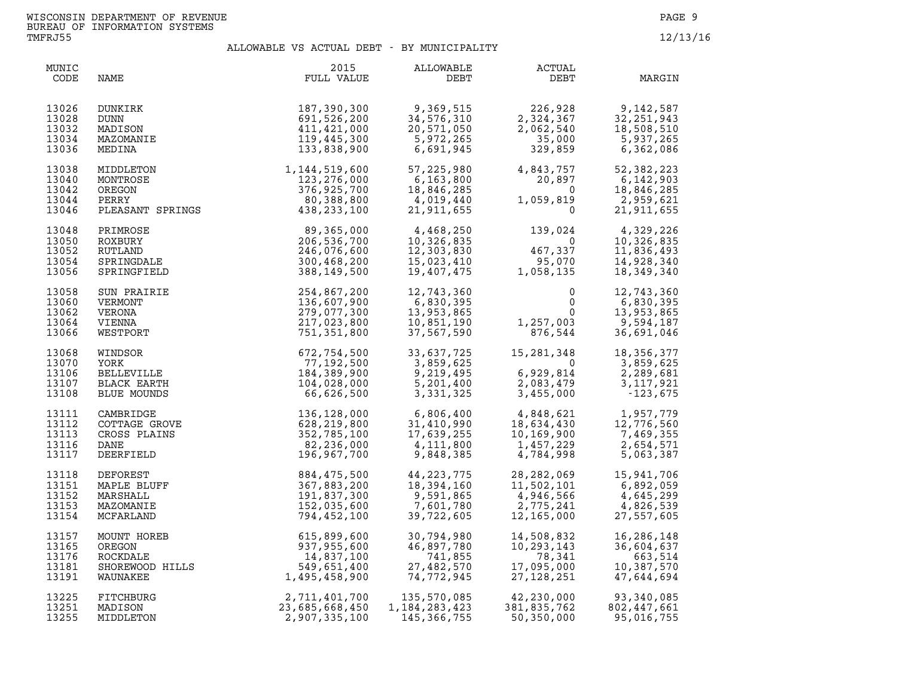WISCONSIN DEPARTMENT OF REVENUE
BUREAU OF INFORMATION SYSTEMS
TMFRJ55

12/13/16

## ALLOWABLE VS ACTUAL DEBT - BY MUNICIPALITY

| MUNIC CODE | NAME | 2015 FULL VALUE | ALLOWABLE DEBT | ACTUAL DEBT | MARGIN |
|---|---|---|---|---|---|
| 13026 | DUNKIRK | 187,390,300 | 9,369,515 | 226,928 | 9,142,587 |
| 13028 | DUNN | 691,526,200 | 34,576,310 | 2,324,367 | 32,251,943 |
| 13032 | MADISON | 411,421,000 | 20,571,050 | 2,062,540 | 18,508,510 |
| 13034 | MAZOMANIE | 119,445,300 | 5,972,265 | 35,000 | 5,937,265 |
| 13036 | MEDINA | 133,838,900 | 6,691,945 | 329,859 | 6,362,086 |
| 13038 | MIDDLETON | 1,144,519,600 | 57,225,980 | 4,843,757 | 52,382,223 |
| 13040 | MONTROSE | 123,276,000 | 6,163,800 | 20,897 | 6,142,903 |
| 13042 | OREGON | 376,925,700 | 18,846,285 | 0 | 18,846,285 |
| 13044 | PERRY | 80,388,800 | 4,019,440 | 1,059,819 | 2,959,621 |
| 13046 | PLEASANT SPRINGS | 438,233,100 | 21,911,655 | 0 | 21,911,655 |
| 13048 | PRIMROSE | 89,365,000 | 4,468,250 | 139,024 | 4,329,226 |
| 13050 | ROXBURY | 206,536,700 | 10,326,835 | 0 | 10,326,835 |
| 13052 | RUTLAND | 246,076,600 | 12,303,830 | 467,337 | 11,836,493 |
| 13054 | SPRINGDALE | 300,468,200 | 15,023,410 | 95,070 | 14,928,340 |
| 13056 | SPRINGFIELD | 388,149,500 | 19,407,475 | 1,058,135 | 18,349,340 |
| 13058 | SUN PRAIRIE | 254,867,200 | 12,743,360 | 0 | 12,743,360 |
| 13060 | VERMONT | 136,607,900 | 6,830,395 | 0 | 6,830,395 |
| 13062 | VERONA | 279,077,300 | 13,953,865 | 0 | 13,953,865 |
| 13064 | VIENNA | 217,023,800 | 10,851,190 | 1,257,003 | 9,594,187 |
| 13066 | WESTPORT | 751,351,800 | 37,567,590 | 876,544 | 36,691,046 |
| 13068 | WINDSOR | 672,754,500 | 33,637,725 | 15,281,348 | 18,356,377 |
| 13070 | YORK | 77,192,500 | 3,859,625 | 0 | 3,859,625 |
| 13106 | BELLEVILLE | 184,389,900 | 9,219,495 | 6,929,814 | 2,289,681 |
| 13107 | BLACK EARTH | 104,028,000 | 5,201,400 | 2,083,479 | 3,117,921 |
| 13108 | BLUE MOUNDS | 66,626,500 | 3,331,325 | 3,455,000 | -123,675 |
| 13111 | CAMBRIDGE | 136,128,000 | 6,806,400 | 4,848,621 | 1,957,779 |
| 13112 | COTTAGE GROVE | 628,219,800 | 31,410,990 | 18,634,430 | 12,776,560 |
| 13113 | CROSS PLAINS | 352,785,100 | 17,639,255 | 10,169,900 | 7,469,355 |
| 13116 | DANE | 82,236,000 | 4,111,800 | 1,457,229 | 2,654,571 |
| 13117 | DEERFIELD | 196,967,700 | 9,848,385 | 4,784,998 | 5,063,387 |
| 13118 | DEFOREST | 884,475,500 | 44,223,775 | 28,282,069 | 15,941,706 |
| 13151 | MAPLE BLUFF | 367,883,200 | 18,394,160 | 11,502,101 | 6,892,059 |
| 13152 | MARSHALL | 191,837,300 | 9,591,865 | 4,946,566 | 4,645,299 |
| 13153 | MAZOMANIE | 152,035,600 | 7,601,780 | 2,775,241 | 4,826,539 |
| 13154 | MCFARLAND | 794,452,100 | 39,722,605 | 12,165,000 | 27,557,605 |
| 13157 | MOUNT HOREB | 615,899,600 | 30,794,980 | 14,508,832 | 16,286,148 |
| 13165 | OREGON | 937,955,600 | 46,897,780 | 10,293,143 | 36,604,637 |
| 13176 | ROCKDALE | 14,837,100 | 741,855 | 78,341 | 663,514 |
| 13181 | SHOREWOOD HILLS | 549,651,400 | 27,482,570 | 17,095,000 | 10,387,570 |
| 13191 | WAUNAKEE | 1,495,458,900 | 74,772,945 | 27,128,251 | 47,644,694 |
| 13225 | FITCHBURG | 2,711,401,700 | 135,570,085 | 42,230,000 | 93,340,085 |
| 13251 | MADISON | 23,685,668,450 | 1,184,283,423 | 381,835,762 | 802,447,661 |
| 13255 | MIDDLETON | 2,907,335,100 | 145,366,755 | 50,350,000 | 95,016,755 |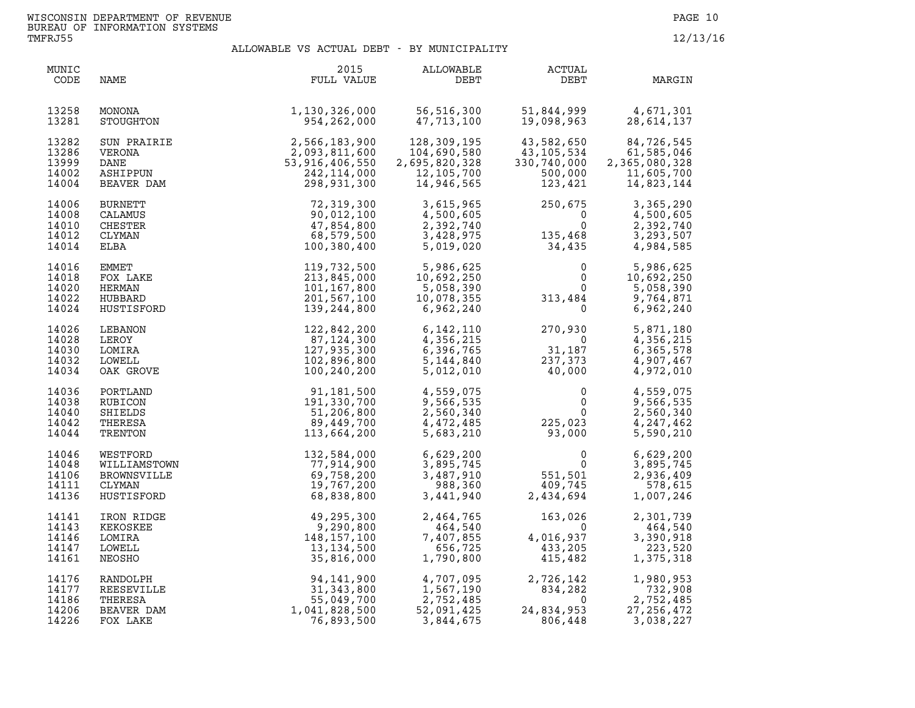# ALLOWABLE VS ACTUAL DEBT - BY MUNICIPALITY

| MUNIC CODE | NAME | 2015 FULL VALUE | ALLOWABLE DEBT | ACTUAL DEBT | MARGIN |
|---|---|---|---|---|---|
| 13258 | MONONA | 1,130,326,000 | 56,516,300 | 51,844,999 | 4,671,301 |
| 13281 | STOUGHTON | 954,262,000 | 47,713,100 | 19,098,963 | 28,614,137 |
| 13282 | SUN PRAIRIE | 2,566,183,900 | 128,309,195 | 43,582,650 | 84,726,545 |
| 13286 | VERONA | 2,093,811,600 | 104,690,580 | 43,105,534 | 61,585,046 |
| 13999 | DANE | 53,916,406,550 | 2,695,820,328 | 330,740,000 | 2,365,080,328 |
| 14002 | ASHIPPUN | 242,114,000 | 12,105,700 | 500,000 | 11,605,700 |
| 14004 | BEAVER DAM | 298,931,300 | 14,946,565 | 123,421 | 14,823,144 |
| 14006 | BURNETT | 72,319,300 | 3,615,965 | 250,675 | 3,365,290 |
| 14008 | CALAMUS | 90,012,100 | 4,500,605 | 0 | 4,500,605 |
| 14010 | CHESTER | 47,854,800 | 2,392,740 | 0 | 2,392,740 |
| 14012 | CLYMAN | 68,579,500 | 3,428,975 | 135,468 | 3,293,507 |
| 14014 | ELBA | 100,380,400 | 5,019,020 | 34,435 | 4,984,585 |
| 14016 | EMMET | 119,732,500 | 5,986,625 | 0 | 5,986,625 |
| 14018 | FOX LAKE | 213,845,000 | 10,692,250 | 0 | 10,692,250 |
| 14020 | HERMAN | 101,167,800 | 5,058,390 | 0 | 5,058,390 |
| 14022 | HUBBARD | 201,567,100 | 10,078,355 | 313,484 | 9,764,871 |
| 14024 | HUSTISFORD | 139,244,800 | 6,962,240 | 0 | 6,962,240 |
| 14026 | LEBANON | 122,842,200 | 6,142,110 | 270,930 | 5,871,180 |
| 14028 | LEROY | 87,124,300 | 4,356,215 | 0 | 4,356,215 |
| 14030 | LOMIRA | 127,935,300 | 6,396,765 | 31,187 | 6,365,578 |
| 14032 | LOWELL | 102,896,800 | 5,144,840 | 237,373 | 4,907,467 |
| 14034 | OAK GROVE | 100,240,200 | 5,012,010 | 40,000 | 4,972,010 |
| 14036 | PORTLAND | 91,181,500 | 4,559,075 | 0 | 4,559,075 |
| 14038 | RUBICON | 191,330,700 | 9,566,535 | 0 | 9,566,535 |
| 14040 | SHIELDS | 51,206,800 | 2,560,340 | 0 | 2,560,340 |
| 14042 | THERESA | 89,449,700 | 4,472,485 | 225,023 | 4,247,462 |
| 14044 | TRENTON | 113,664,200 | 5,683,210 | 93,000 | 5,590,210 |
| 14046 | WESTFORD | 132,584,000 | 6,629,200 | 0 | 6,629,200 |
| 14048 | WILLIAMSTOWN | 77,914,900 | 3,895,745 | 0 | 3,895,745 |
| 14106 | BROWNSVILLE | 69,758,200 | 3,487,910 | 551,501 | 2,936,409 |
| 14111 | CLYMAN | 19,767,200 | 988,360 | 409,745 | 578,615 |
| 14136 | HUSTISFORD | 68,838,800 | 3,441,940 | 2,434,694 | 1,007,246 |
| 14141 | IRON RIDGE | 49,295,300 | 2,464,765 | 163,026 | 2,301,739 |
| 14143 | KEKOSKEE | 9,290,800 | 464,540 | 0 | 464,540 |
| 14146 | LOMIRA | 148,157,100 | 7,407,855 | 4,016,937 | 3,390,918 |
| 14147 | LOWELL | 13,134,500 | 656,725 | 433,205 | 223,520 |
| 14161 | NEOSHO | 35,816,000 | 1,790,800 | 415,482 | 1,375,318 |
| 14176 | RANDOLPH | 94,141,900 | 4,707,095 | 2,726,142 | 1,980,953 |
| 14177 | REESEVILLE | 31,343,800 | 1,567,190 | 834,282 | 732,908 |
| 14186 | THERESA | 55,049,700 | 2,752,485 | 0 | 2,752,485 |
| 14206 | BEAVER DAM | 1,041,828,500 | 52,091,425 | 24,834,953 | 27,256,472 |
| 14226 | FOX LAKE | 76,893,500 | 3,844,675 | 806,448 | 3,038,227 |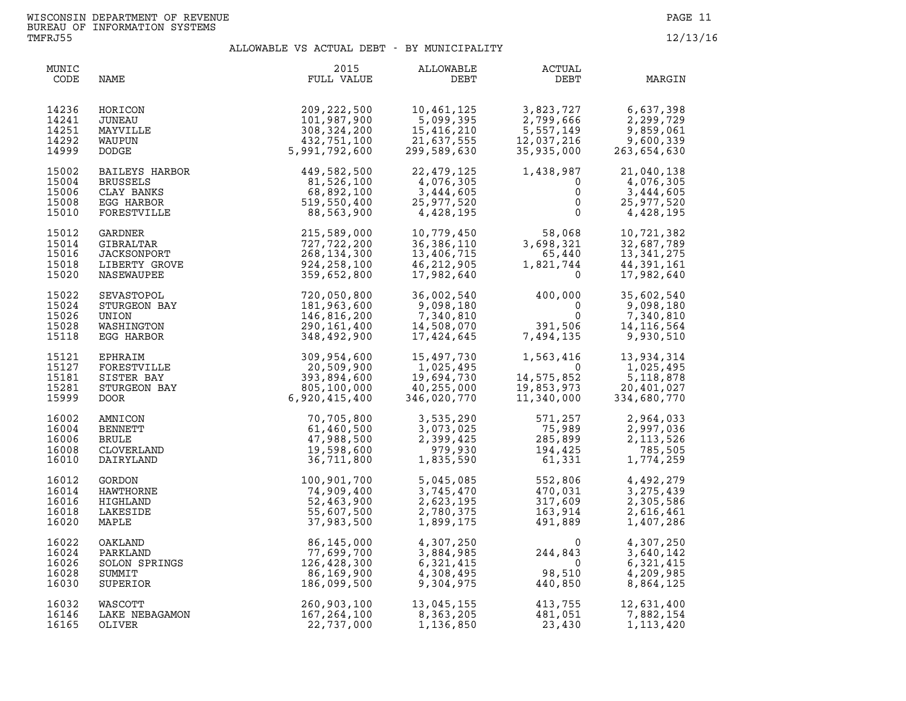WISCONSIN DEPARTMENT OF REVENUE
BUREAU OF INFORMATION SYSTEMS
TMFRJ55

12/13/16

## ALLOWABLE VS ACTUAL DEBT - BY MUNICIPALITY

| MUNIC CODE | NAME | 2015 FULL VALUE | ALLOWABLE DEBT | ACTUAL DEBT | MARGIN |
|---|---|---|---|---|---|
| 14236 | HORICON | 209,222,500 | 10,461,125 | 3,823,727 | 6,637,398 |
| 14241 | JUNEAU | 101,987,900 | 5,099,395 | 2,799,666 | 2,299,729 |
| 14251 | MAYVILLE | 308,324,200 | 15,416,210 | 5,557,149 | 9,859,061 |
| 14292 | WAUPUN | 432,751,100 | 21,637,555 | 12,037,216 | 9,600,339 |
| 14999 | DODGE | 5,991,792,600 | 299,589,630 | 35,935,000 | 263,654,630 |
| 15002 | BAILEYS HARBOR | 449,582,500 | 22,479,125 | 1,438,987 | 21,040,138 |
| 15004 | BRUSSELS | 81,526,100 | 4,076,305 | 0 | 4,076,305 |
| 15006 | CLAY BANKS | 68,892,100 | 3,444,605 | 0 | 3,444,605 |
| 15008 | EGG HARBOR | 519,550,400 | 25,977,520 | 0 | 25,977,520 |
| 15010 | FORESTVILLE | 88,563,900 | 4,428,195 | 0 | 4,428,195 |
| 15012 | GARDNER | 215,589,000 | 10,779,450 | 58,068 | 10,721,382 |
| 15014 | GIBRALTAR | 727,722,200 | 36,386,110 | 3,698,321 | 32,687,789 |
| 15016 | JACKSONPORT | 268,134,300 | 13,406,715 | 65,440 | 13,341,275 |
| 15018 | LIBERTY GROVE | 924,258,100 | 46,212,905 | 1,821,744 | 44,391,161 |
| 15020 | NASEWAUPEE | 359,652,800 | 17,982,640 | 0 | 17,982,640 |
| 15022 | SEVASTOPOL | 720,050,800 | 36,002,540 | 400,000 | 35,602,540 |
| 15024 | STURGEON BAY | 181,963,600 | 9,098,180 | 0 | 9,098,180 |
| 15026 | UNION | 146,816,200 | 7,340,810 | 0 | 7,340,810 |
| 15028 | WASHINGTON | 290,161,400 | 14,508,070 | 391,506 | 14,116,564 |
| 15118 | EGG HARBOR | 348,492,900 | 17,424,645 | 7,494,135 | 9,930,510 |
| 15121 | EPHRAIM | 309,954,600 | 15,497,730 | 1,563,416 | 13,934,314 |
| 15127 | FORESTVILLE | 20,509,900 | 1,025,495 | 0 | 1,025,495 |
| 15181 | SISTER BAY | 393,894,600 | 19,694,730 | 14,575,852 | 5,118,878 |
| 15281 | STURGEON BAY | 805,100,000 | 40,255,000 | 19,853,973 | 20,401,027 |
| 15999 | DOOR | 6,920,415,400 | 346,020,770 | 11,340,000 | 334,680,770 |
| 16002 | AMNICON | 70,705,800 | 3,535,290 | 571,257 | 2,964,033 |
| 16004 | BENNETT | 61,460,500 | 3,073,025 | 75,989 | 2,997,036 |
| 16006 | BRULE | 47,988,500 | 2,399,425 | 285,899 | 2,113,526 |
| 16008 | CLOVERLAND | 19,598,600 | 979,930 | 194,425 | 785,505 |
| 16010 | DAIRYLAND | 36,711,800 | 1,835,590 | 61,331 | 1,774,259 |
| 16012 | GORDON | 100,901,700 | 5,045,085 | 552,806 | 4,492,279 |
| 16014 | HAWTHORNE | 74,909,400 | 3,745,470 | 470,031 | 3,275,439 |
| 16016 | HIGHLAND | 52,463,900 | 2,623,195 | 317,609 | 2,305,586 |
| 16018 | LAKESIDE | 55,607,500 | 2,780,375 | 163,914 | 2,616,461 |
| 16020 | MAPLE | 37,983,500 | 1,899,175 | 491,889 | 1,407,286 |
| 16022 | OAKLAND | 86,145,000 | 4,307,250 | 0 | 4,307,250 |
| 16024 | PARKLAND | 77,699,700 | 3,884,985 | 244,843 | 3,640,142 |
| 16026 | SOLON SPRINGS | 126,428,300 | 6,321,415 | 0 | 6,321,415 |
| 16028 | SUMMIT | 86,169,900 | 4,308,495 | 98,510 | 4,209,985 |
| 16030 | SUPERIOR | 186,099,500 | 9,304,975 | 440,850 | 8,864,125 |
| 16032 | WASCOTT | 260,903,100 | 13,045,155 | 413,755 | 12,631,400 |
| 16146 | LAKE NEBAGAMON | 167,264,100 | 8,363,205 | 481,051 | 7,882,154 |
| 16165 | OLIVER | 22,737,000 | 1,136,850 | 23,430 | 1,113,420 |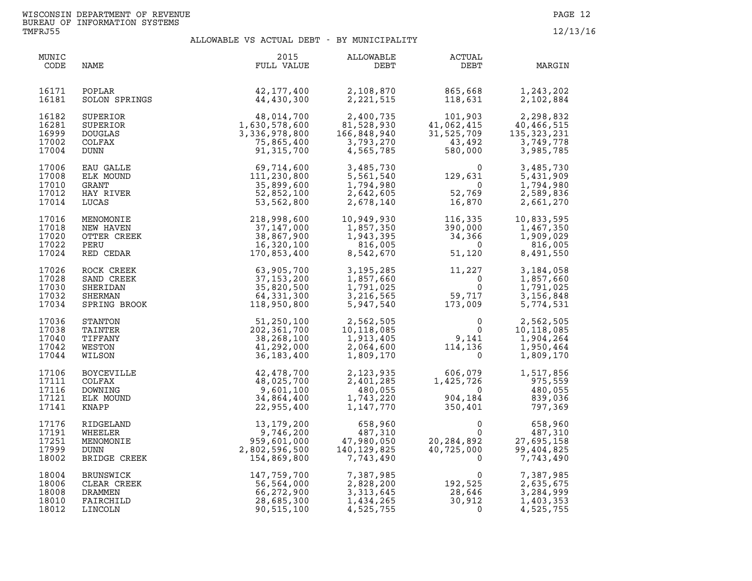WISCONSIN DEPARTMENT OF REVENUE
BUREAU OF INFORMATION SYSTEMS
TMFRJ55

12/13/16

## ALLOWABLE VS ACTUAL DEBT - BY MUNICIPALITY

| MUNIC CODE | NAME | 2015 FULL VALUE | ALLOWABLE DEBT | ACTUAL DEBT | MARGIN |
|---|---|---|---|---|---|
| 16171 | POPLAR | 42,177,400 | 2,108,870 | 865,668 | 1,243,202 |
| 16181 | SOLON SPRINGS | 44,430,300 | 2,221,515 | 118,631 | 2,102,884 |
| 16182 | SUPERIOR | 48,014,700 | 2,400,735 | 101,903 | 2,298,832 |
| 16281 | SUPERIOR | 1,630,578,600 | 81,528,930 | 41,062,415 | 40,466,515 |
| 16999 | DOUGLAS | 3,336,978,800 | 166,848,940 | 31,525,709 | 135,323,231 |
| 17002 | COLFAX | 75,865,400 | 3,793,270 | 43,492 | 3,749,778 |
| 17004 | DUNN | 91,315,700 | 4,565,785 | 580,000 | 3,985,785 |
| 17006 | EAU GALLE | 69,714,600 | 3,485,730 | 0 | 3,485,730 |
| 17008 | ELK MOUND | 111,230,800 | 5,561,540 | 129,631 | 5,431,909 |
| 17010 | GRANT | 35,899,600 | 1,794,980 | 0 | 1,794,980 |
| 17012 | HAY RIVER | 52,852,100 | 2,642,605 | 52,769 | 2,589,836 |
| 17014 | LUCAS | 53,562,800 | 2,678,140 | 16,870 | 2,661,270 |
| 17016 | MENOMONIE | 218,998,600 | 10,949,930 | 116,335 | 10,833,595 |
| 17018 | NEW HAVEN | 37,147,000 | 1,857,350 | 390,000 | 1,467,350 |
| 17020 | OTTER CREEK | 38,867,900 | 1,943,395 | 34,366 | 1,909,029 |
| 17022 | PERU | 16,320,100 | 816,005 | 0 | 816,005 |
| 17024 | RED CEDAR | 170,853,400 | 8,542,670 | 51,120 | 8,491,550 |
| 17026 | ROCK CREEK | 63,905,700 | 3,195,285 | 11,227 | 3,184,058 |
| 17028 | SAND CREEK | 37,153,200 | 1,857,660 | 0 | 1,857,660 |
| 17030 | SHERIDAN | 35,820,500 | 1,791,025 | 0 | 1,791,025 |
| 17032 | SHERMAN | 64,331,300 | 3,216,565 | 59,717 | 3,156,848 |
| 17034 | SPRING BROOK | 118,950,800 | 5,947,540 | 173,009 | 5,774,531 |
| 17036 | STANTON | 51,250,100 | 2,562,505 | 0 | 2,562,505 |
| 17038 | TAINTER | 202,361,700 | 10,118,085 | 0 | 10,118,085 |
| 17040 | TIFFANY | 38,268,100 | 1,913,405 | 9,141 | 1,904,264 |
| 17042 | WESTON | 41,292,000 | 2,064,600 | 114,136 | 1,950,464 |
| 17044 | WILSON | 36,183,400 | 1,809,170 | 0 | 1,809,170 |
| 17106 | BOYCEVILLE | 42,478,700 | 2,123,935 | 606,079 | 1,517,856 |
| 17111 | COLFAX | 48,025,700 | 2,401,285 | 1,425,726 | 975,559 |
| 17116 | DOWNING | 9,601,100 | 480,055 | 0 | 480,055 |
| 17121 | ELK MOUND | 34,864,400 | 1,743,220 | 904,184 | 839,036 |
| 17141 | KNAPP | 22,955,400 | 1,147,770 | 350,401 | 797,369 |
| 17176 | RIDGELAND | 13,179,200 | 658,960 | 0 | 658,960 |
| 17191 | WHEELER | 9,746,200 | 487,310 | 0 | 487,310 |
| 17251 | MENOMONIE | 959,601,000 | 47,980,050 | 20,284,892 | 27,695,158 |
| 17999 | DUNN | 2,802,596,500 | 140,129,825 | 40,725,000 | 99,404,825 |
| 18002 | BRIDGE CREEK | 154,869,800 | 7,743,490 | 0 | 7,743,490 |
| 18004 | BRUNSWICK | 147,759,700 | 7,387,985 | 0 | 7,387,985 |
| 18006 | CLEAR CREEK | 56,564,000 | 2,828,200 | 192,525 | 2,635,675 |
| 18008 | DRAMMEN | 66,272,900 | 3,313,645 | 28,646 | 3,284,999 |
| 18010 | FAIRCHILD | 28,685,300 | 1,434,265 | 30,912 | 1,403,353 |
| 18012 | LINCOLN | 90,515,100 | 4,525,755 | 0 | 4,525,755 |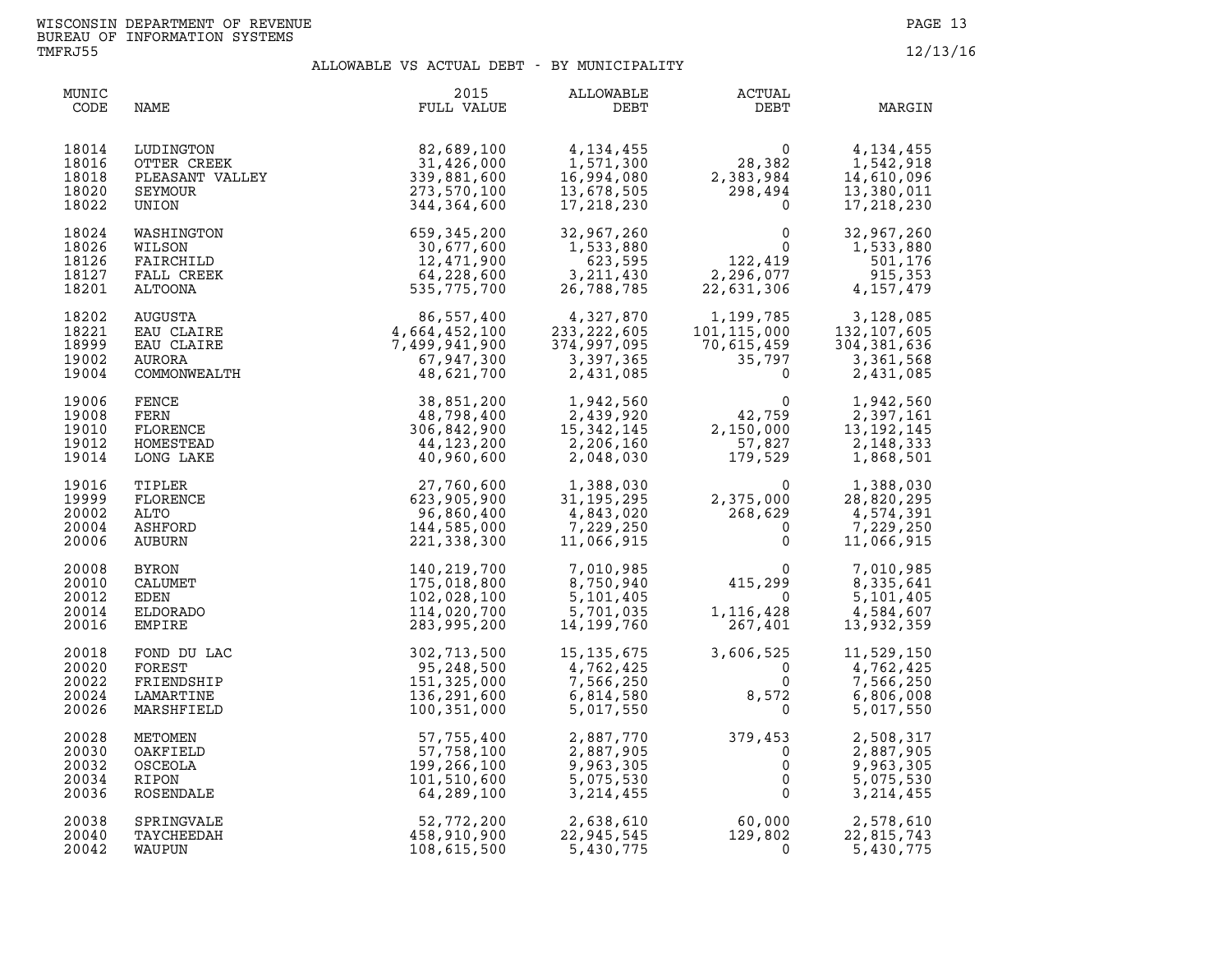WISCONSIN DEPARTMENT OF REVENUE
BUREAU OF INFORMATION SYSTEMS
TMFRJ55

12/13/16

## ALLOWABLE VS ACTUAL DEBT - BY MUNICIPALITY

| MUNIC CODE | NAME | 2015 FULL VALUE | ALLOWABLE DEBT | ACTUAL DEBT | MARGIN |
|---|---|---|---|---|---|
| 18014 | LUDINGTON | 82,689,100 | 4,134,455 | 0 | 4,134,455 |
| 18016 | OTTER CREEK | 31,426,000 | 1,571,300 | 28,382 | 1,542,918 |
| 18018 | PLEASANT VALLEY | 339,881,600 | 16,994,080 | 2,383,984 | 14,610,096 |
| 18020 | SEYMOUR | 273,570,100 | 13,678,505 | 298,494 | 13,380,011 |
| 18022 | UNION | 344,364,600 | 17,218,230 | 0 | 17,218,230 |
| 18024 | WASHINGTON | 659,345,200 | 32,967,260 | 0 | 32,967,260 |
| 18026 | WILSON | 30,677,600 | 1,533,880 | 0 | 1,533,880 |
| 18126 | FAIRCHILD | 12,471,900 | 623,595 | 122,419 | 501,176 |
| 18127 | FALL CREEK | 64,228,600 | 3,211,430 | 2,296,077 | 915,353 |
| 18201 | ALTOONA | 535,775,700 | 26,788,785 | 22,631,306 | 4,157,479 |
| 18202 | AUGUSTA | 86,557,400 | 4,327,870 | 1,199,785 | 3,128,085 |
| 18221 | EAU CLAIRE | 4,664,452,100 | 233,222,605 | 101,115,000 | 132,107,605 |
| 18999 | EAU CLAIRE | 7,499,941,900 | 374,997,095 | 70,615,459 | 304,381,636 |
| 19002 | AURORA | 67,947,300 | 3,397,365 | 35,797 | 3,361,568 |
| 19004 | COMMONWEALTH | 48,621,700 | 2,431,085 | 0 | 2,431,085 |
| 19006 | FENCE | 38,851,200 | 1,942,560 | 0 | 1,942,560 |
| 19008 | FERN | 48,798,400 | 2,439,920 | 42,759 | 2,397,161 |
| 19010 | FLORENCE | 306,842,900 | 15,342,145 | 2,150,000 | 13,192,145 |
| 19012 | HOMESTEAD | 44,123,200 | 2,206,160 | 57,827 | 2,148,333 |
| 19014 | LONG LAKE | 40,960,600 | 2,048,030 | 179,529 | 1,868,501 |
| 19016 | TIPLER | 27,760,600 | 1,388,030 | 0 | 1,388,030 |
| 19999 | FLORENCE | 623,905,900 | 31,195,295 | 2,375,000 | 28,820,295 |
| 20002 | ALTO | 96,860,400 | 4,843,020 | 268,629 | 4,574,391 |
| 20004 | ASHFORD | 144,585,000 | 7,229,250 | 0 | 7,229,250 |
| 20006 | AUBURN | 221,338,300 | 11,066,915 | 0 | 11,066,915 |
| 20008 | BYRON | 140,219,700 | 7,010,985 | 0 | 7,010,985 |
| 20010 | CALUMET | 175,018,800 | 8,750,940 | 415,299 | 8,335,641 |
| 20012 | EDEN | 102,028,100 | 5,101,405 | 0 | 5,101,405 |
| 20014 | ELDORADO | 114,020,700 | 5,701,035 | 1,116,428 | 4,584,607 |
| 20016 | EMPIRE | 283,995,200 | 14,199,760 | 267,401 | 13,932,359 |
| 20018 | FOND DU LAC | 302,713,500 | 15,135,675 | 3,606,525 | 11,529,150 |
| 20020 | FOREST | 95,248,500 | 4,762,425 | 0 | 4,762,425 |
| 20022 | FRIENDSHIP | 151,325,000 | 7,566,250 | 0 | 7,566,250 |
| 20024 | LAMARTINE | 136,291,600 | 6,814,580 | 8,572 | 6,806,008 |
| 20026 | MARSHFIELD | 100,351,000 | 5,017,550 | 0 | 5,017,550 |
| 20028 | METOMEN | 57,755,400 | 2,887,770 | 379,453 | 2,508,317 |
| 20030 | OAKFIELD | 57,758,100 | 2,887,905 | 0 | 2,887,905 |
| 20032 | OSCEOLA | 199,266,100 | 9,963,305 | 0 | 9,963,305 |
| 20034 | RIPON | 101,510,600 | 5,075,530 | 0 | 5,075,530 |
| 20036 | ROSENDALE | 64,289,100 | 3,214,455 | 0 | 3,214,455 |
| 20038 | SPRINGVALE | 52,772,200 | 2,638,610 | 60,000 | 2,578,610 |
| 20040 | TAYCHEEDAH | 458,910,900 | 22,945,545 | 129,802 | 22,815,743 |
| 20042 | WAUPUN | 108,615,500 | 5,430,775 | 0 | 5,430,775 |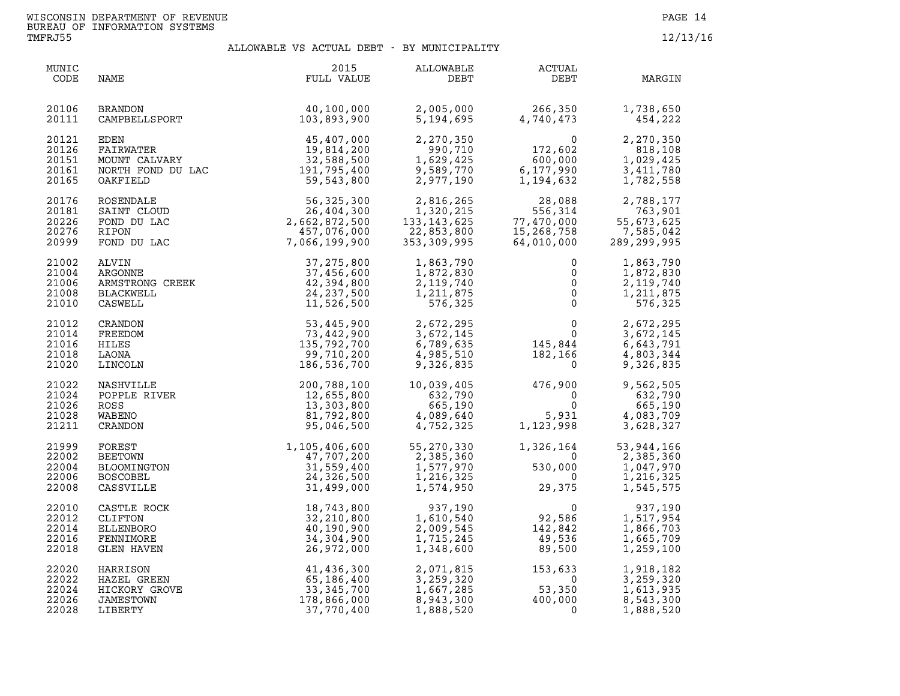WISCONSIN DEPARTMENT OF REVENUE
BUREAU OF INFORMATION SYSTEMS
TMFRJ55

12/13/16

## ALLOWABLE VS ACTUAL DEBT - BY MUNICIPALITY

| MUNIC CODE | NAME | 2015 FULL VALUE | ALLOWABLE DEBT | ACTUAL DEBT | MARGIN |
|---|---|---|---|---|---|
| 20106 | BRANDON | 40,100,000 | 2,005,000 | 266,350 | 1,738,650 |
| 20111 | CAMPBELLSPORT | 103,893,900 | 5,194,695 | 4,740,473 | 454,222 |
| 20121 | EDEN | 45,407,000 | 2,270,350 | 0 | 2,270,350 |
| 20126 | FAIRWATER | 19,814,200 | 990,710 | 172,602 | 818,108 |
| 20151 | MOUNT CALVARY | 32,588,500 | 1,629,425 | 600,000 | 1,029,425 |
| 20161 | NORTH FOND DU LAC | 191,795,400 | 9,589,770 | 6,177,990 | 3,411,780 |
| 20165 | OAKFIELD | 59,543,800 | 2,977,190 | 1,194,632 | 1,782,558 |
| 20176 | ROSENDALE | 56,325,300 | 2,816,265 | 28,088 | 2,788,177 |
| 20181 | SAINT CLOUD | 26,404,300 | 1,320,215 | 556,314 | 763,901 |
| 20226 | FOND DU LAC | 2,662,872,500 | 133,143,625 | 77,470,000 | 55,673,625 |
| 20276 | RIPON | 457,076,000 | 22,853,800 | 15,268,758 | 7,585,042 |
| 20999 | FOND DU LAC | 7,066,199,900 | 353,309,995 | 64,010,000 | 289,299,995 |
| 21002 | ALVIN | 37,275,800 | 1,863,790 | 0 | 1,863,790 |
| 21004 | ARGONNE | 37,456,600 | 1,872,830 | 0 | 1,872,830 |
| 21006 | ARMSTRONG CREEK | 42,394,800 | 2,119,740 | 0 | 2,119,740 |
| 21008 | BLACKWELL | 24,237,500 | 1,211,875 | 0 | 1,211,875 |
| 21010 | CASWELL | 11,526,500 | 576,325 | 0 | 576,325 |
| 21012 | CRANDON | 53,445,900 | 2,672,295 | 0 | 2,672,295 |
| 21014 | FREEDOM | 73,442,900 | 3,672,145 | 0 | 3,672,145 |
| 21016 | HILES | 135,792,700 | 6,789,635 | 145,844 | 6,643,791 |
| 21018 | LAONA | 99,710,200 | 4,985,510 | 182,166 | 4,803,344 |
| 21020 | LINCOLN | 186,536,700 | 9,326,835 | 0 | 9,326,835 |
| 21022 | NASHVILLE | 200,788,100 | 10,039,405 | 476,900 | 9,562,505 |
| 21024 | POPPLE RIVER | 12,655,800 | 632,790 | 0 | 632,790 |
| 21026 | ROSS | 13,303,800 | 665,190 | 0 | 665,190 |
| 21028 | WABENO | 81,792,800 | 4,089,640 | 5,931 | 4,083,709 |
| 21211 | CRANDON | 95,046,500 | 4,752,325 | 1,123,998 | 3,628,327 |
| 21999 | FOREST | 1,105,406,600 | 55,270,330 | 1,326,164 | 53,944,166 |
| 22002 | BEETOWN | 47,707,200 | 2,385,360 | 0 | 2,385,360 |
| 22004 | BLOOMINGTON | 31,559,400 | 1,577,970 | 530,000 | 1,047,970 |
| 22006 | BOSCOBEL | 24,326,500 | 1,216,325 | 0 | 1,216,325 |
| 22008 | CASSVILLE | 31,499,000 | 1,574,950 | 29,375 | 1,545,575 |
| 22010 | CASTLE ROCK | 18,743,800 | 937,190 | 0 | 937,190 |
| 22012 | CLIFTON | 32,210,800 | 1,610,540 | 92,586 | 1,517,954 |
| 22014 | ELLENBORO | 40,190,900 | 2,009,545 | 142,842 | 1,866,703 |
| 22016 | FENNIMORE | 34,304,900 | 1,715,245 | 49,536 | 1,665,709 |
| 22018 | GLEN HAVEN | 26,972,000 | 1,348,600 | 89,500 | 1,259,100 |
| 22020 | HARRISON | 41,436,300 | 2,071,815 | 153,633 | 1,918,182 |
| 22022 | HAZEL GREEN | 65,186,400 | 3,259,320 | 0 | 3,259,320 |
| 22024 | HICKORY GROVE | 33,345,700 | 1,667,285 | 53,350 | 1,613,935 |
| 22026 | JAMESTOWN | 178,866,000 | 8,943,300 | 400,000 | 8,543,300 |
| 22028 | LIBERTY | 37,770,400 | 1,888,520 | 0 | 1,888,520 |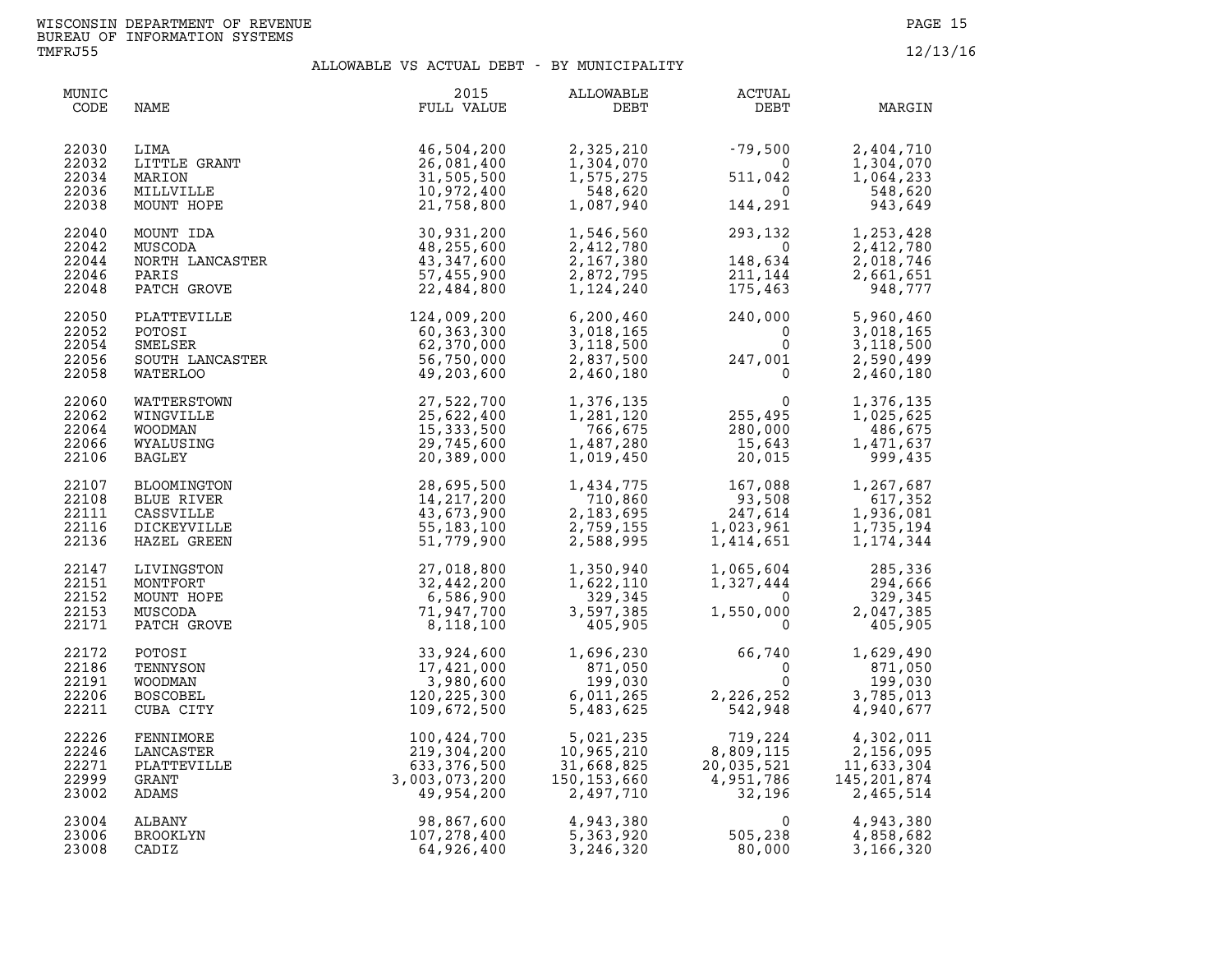WISCONSIN DEPARTMENT OF REVENUE
BUREAU OF INFORMATION SYSTEMS
TMFRJ55

12/13/16

## ALLOWABLE VS ACTUAL DEBT - BY MUNICIPALITY

| MUNIC CODE | NAME | 2015 FULL VALUE | ALLOWABLE DEBT | ACTUAL DEBT | MARGIN |
|---|---|---|---|---|---|
| 22030 | LIMA | 46,504,200 | 2,325,210 | -79,500 | 2,404,710 |
| 22032 | LITTLE GRANT | 26,081,400 | 1,304,070 | 0 | 1,304,070 |
| 22034 | MARION | 31,505,500 | 1,575,275 | 511,042 | 1,064,233 |
| 22036 | MILLVILLE | 10,972,400 | 548,620 | 0 | 548,620 |
| 22038 | MOUNT HOPE | 21,758,800 | 1,087,940 | 144,291 | 943,649 |
| 22040 | MOUNT IDA | 30,931,200 | 1,546,560 | 293,132 | 1,253,428 |
| 22042 | MUSCODA | 48,255,600 | 2,412,780 | 0 | 2,412,780 |
| 22044 | NORTH LANCASTER | 43,347,600 | 2,167,380 | 148,634 | 2,018,746 |
| 22046 | PARIS | 57,455,900 | 2,872,795 | 211,144 | 2,661,651 |
| 22048 | PATCH GROVE | 22,484,800 | 1,124,240 | 175,463 | 948,777 |
| 22050 | PLATTEVILLE | 124,009,200 | 6,200,460 | 240,000 | 5,960,460 |
| 22052 | POTOSI | 60,363,300 | 3,018,165 | 0 | 3,018,165 |
| 22054 | SMELSER | 62,370,000 | 3,118,500 | 0 | 3,118,500 |
| 22056 | SOUTH LANCASTER | 56,750,000 | 2,837,500 | 247,001 | 2,590,499 |
| 22058 | WATERLOO | 49,203,600 | 2,460,180 | 0 | 2,460,180 |
| 22060 | WATTERSTOWN | 27,522,700 | 1,376,135 | 0 | 1,376,135 |
| 22062 | WINGVILLE | 25,622,400 | 1,281,120 | 255,495 | 1,025,625 |
| 22064 | WOODMAN | 15,333,500 | 766,675 | 280,000 | 486,675 |
| 22066 | WYALUSING | 29,745,600 | 1,487,280 | 15,643 | 1,471,637 |
| 22106 | BAGLEY | 20,389,000 | 1,019,450 | 20,015 | 999,435 |
| 22107 | BLOOMINGTON | 28,695,500 | 1,434,775 | 167,088 | 1,267,687 |
| 22108 | BLUE RIVER | 14,217,200 | 710,860 | 93,508 | 617,352 |
| 22111 | CASSVILLE | 43,673,900 | 2,183,695 | 247,614 | 1,936,081 |
| 22116 | DICKEYVILLE | 55,183,100 | 2,759,155 | 1,023,961 | 1,735,194 |
| 22136 | HAZEL GREEN | 51,779,900 | 2,588,995 | 1,414,651 | 1,174,344 |
| 22147 | LIVINGSTON | 27,018,800 | 1,350,940 | 1,065,604 | 285,336 |
| 22151 | MONTFORT | 32,442,200 | 1,622,110 | 1,327,444 | 294,666 |
| 22152 | MOUNT HOPE | 6,586,900 | 329,345 | 0 | 329,345 |
| 22153 | MUSCODA | 71,947,700 | 3,597,385 | 1,550,000 | 2,047,385 |
| 22171 | PATCH GROVE | 8,118,100 | 405,905 | 0 | 405,905 |
| 22172 | POTOSI | 33,924,600 | 1,696,230 | 66,740 | 1,629,490 |
| 22186 | TENNYSON | 17,421,000 | 871,050 | 0 | 871,050 |
| 22191 | WOODMAN | 3,980,600 | 199,030 | 0 | 199,030 |
| 22206 | BOSCOBEL | 120,225,300 | 6,011,265 | 2,226,252 | 3,785,013 |
| 22211 | CUBA CITY | 109,672,500 | 5,483,625 | 542,948 | 4,940,677 |
| 22226 | FENNIMORE | 100,424,700 | 5,021,235 | 719,224 | 4,302,011 |
| 22246 | LANCASTER | 219,304,200 | 10,965,210 | 8,809,115 | 2,156,095 |
| 22271 | PLATTEVILLE | 633,376,500 | 31,668,825 | 20,035,521 | 11,633,304 |
| 22999 | GRANT | 3,003,073,200 | 150,153,660 | 4,951,786 | 145,201,874 |
| 23002 | ADAMS | 49,954,200 | 2,497,710 | 32,196 | 2,465,514 |
| 23004 | ALBANY | 98,867,600 | 4,943,380 | 0 | 4,943,380 |
| 23006 | BROOKLYN | 107,278,400 | 5,363,920 | 505,238 | 4,858,682 |
| 23008 | CADIZ | 64,926,400 | 3,246,320 | 80,000 | 3,166,320 |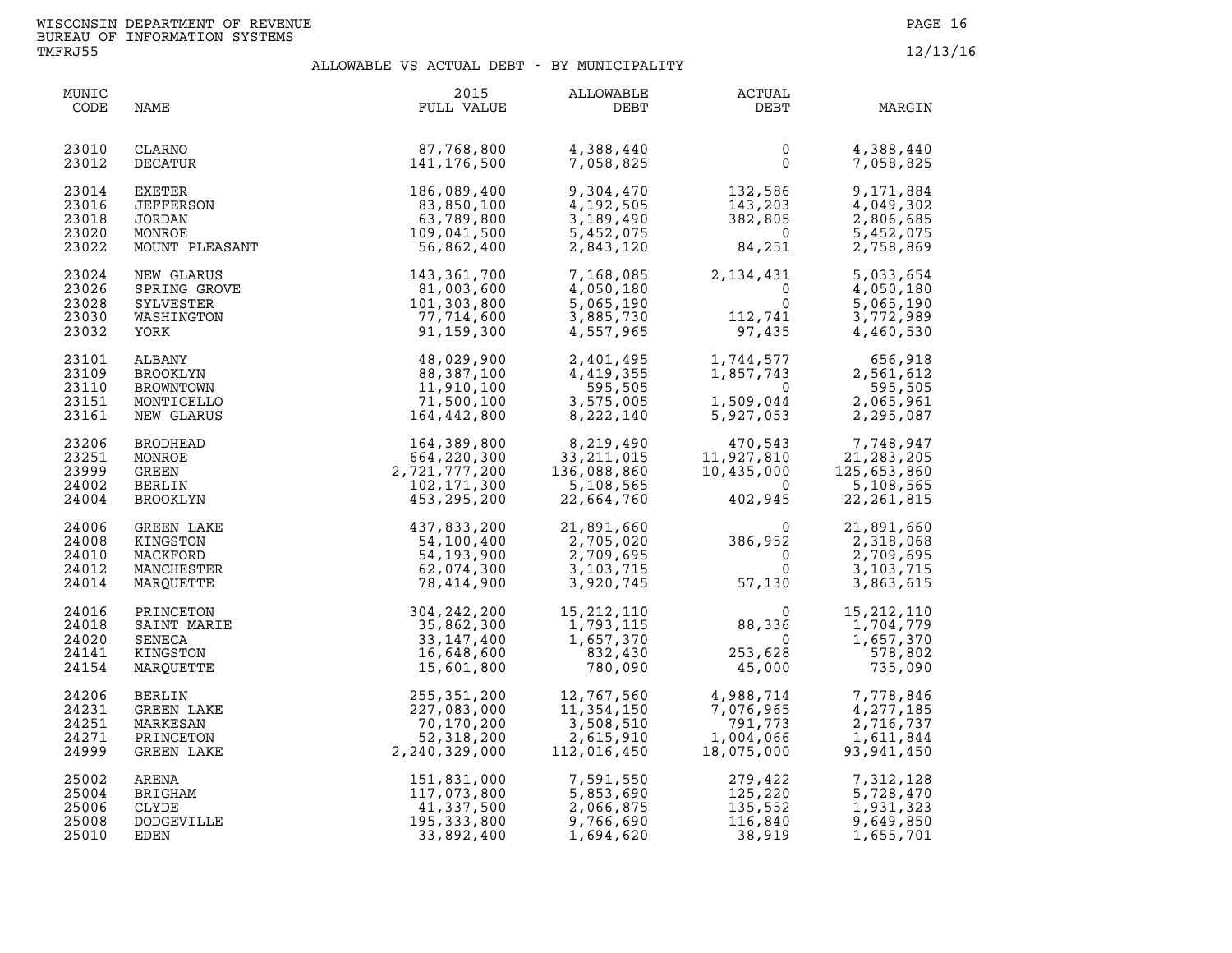WISCONSIN DEPARTMENT OF REVENUE
BUREAU OF INFORMATION SYSTEMS
TMFRJ55

12/13/16

## ALLOWABLE VS ACTUAL DEBT - BY MUNICIPALITY

| MUNIC CODE | NAME | 2015 FULL VALUE | ALLOWABLE DEBT | ACTUAL DEBT | MARGIN |
|---|---|---|---|---|---|
| 23010 | CLARNO | 87,768,800 | 4,388,440 | 0 | 4,388,440 |
| 23012 | DECATUR | 141,176,500 | 7,058,825 | 0 | 7,058,825 |
| 23014 | EXETER | 186,089,400 | 9,304,470 | 132,586 | 9,171,884 |
| 23016 | JEFFERSON | 83,850,100 | 4,192,505 | 143,203 | 4,049,302 |
| 23018 | JORDAN | 63,789,800 | 3,189,490 | 382,805 | 2,806,685 |
| 23020 | MONROE | 109,041,500 | 5,452,075 | 0 | 5,452,075 |
| 23022 | MOUNT PLEASANT | 56,862,400 | 2,843,120 | 84,251 | 2,758,869 |
| 23024 | NEW GLARUS | 143,361,700 | 7,168,085 | 2,134,431 | 5,033,654 |
| 23026 | SPRING GROVE | 81,003,600 | 4,050,180 | 0 | 4,050,180 |
| 23028 | SYLVESTER | 101,303,800 | 5,065,190 | 0 | 5,065,190 |
| 23030 | WASHINGTON | 77,714,600 | 3,885,730 | 112,741 | 3,772,989 |
| 23032 | YORK | 91,159,300 | 4,557,965 | 97,435 | 4,460,530 |
| 23101 | ALBANY | 48,029,900 | 2,401,495 | 1,744,577 | 656,918 |
| 23109 | BROOKLYN | 88,387,100 | 4,419,355 | 1,857,743 | 2,561,612 |
| 23110 | BROWNTOWN | 11,910,100 | 595,505 | 0 | 595,505 |
| 23151 | MONTICELLO | 71,500,100 | 3,575,005 | 1,509,044 | 2,065,961 |
| 23161 | NEW GLARUS | 164,442,800 | 8,222,140 | 5,927,053 | 2,295,087 |
| 23206 | BRODHEAD | 164,389,800 | 8,219,490 | 470,543 | 7,748,947 |
| 23251 | MONROE | 664,220,300 | 33,211,015 | 11,927,810 | 21,283,205 |
| 23999 | GREEN | 2,721,777,200 | 136,088,860 | 10,435,000 | 125,653,860 |
| 24002 | BERLIN | 102,171,300 | 5,108,565 | 0 | 5,108,565 |
| 24004 | BROOKLYN | 453,295,200 | 22,664,760 | 402,945 | 22,261,815 |
| 24006 | GREEN LAKE | 437,833,200 | 21,891,660 | 0 | 21,891,660 |
| 24008 | KINGSTON | 54,100,400 | 2,705,020 | 386,952 | 2,318,068 |
| 24010 | MACKFORD | 54,193,900 | 2,709,695 | 0 | 2,709,695 |
| 24012 | MANCHESTER | 62,074,300 | 3,103,715 | 0 | 3,103,715 |
| 24014 | MARQUETTE | 78,414,900 | 3,920,745 | 57,130 | 3,863,615 |
| 24016 | PRINCETON | 304,242,200 | 15,212,110 | 0 | 15,212,110 |
| 24018 | SAINT MARIE | 35,862,300 | 1,793,115 | 88,336 | 1,704,779 |
| 24020 | SENECA | 33,147,400 | 1,657,370 | 0 | 1,657,370 |
| 24141 | KINGSTON | 16,648,600 | 832,430 | 253,628 | 578,802 |
| 24154 | MARQUETTE | 15,601,800 | 780,090 | 45,000 | 735,090 |
| 24206 | BERLIN | 255,351,200 | 12,767,560 | 4,988,714 | 7,778,846 |
| 24231 | GREEN LAKE | 227,083,000 | 11,354,150 | 7,076,965 | 4,277,185 |
| 24251 | MARKESAN | 70,170,200 | 3,508,510 | 791,773 | 2,716,737 |
| 24271 | PRINCETON | 52,318,200 | 2,615,910 | 1,004,066 | 1,611,844 |
| 24999 | GREEN LAKE | 2,240,329,000 | 112,016,450 | 18,075,000 | 93,941,450 |
| 25002 | ARENA | 151,831,000 | 7,591,550 | 279,422 | 7,312,128 |
| 25004 | BRIGHAM | 117,073,800 | 5,853,690 | 125,220 | 5,728,470 |
| 25006 | CLYDE | 41,337,500 | 2,066,875 | 135,552 | 1,931,323 |
| 25008 | DODGEVILLE | 195,333,800 | 9,766,690 | 116,840 | 9,649,850 |
| 25010 | EDEN | 33,892,400 | 1,694,620 | 38,919 | 1,655,701 |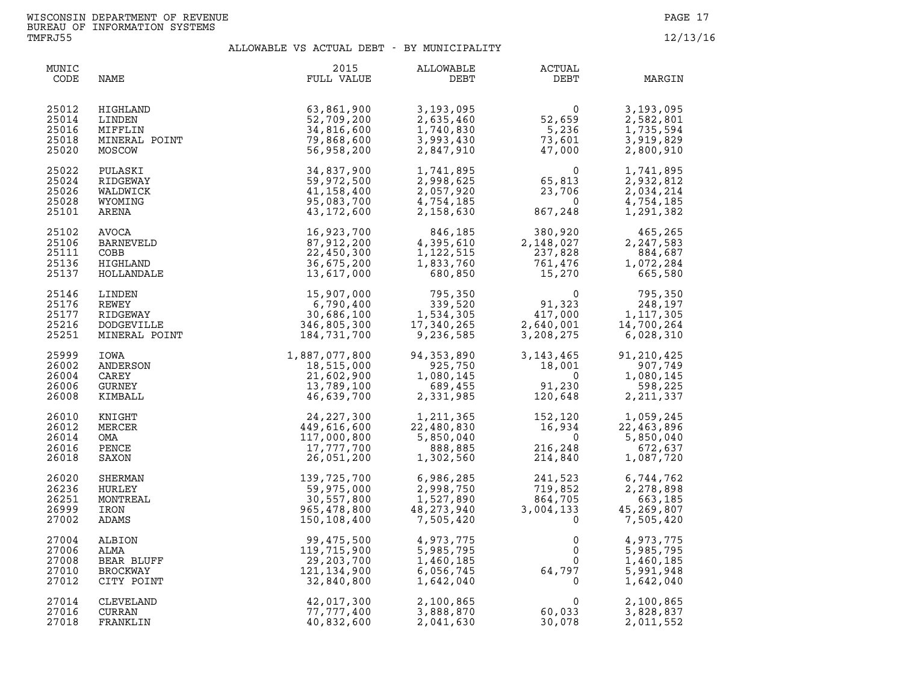WISCONSIN DEPARTMENT OF REVENUE
BUREAU OF INFORMATION SYSTEMS
TMFRJ55

12/13/16

## ALLOWABLE VS ACTUAL DEBT - BY MUNICIPALITY

| MUNIC CODE | NAME | 2015 FULL VALUE | ALLOWABLE DEBT | ACTUAL DEBT | MARGIN |
|---|---|---|---|---|---|
| 25012 | HIGHLAND | 63,861,900 | 3,193,095 | 0 | 3,193,095 |
| 25014 | LINDEN | 52,709,200 | 2,635,460 | 52,659 | 2,582,801 |
| 25016 | MIFFLIN | 34,816,600 | 1,740,830 | 5,236 | 1,735,594 |
| 25018 | MINERAL POINT | 79,868,600 | 3,993,430 | 73,601 | 3,919,829 |
| 25020 | MOSCOW | 56,958,200 | 2,847,910 | 47,000 | 2,800,910 |
| 25022 | PULASKI | 34,837,900 | 1,741,895 | 0 | 1,741,895 |
| 25024 | RIDGEWAY | 59,972,500 | 2,998,625 | 65,813 | 2,932,812 |
| 25026 | WALDWICK | 41,158,400 | 2,057,920 | 23,706 | 2,034,214 |
| 25028 | WYOMING | 95,083,700 | 4,754,185 | 0 | 4,754,185 |
| 25101 | ARENA | 43,172,600 | 2,158,630 | 867,248 | 1,291,382 |
| 25102 | AVOCA | 16,923,700 | 846,185 | 380,920 | 465,265 |
| 25106 | BARNEVELD | 87,912,200 | 4,395,610 | 2,148,027 | 2,247,583 |
| 25111 | COBB | 22,450,300 | 1,122,515 | 237,828 | 884,687 |
| 25136 | HIGHLAND | 36,675,200 | 1,833,760 | 761,476 | 1,072,284 |
| 25137 | HOLLANDALE | 13,617,000 | 680,850 | 15,270 | 665,580 |
| 25146 | LINDEN | 15,907,000 | 795,350 | 0 | 795,350 |
| 25176 | REWEY | 6,790,400 | 339,520 | 91,323 | 248,197 |
| 25177 | RIDGEWAY | 30,686,100 | 1,534,305 | 417,000 | 1,117,305 |
| 25216 | DODGEVILLE | 346,805,300 | 17,340,265 | 2,640,001 | 14,700,264 |
| 25251 | MINERAL POINT | 184,731,700 | 9,236,585 | 3,208,275 | 6,028,310 |
| 25999 | IOWA | 1,887,077,800 | 94,353,890 | 3,143,465 | 91,210,425 |
| 26002 | ANDERSON | 18,515,000 | 925,750 | 18,001 | 907,749 |
| 26004 | CAREY | 21,602,900 | 1,080,145 | 0 | 1,080,145 |
| 26006 | GURNEY | 13,789,100 | 689,455 | 91,230 | 598,225 |
| 26008 | KIMBALL | 46,639,700 | 2,331,985 | 120,648 | 2,211,337 |
| 26010 | KNIGHT | 24,227,300 | 1,211,365 | 152,120 | 1,059,245 |
| 26012 | MERCER | 449,616,600 | 22,480,830 | 16,934 | 22,463,896 |
| 26014 | OMA | 117,000,800 | 5,850,040 | 0 | 5,850,040 |
| 26016 | PENCE | 17,777,700 | 888,885 | 216,248 | 672,637 |
| 26018 | SAXON | 26,051,200 | 1,302,560 | 214,840 | 1,087,720 |
| 26020 | SHERMAN | 139,725,700 | 6,986,285 | 241,523 | 6,744,762 |
| 26236 | HURLEY | 59,975,000 | 2,998,750 | 719,852 | 2,278,898 |
| 26251 | MONTREAL | 30,557,800 | 1,527,890 | 864,705 | 663,185 |
| 26999 | IRON | 965,478,800 | 48,273,940 | 3,004,133 | 45,269,807 |
| 27002 | ADAMS | 150,108,400 | 7,505,420 | 0 | 7,505,420 |
| 27004 | ALBION | 99,475,500 | 4,973,775 | 0 | 4,973,775 |
| 27006 | ALMA | 119,715,900 | 5,985,795 | 0 | 5,985,795 |
| 27008 | BEAR BLUFF | 29,203,700 | 1,460,185 | 0 | 1,460,185 |
| 27010 | BROCKWAY | 121,134,900 | 6,056,745 | 64,797 | 5,991,948 |
| 27012 | CITY POINT | 32,840,800 | 1,642,040 | 0 | 1,642,040 |
| 27014 | CLEVELAND | 42,017,300 | 2,100,865 | 0 | 2,100,865 |
| 27016 | CURRAN | 77,777,400 | 3,888,870 | 60,033 | 3,828,837 |
| 27018 | FRANKLIN | 40,832,600 | 2,041,630 | 30,078 | 2,011,552 |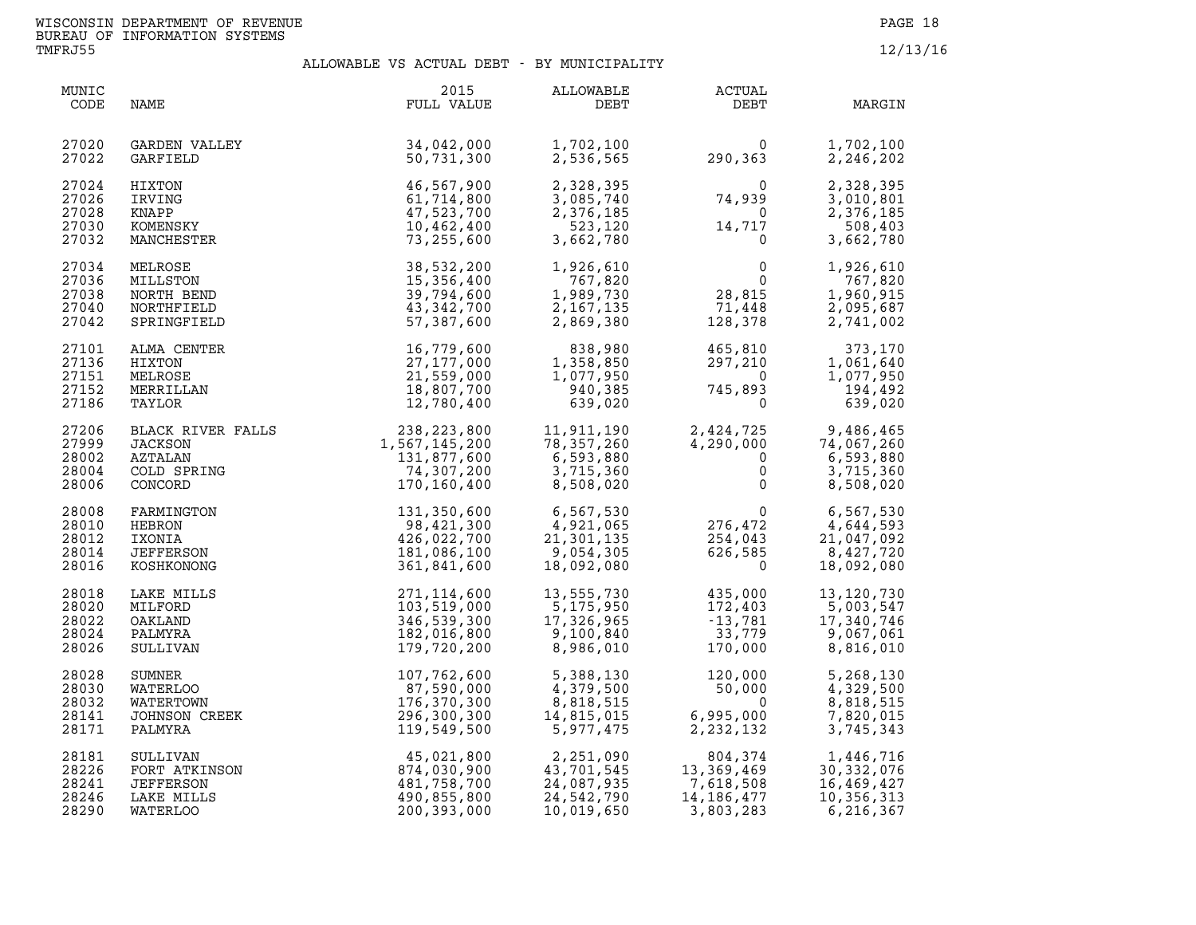WISCONSIN DEPARTMENT OF REVENUE
BUREAU OF INFORMATION SYSTEMS
TMFRJ55

12/13/16

## ALLOWABLE VS ACTUAL DEBT - BY MUNICIPALITY

| MUNIC CODE | NAME | 2015 FULL VALUE | ALLOWABLE DEBT | ACTUAL DEBT | MARGIN |
|---|---|---|---|---|---|
| 27020 | GARDEN VALLEY | 34,042,000 | 1,702,100 | 0 | 1,702,100 |
| 27022 | GARFIELD | 50,731,300 | 2,536,565 | 290,363 | 2,246,202 |
| 27024 | HIXTON | 46,567,900 | 2,328,395 | 0 | 2,328,395 |
| 27026 | IRVING | 61,714,800 | 3,085,740 | 74,939 | 3,010,801 |
| 27028 | KNAPP | 47,523,700 | 2,376,185 | 0 | 2,376,185 |
| 27030 | KOMENSKY | 10,462,400 | 523,120 | 14,717 | 508,403 |
| 27032 | MANCHESTER | 73,255,600 | 3,662,780 | 0 | 3,662,780 |
| 27034 | MELROSE | 38,532,200 | 1,926,610 | 0 | 1,926,610 |
| 27036 | MILLSTON | 15,356,400 | 767,820 | 0 | 767,820 |
| 27038 | NORTH BEND | 39,794,600 | 1,989,730 | 28,815 | 1,960,915 |
| 27040 | NORTHFIELD | 43,342,700 | 2,167,135 | 71,448 | 2,095,687 |
| 27042 | SPRINGFIELD | 57,387,600 | 2,869,380 | 128,378 | 2,741,002 |
| 27101 | ALMA CENTER | 16,779,600 | 838,980 | 465,810 | 373,170 |
| 27136 | HIXTON | 27,177,000 | 1,358,850 | 297,210 | 1,061,640 |
| 27151 | MELROSE | 21,559,000 | 1,077,950 | 0 | 1,077,950 |
| 27152 | MERRILLAN | 18,807,700 | 940,385 | 745,893 | 194,492 |
| 27186 | TAYLOR | 12,780,400 | 639,020 | 0 | 639,020 |
| 27206 | BLACK RIVER FALLS | 238,223,800 | 11,911,190 | 2,424,725 | 9,486,465 |
| 27999 | JACKSON | 1,567,145,200 | 78,357,260 | 4,290,000 | 74,067,260 |
| 28002 | AZTALAN | 131,877,600 | 6,593,880 | 0 | 6,593,880 |
| 28004 | COLD SPRING | 74,307,200 | 3,715,360 | 0 | 3,715,360 |
| 28006 | CONCORD | 170,160,400 | 8,508,020 | 0 | 8,508,020 |
| 28008 | FARMINGTON | 131,350,600 | 6,567,530 | 0 | 6,567,530 |
| 28010 | HEBRON | 98,421,300 | 4,921,065 | 276,472 | 4,644,593 |
| 28012 | IXONIA | 426,022,700 | 21,301,135 | 254,043 | 21,047,092 |
| 28014 | JEFFERSON | 181,086,100 | 9,054,305 | 626,585 | 8,427,720 |
| 28016 | KOSHKONONG | 361,841,600 | 18,092,080 | 0 | 18,092,080 |
| 28018 | LAKE MILLS | 271,114,600 | 13,555,730 | 435,000 | 13,120,730 |
| 28020 | MILFORD | 103,519,000 | 5,175,950 | 172,403 | 5,003,547 |
| 28022 | OAKLAND | 346,539,300 | 17,326,965 | -13,781 | 17,340,746 |
| 28024 | PALMYRA | 182,016,800 | 9,100,840 | 33,779 | 9,067,061 |
| 28026 | SULLIVAN | 179,720,200 | 8,986,010 | 170,000 | 8,816,010 |
| 28028 | SUMNER | 107,762,600 | 5,388,130 | 120,000 | 5,268,130 |
| 28030 | WATERLOO | 87,590,000 | 4,379,500 | 50,000 | 4,329,500 |
| 28032 | WATERTOWN | 176,370,300 | 8,818,515 | 0 | 8,818,515 |
| 28141 | JOHNSON CREEK | 296,300,300 | 14,815,015 | 6,995,000 | 7,820,015 |
| 28171 | PALMYRA | 119,549,500 | 5,977,475 | 2,232,132 | 3,745,343 |
| 28181 | SULLIVAN | 45,021,800 | 2,251,090 | 804,374 | 1,446,716 |
| 28226 | FORT ATKINSON | 874,030,900 | 43,701,545 | 13,369,469 | 30,332,076 |
| 28241 | JEFFERSON | 481,758,700 | 24,087,935 | 7,618,508 | 16,469,427 |
| 28246 | LAKE MILLS | 490,855,800 | 24,542,790 | 14,186,477 | 10,356,313 |
| 28290 | WATERLOO | 200,393,000 | 10,019,650 | 3,803,283 | 6,216,367 |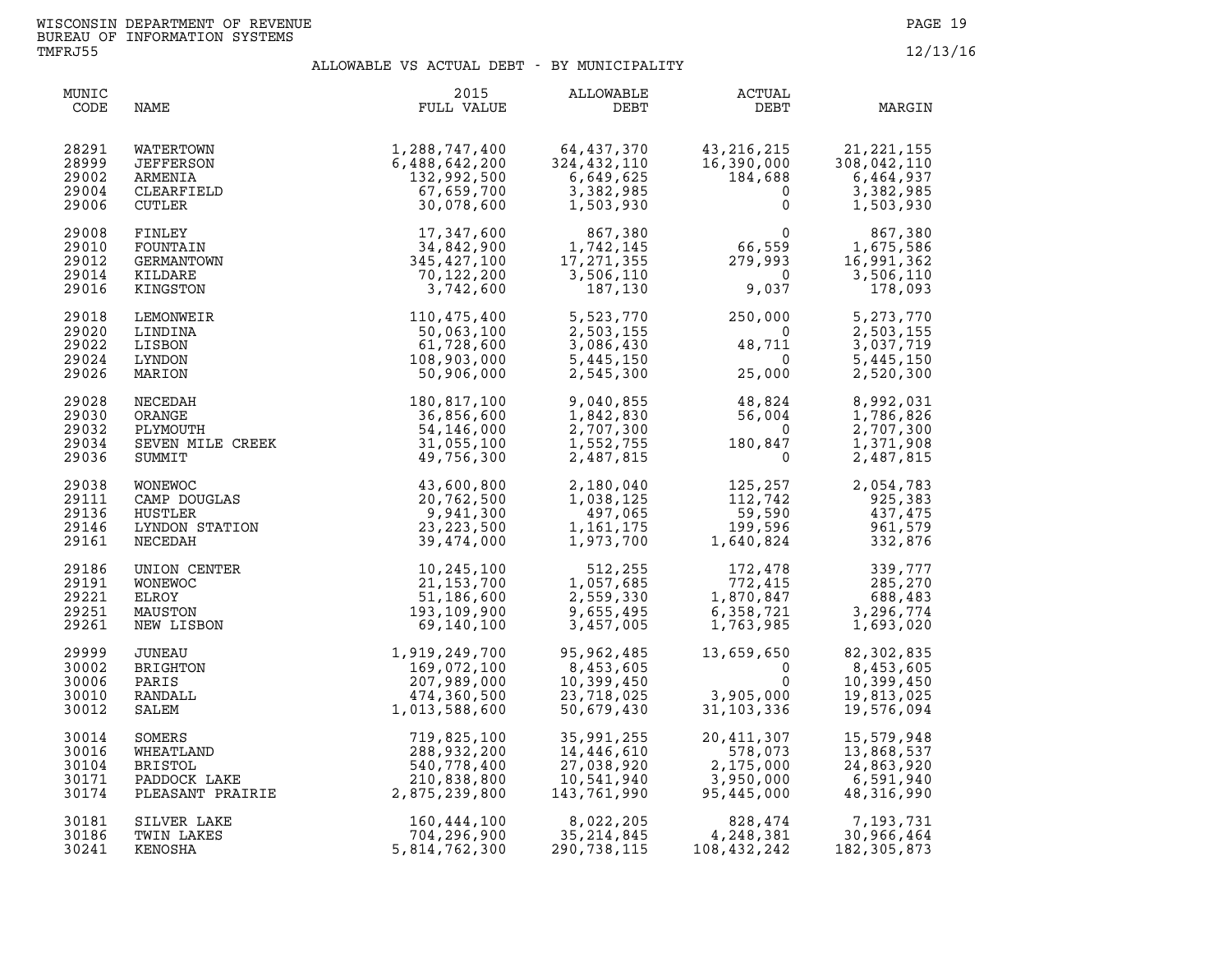WISCONSIN DEPARTMENT OF REVENUE
BUREAU OF INFORMATION SYSTEMS
TMFRJ55

12/13/16

## ALLOWABLE VS ACTUAL DEBT - BY MUNICIPALITY

| MUNIC CODE | NAME | 2015 FULL VALUE | ALLOWABLE DEBT | ACTUAL DEBT | MARGIN |
|---|---|---|---|---|---|
| 28291 | WATERTOWN | 1,288,747,400 | 64,437,370 | 43,216,215 | 21,221,155 |
| 28999 | JEFFERSON | 6,488,642,200 | 324,432,110 | 16,390,000 | 308,042,110 |
| 29002 | ARMENIA | 132,992,500 | 6,649,625 | 184,688 | 6,464,937 |
| 29004 | CLEARFIELD | 67,659,700 | 3,382,985 | 0 | 3,382,985 |
| 29006 | CUTLER | 30,078,600 | 1,503,930 | 0 | 1,503,930 |
| 29008 | FINLEY | 17,347,600 | 867,380 | 0 | 867,380 |
| 29010 | FOUNTAIN | 34,842,900 | 1,742,145 | 66,559 | 1,675,586 |
| 29012 | GERMANTOWN | 345,427,100 | 17,271,355 | 279,993 | 16,991,362 |
| 29014 | KILDARE | 70,122,200 | 3,506,110 | 0 | 3,506,110 |
| 29016 | KINGSTON | 3,742,600 | 187,130 | 9,037 | 178,093 |
| 29018 | LEMONWEIR | 110,475,400 | 5,523,770 | 250,000 | 5,273,770 |
| 29020 | LINDINA | 50,063,100 | 2,503,155 | 0 | 2,503,155 |
| 29022 | LISBON | 61,728,600 | 3,086,430 | 48,711 | 3,037,719 |
| 29024 | LYNDON | 108,903,000 | 5,445,150 | 0 | 5,445,150 |
| 29026 | MARION | 50,906,000 | 2,545,300 | 25,000 | 2,520,300 |
| 29028 | NECEDAH | 180,817,100 | 9,040,855 | 48,824 | 8,992,031 |
| 29030 | ORANGE | 36,856,600 | 1,842,830 | 56,004 | 1,786,826 |
| 29032 | PLYMOUTH | 54,146,000 | 2,707,300 | 0 | 2,707,300 |
| 29034 | SEVEN MILE CREEK | 31,055,100 | 1,552,755 | 180,847 | 1,371,908 |
| 29036 | SUMMIT | 49,756,300 | 2,487,815 | 0 | 2,487,815 |
| 29038 | WONEWOC | 43,600,800 | 2,180,040 | 125,257 | 2,054,783 |
| 29111 | CAMP DOUGLAS | 20,762,500 | 1,038,125 | 112,742 | 925,383 |
| 29136 | HUSTLER | 9,941,300 | 497,065 | 59,590 | 437,475 |
| 29146 | LYNDON STATION | 23,223,500 | 1,161,175 | 199,596 | 961,579 |
| 29161 | NECEDAH | 39,474,000 | 1,973,700 | 1,640,824 | 332,876 |
| 29186 | UNION CENTER | 10,245,100 | 512,255 | 172,478 | 339,777 |
| 29191 | WONEWOC | 21,153,700 | 1,057,685 | 772,415 | 285,270 |
| 29221 | ELROY | 51,186,600 | 2,559,330 | 1,870,847 | 688,483 |
| 29251 | MAUSTON | 193,109,900 | 9,655,495 | 6,358,721 | 3,296,774 |
| 29261 | NEW LISBON | 69,140,100 | 3,457,005 | 1,763,985 | 1,693,020 |
| 29999 | JUNEAU | 1,919,249,700 | 95,962,485 | 13,659,650 | 82,302,835 |
| 30002 | BRIGHTON | 169,072,100 | 8,453,605 | 0 | 8,453,605 |
| 30006 | PARIS | 207,989,000 | 10,399,450 | 0 | 10,399,450 |
| 30010 | RANDALL | 474,360,500 | 23,718,025 | 3,905,000 | 19,813,025 |
| 30012 | SALEM | 1,013,588,600 | 50,679,430 | 31,103,336 | 19,576,094 |
| 30014 | SOMERS | 719,825,100 | 35,991,255 | 20,411,307 | 15,579,948 |
| 30016 | WHEATLAND | 288,932,200 | 14,446,610 | 578,073 | 13,868,537 |
| 30104 | BRISTOL | 540,778,400 | 27,038,920 | 2,175,000 | 24,863,920 |
| 30171 | PADDOCK LAKE | 210,838,800 | 10,541,940 | 3,950,000 | 6,591,940 |
| 30174 | PLEASANT PRAIRIE | 2,875,239,800 | 143,761,990 | 95,445,000 | 48,316,990 |
| 30181 | SILVER LAKE | 160,444,100 | 8,022,205 | 828,474 | 7,193,731 |
| 30186 | TWIN LAKES | 704,296,900 | 35,214,845 | 4,248,381 | 30,966,464 |
| 30241 | KENOSHA | 5,814,762,300 | 290,738,115 | 108,432,242 | 182,305,873 |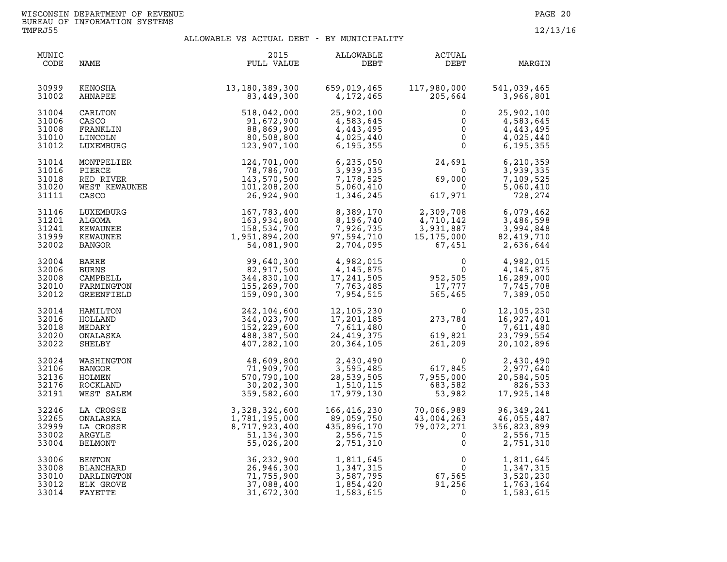WISCONSIN DEPARTMENT OF REVENUE
BUREAU OF INFORMATION SYSTEMS
TMFRJ55

12/13/16

## ALLOWABLE VS ACTUAL DEBT - BY MUNICIPALITY

| MUNIC CODE | NAME | 2015 FULL VALUE | ALLOWABLE DEBT | ACTUAL DEBT | MARGIN |
|---|---|---|---|---|---|
| 30999 | KENOSHA | 13,180,389,300 | 659,019,465 | 117,980,000 | 541,039,465 |
| 31002 | AHNAPEE | 83,449,300 | 4,172,465 | 205,664 | 3,966,801 |
| 31004 | CARLTON | 518,042,000 | 25,902,100 | 0 | 25,902,100 |
| 31006 | CASCO | 91,672,900 | 4,583,645 | 0 | 4,583,645 |
| 31008 | FRANKLIN | 88,869,900 | 4,443,495 | 0 | 4,443,495 |
| 31010 | LINCOLN | 80,508,800 | 4,025,440 | 0 | 4,025,440 |
| 31012 | LUXEMBURG | 123,907,100 | 6,195,355 | 0 | 6,195,355 |
| 31014 | MONTPELIER | 124,701,000 | 6,235,050 | 24,691 | 6,210,359 |
| 31016 | PIERCE | 78,786,700 | 3,939,335 | 0 | 3,939,335 |
| 31018 | RED RIVER | 143,570,500 | 7,178,525 | 69,000 | 7,109,525 |
| 31020 | WEST KEWAUNEE | 101,208,200 | 5,060,410 | 0 | 5,060,410 |
| 31111 | CASCO | 26,924,900 | 1,346,245 | 617,971 | 728,274 |
| 31146 | LUXEMBURG | 167,783,400 | 8,389,170 | 2,309,708 | 6,079,462 |
| 31201 | ALGOMA | 163,934,800 | 8,196,740 | 4,710,142 | 3,486,598 |
| 31241 | KEWAUNEE | 158,534,700 | 7,926,735 | 3,931,887 | 3,994,848 |
| 31999 | KEWAUNEE | 1,951,894,200 | 97,594,710 | 15,175,000 | 82,419,710 |
| 32002 | BANGOR | 54,081,900 | 2,704,095 | 67,451 | 2,636,644 |
| 32004 | BARRE | 99,640,300 | 4,982,015 | 0 | 4,982,015 |
| 32006 | BURNS | 82,917,500 | 4,145,875 | 0 | 4,145,875 |
| 32008 | CAMPBELL | 344,830,100 | 17,241,505 | 952,505 | 16,289,000 |
| 32010 | FARMINGTON | 155,269,700 | 7,763,485 | 17,777 | 7,745,708 |
| 32012 | GREENFIELD | 159,090,300 | 7,954,515 | 565,465 | 7,389,050 |
| 32014 | HAMILTON | 242,104,600 | 12,105,230 | 0 | 12,105,230 |
| 32016 | HOLLAND | 344,023,700 | 17,201,185 | 273,784 | 16,927,401 |
| 32018 | MEDARY | 152,229,600 | 7,611,480 | 0 | 7,611,480 |
| 32020 | ONALASKA | 488,387,500 | 24,419,375 | 619,821 | 23,799,554 |
| 32022 | SHELBY | 407,282,100 | 20,364,105 | 261,209 | 20,102,896 |
| 32024 | WASHINGTON | 48,609,800 | 2,430,490 | 0 | 2,430,490 |
| 32106 | BANGOR | 71,909,700 | 3,595,485 | 617,845 | 2,977,640 |
| 32136 | HOLMEN | 570,790,100 | 28,539,505 | 7,955,000 | 20,584,505 |
| 32176 | ROCKLAND | 30,202,300 | 1,510,115 | 683,582 | 826,533 |
| 32191 | WEST SALEM | 359,582,600 | 17,979,130 | 53,982 | 17,925,148 |
| 32246 | LA CROSSE | 3,328,324,600 | 166,416,230 | 70,066,989 | 96,349,241 |
| 32265 | ONALASKA | 1,781,195,000 | 89,059,750 | 43,004,263 | 46,055,487 |
| 32999 | LA CROSSE | 8,717,923,400 | 435,896,170 | 79,072,271 | 356,823,899 |
| 33002 | ARGYLE | 51,134,300 | 2,556,715 | 0 | 2,556,715 |
| 33004 | BELMONT | 55,026,200 | 2,751,310 | 0 | 2,751,310 |
| 33006 | BENTON | 36,232,900 | 1,811,645 | 0 | 1,811,645 |
| 33008 | BLANCHARD | 26,946,300 | 1,347,315 | 0 | 1,347,315 |
| 33010 | DARLINGTON | 71,755,900 | 3,587,795 | 67,565 | 3,520,230 |
| 33012 | ELK GROVE | 37,088,400 | 1,854,420 | 91,256 | 1,763,164 |
| 33014 | FAYETTE | 31,672,300 | 1,583,615 | 0 | 1,583,615 |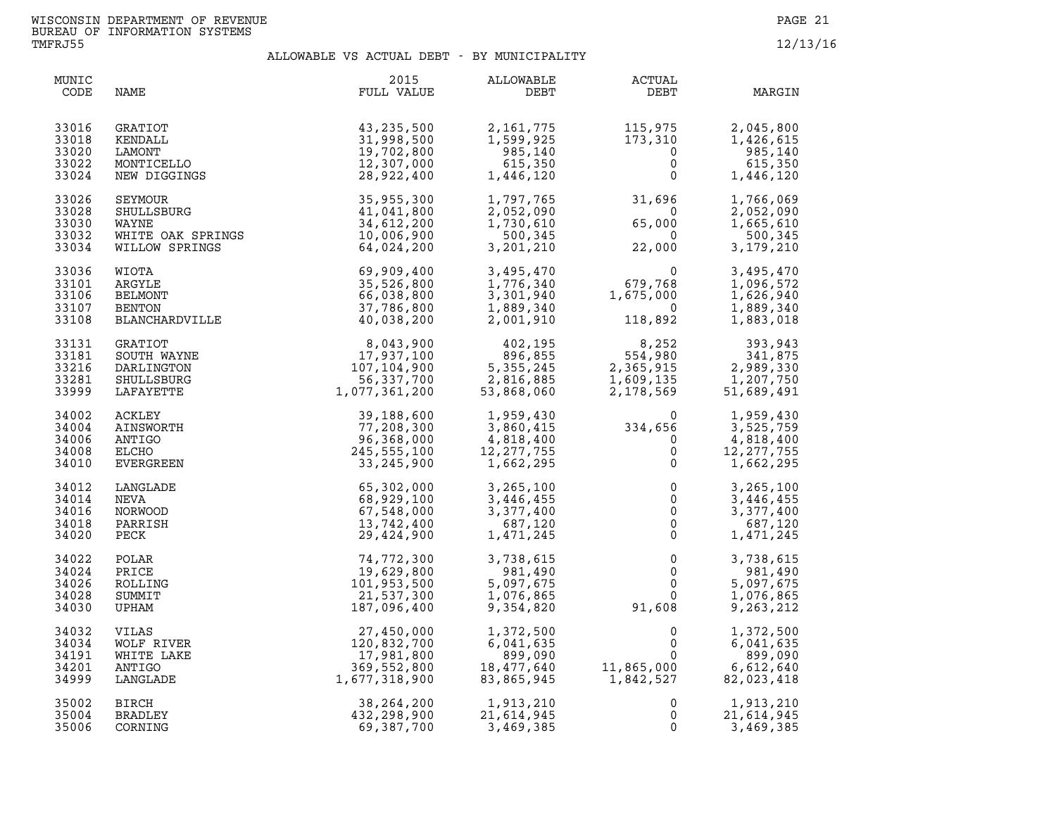WISCONSIN DEPARTMENT OF REVENUE
BUREAU OF INFORMATION SYSTEMS
TMFRJ55

12/13/16

## ALLOWABLE VS ACTUAL DEBT - BY MUNICIPALITY

| MUNIC CODE | NAME | 2015 FULL VALUE | ALLOWABLE DEBT | ACTUAL DEBT | MARGIN |
|---|---|---|---|---|---|
| 33016 | GRATIOT | 43,235,500 | 2,161,775 | 115,975 | 2,045,800 |
| 33018 | KENDALL | 31,998,500 | 1,599,925 | 173,310 | 1,426,615 |
| 33020 | LAMONT | 19,702,800 | 985,140 | 0 | 985,140 |
| 33022 | MONTICELLO | 12,307,000 | 615,350 | 0 | 615,350 |
| 33024 | NEW DIGGINGS | 28,922,400 | 1,446,120 | 0 | 1,446,120 |
| 33026 | SEYMOUR | 35,955,300 | 1,797,765 | 31,696 | 1,766,069 |
| 33028 | SHULLSBURG | 41,041,800 | 2,052,090 | 0 | 2,052,090 |
| 33030 | WAYNE | 34,612,200 | 1,730,610 | 65,000 | 1,665,610 |
| 33032 | WHITE OAK SPRINGS | 10,006,900 | 500,345 | 0 | 500,345 |
| 33034 | WILLOW SPRINGS | 64,024,200 | 3,201,210 | 22,000 | 3,179,210 |
| 33036 | WIOTA | 69,909,400 | 3,495,470 | 0 | 3,495,470 |
| 33101 | ARGYLE | 35,526,800 | 1,776,340 | 679,768 | 1,096,572 |
| 33106 | BELMONT | 66,038,800 | 3,301,940 | 1,675,000 | 1,626,940 |
| 33107 | BENTON | 37,786,800 | 1,889,340 | 0 | 1,889,340 |
| 33108 | BLANCHARDVILLE | 40,038,200 | 2,001,910 | 118,892 | 1,883,018 |
| 33131 | GRATIOT | 8,043,900 | 402,195 | 8,252 | 393,943 |
| 33181 | SOUTH WAYNE | 17,937,100 | 896,855 | 554,980 | 341,875 |
| 33216 | DARLINGTON | 107,104,900 | 5,355,245 | 2,365,915 | 2,989,330 |
| 33281 | SHULLSBURG | 56,337,700 | 2,816,885 | 1,609,135 | 1,207,750 |
| 33999 | LAFAYETTE | 1,077,361,200 | 53,868,060 | 2,178,569 | 51,689,491 |
| 34002 | ACKLEY | 39,188,600 | 1,959,430 | 0 | 1,959,430 |
| 34004 | AINSWORTH | 77,208,300 | 3,860,415 | 334,656 | 3,525,759 |
| 34006 | ANTIGO | 96,368,000 | 4,818,400 | 0 | 4,818,400 |
| 34008 | ELCHO | 245,555,100 | 12,277,755 | 0 | 12,277,755 |
| 34010 | EVERGREEN | 33,245,900 | 1,662,295 | 0 | 1,662,295 |
| 34012 | LANGLADE | 65,302,000 | 3,265,100 | 0 | 3,265,100 |
| 34014 | NEVA | 68,929,100 | 3,446,455 | 0 | 3,446,455 |
| 34016 | NORWOOD | 67,548,000 | 3,377,400 | 0 | 3,377,400 |
| 34018 | PARRISH | 13,742,400 | 687,120 | 0 | 687,120 |
| 34020 | PECK | 29,424,900 | 1,471,245 | 0 | 1,471,245 |
| 34022 | POLAR | 74,772,300 | 3,738,615 | 0 | 3,738,615 |
| 34024 | PRICE | 19,629,800 | 981,490 | 0 | 981,490 |
| 34026 | ROLLING | 101,953,500 | 5,097,675 | 0 | 5,097,675 |
| 34028 | SUMMIT | 21,537,300 | 1,076,865 | 0 | 1,076,865 |
| 34030 | UPHAM | 187,096,400 | 9,354,820 | 91,608 | 9,263,212 |
| 34032 | VILAS | 27,450,000 | 1,372,500 | 0 | 1,372,500 |
| 34034 | WOLF RIVER | 120,832,700 | 6,041,635 | 0 | 6,041,635 |
| 34191 | WHITE LAKE | 17,981,800 | 899,090 | 0 | 899,090 |
| 34201 | ANTIGO | 369,552,800 | 18,477,640 | 11,865,000 | 6,612,640 |
| 34999 | LANGLADE | 1,677,318,900 | 83,865,945 | 1,842,527 | 82,023,418 |
| 35002 | BIRCH | 38,264,200 | 1,913,210 | 0 | 1,913,210 |
| 35004 | BRADLEY | 432,298,900 | 21,614,945 | 0 | 21,614,945 |
| 35006 | CORNING | 69,387,700 | 3,469,385 | 0 | 3,469,385 |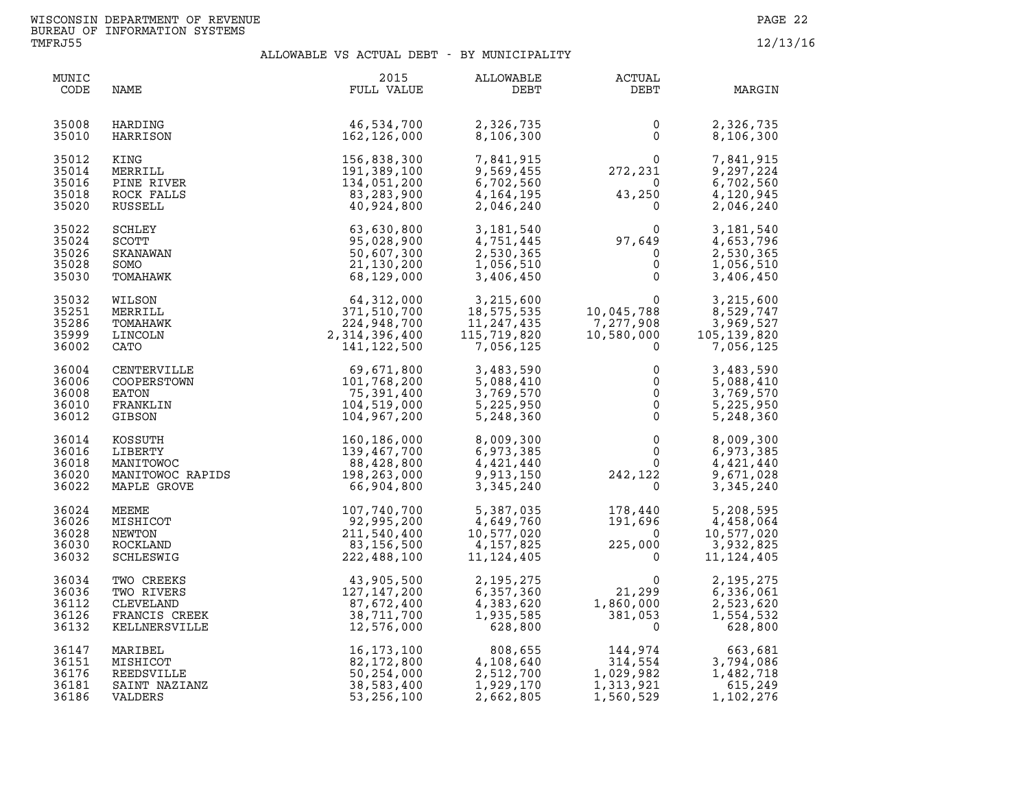WISCONSIN DEPARTMENT OF REVENUE
BUREAU OF INFORMATION SYSTEMS
TMFRJ55

12/13/16

## ALLOWABLE VS ACTUAL DEBT - BY MUNICIPALITY

| MUNIC CODE | NAME | 2015 FULL VALUE | ALLOWABLE DEBT | ACTUAL DEBT | MARGIN |
|---|---|---|---|---|---|
| 35008 | HARDING | 46,534,700 | 2,326,735 | 0 | 2,326,735 |
| 35010 | HARRISON | 162,126,000 | 8,106,300 | 0 | 8,106,300 |
| 35012 | KING | 156,838,300 | 7,841,915 | 0 | 7,841,915 |
| 35014 | MERRILL | 191,389,100 | 9,569,455 | 272,231 | 9,297,224 |
| 35016 | PINE RIVER | 134,051,200 | 6,702,560 | 0 | 6,702,560 |
| 35018 | ROCK FALLS | 83,283,900 | 4,164,195 | 43,250 | 4,120,945 |
| 35020 | RUSSELL | 40,924,800 | 2,046,240 | 0 | 2,046,240 |
| 35022 | SCHLEY | 63,630,800 | 3,181,540 | 0 | 3,181,540 |
| 35024 | SCOTT | 95,028,900 | 4,751,445 | 97,649 | 4,653,796 |
| 35026 | SKANAWAN | 50,607,300 | 2,530,365 | 0 | 2,530,365 |
| 35028 | SOMO | 21,130,200 | 1,056,510 | 0 | 1,056,510 |
| 35030 | TOMAHAWK | 68,129,000 | 3,406,450 | 0 | 3,406,450 |
| 35032 | WILSON | 64,312,000 | 3,215,600 | 0 | 3,215,600 |
| 35251 | MERRILL | 371,510,700 | 18,575,535 | 10,045,788 | 8,529,747 |
| 35286 | TOMAHAWK | 224,948,700 | 11,247,435 | 7,277,908 | 3,969,527 |
| 35999 | LINCOLN | 2,314,396,400 | 115,719,820 | 10,580,000 | 105,139,820 |
| 36002 | CATO | 141,122,500 | 7,056,125 | 0 | 7,056,125 |
| 36004 | CENTERVILLE | 69,671,800 | 3,483,590 | 0 | 3,483,590 |
| 36006 | COOPERSTOWN | 101,768,200 | 5,088,410 | 0 | 5,088,410 |
| 36008 | EATON | 75,391,400 | 3,769,570 | 0 | 3,769,570 |
| 36010 | FRANKLIN | 104,519,000 | 5,225,950 | 0 | 5,225,950 |
| 36012 | GIBSON | 104,967,200 | 5,248,360 | 0 | 5,248,360 |
| 36014 | KOSSUTH | 160,186,000 | 8,009,300 | 0 | 8,009,300 |
| 36016 | LIBERTY | 139,467,700 | 6,973,385 | 0 | 6,973,385 |
| 36018 | MANITOWOC | 88,428,800 | 4,421,440 | 0 | 4,421,440 |
| 36020 | MANITOWOC RAPIDS | 198,263,000 | 9,913,150 | 242,122 | 9,671,028 |
| 36022 | MAPLE GROVE | 66,904,800 | 3,345,240 | 0 | 3,345,240 |
| 36024 | MEEME | 107,740,700 | 5,387,035 | 178,440 | 5,208,595 |
| 36026 | MISHICOT | 92,995,200 | 4,649,760 | 191,696 | 4,458,064 |
| 36028 | NEWTON | 211,540,400 | 10,577,020 | 0 | 10,577,020 |
| 36030 | ROCKLAND | 83,156,500 | 4,157,825 | 225,000 | 3,932,825 |
| 36032 | SCHLESWIG | 222,488,100 | 11,124,405 | 0 | 11,124,405 |
| 36034 | TWO CREEKS | 43,905,500 | 2,195,275 | 0 | 2,195,275 |
| 36036 | TWO RIVERS | 127,147,200 | 6,357,360 | 21,299 | 6,336,061 |
| 36112 | CLEVELAND | 87,672,400 | 4,383,620 | 1,860,000 | 2,523,620 |
| 36126 | FRANCIS CREEK | 38,711,700 | 1,935,585 | 381,053 | 1,554,532 |
| 36132 | KELLNERSVILLE | 12,576,000 | 628,800 | 0 | 628,800 |
| 36147 | MARIBEL | 16,173,100 | 808,655 | 144,974 | 663,681 |
| 36151 | MISHICOT | 82,172,800 | 4,108,640 | 314,554 | 3,794,086 |
| 36176 | REEDSVILLE | 50,254,000 | 2,512,700 | 1,029,982 | 1,482,718 |
| 36181 | SAINT NAZIANZ | 38,583,400 | 1,929,170 | 1,313,921 | 615,249 |
| 36186 | VALDERS | 53,256,100 | 2,662,805 | 1,560,529 | 1,102,276 |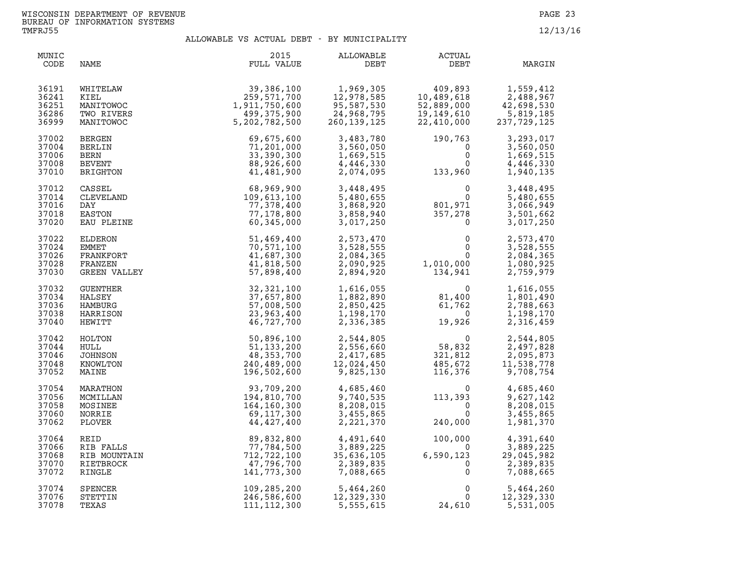WISCONSIN DEPARTMENT OF REVENUE
BUREAU OF INFORMATION SYSTEMS
TMFRJ55

12/13/16

## ALLOWABLE VS ACTUAL DEBT - BY MUNICIPALITY

| MUNIC CODE | NAME | 2015 FULL VALUE | ALLOWABLE DEBT | ACTUAL DEBT | MARGIN |
|---|---|---|---|---|---|
| 36191 | WHITELAW | 39,386,100 | 1,969,305 | 409,893 | 1,559,412 |
| 36241 | KIEL | 259,571,700 | 12,978,585 | 10,489,618 | 2,488,967 |
| 36251 | MANITOWOC | 1,911,750,600 | 95,587,530 | 52,889,000 | 42,698,530 |
| 36286 | TWO RIVERS | 499,375,900 | 24,968,795 | 19,149,610 | 5,819,185 |
| 36999 | MANITOWOC | 5,202,782,500 | 260,139,125 | 22,410,000 | 237,729,125 |
| 37002 | BERGEN | 69,675,600 | 3,483,780 | 190,763 | 3,293,017 |
| 37004 | BERLIN | 71,201,000 | 3,560,050 | 0 | 3,560,050 |
| 37006 | BERN | 33,390,300 | 1,669,515 | 0 | 1,669,515 |
| 37008 | BEVENT | 88,926,600 | 4,446,330 | 0 | 4,446,330 |
| 37010 | BRIGHTON | 41,481,900 | 2,074,095 | 133,960 | 1,940,135 |
| 37012 | CASSEL | 68,969,900 | 3,448,495 | 0 | 3,448,495 |
| 37014 | CLEVELAND | 109,613,100 | 5,480,655 | 0 | 5,480,655 |
| 37016 | DAY | 77,378,400 | 3,868,920 | 801,971 | 3,066,949 |
| 37018 | EASTON | 77,178,800 | 3,858,940 | 357,278 | 3,501,662 |
| 37020 | EAU PLEINE | 60,345,000 | 3,017,250 | 0 | 3,017,250 |
| 37022 | ELDERON | 51,469,400 | 2,573,470 | 0 | 2,573,470 |
| 37024 | EMMET | 70,571,100 | 3,528,555 | 0 | 3,528,555 |
| 37026 | FRANKFORT | 41,687,300 | 2,084,365 | 0 | 2,084,365 |
| 37028 | FRANZEN | 41,818,500 | 2,090,925 | 1,010,000 | 1,080,925 |
| 37030 | GREEN VALLEY | 57,898,400 | 2,894,920 | 134,941 | 2,759,979 |
| 37032 | GUENTHER | 32,321,100 | 1,616,055 | 0 | 1,616,055 |
| 37034 | HALSEY | 37,657,800 | 1,882,890 | 81,400 | 1,801,490 |
| 37036 | HAMBURG | 57,008,500 | 2,850,425 | 61,762 | 2,788,663 |
| 37038 | HARRISON | 23,963,400 | 1,198,170 | 0 | 1,198,170 |
| 37040 | HEWITT | 46,727,700 | 2,336,385 | 19,926 | 2,316,459 |
| 37042 | HOLTON | 50,896,100 | 2,544,805 | 0 | 2,544,805 |
| 37044 | HULL | 51,133,200 | 2,556,660 | 58,832 | 2,497,828 |
| 37046 | JOHNSON | 48,353,700 | 2,417,685 | 321,812 | 2,095,873 |
| 37048 | KNOWLTON | 240,489,000 | 12,024,450 | 485,672 | 11,538,778 |
| 37052 | MAINE | 196,502,600 | 9,825,130 | 116,376 | 9,708,754 |
| 37054 | MARATHON | 93,709,200 | 4,685,460 | 0 | 4,685,460 |
| 37056 | MCMILLAN | 194,810,700 | 9,740,535 | 113,393 | 9,627,142 |
| 37058 | MOSINEE | 164,160,300 | 8,208,015 | 0 | 8,208,015 |
| 37060 | NORRIE | 69,117,300 | 3,455,865 | 0 | 3,455,865 |
| 37062 | PLOVER | 44,427,400 | 2,221,370 | 240,000 | 1,981,370 |
| 37064 | REID | 89,832,800 | 4,491,640 | 100,000 | 4,391,640 |
| 37066 | RIB FALLS | 77,784,500 | 3,889,225 | 0 | 3,889,225 |
| 37068 | RIB MOUNTAIN | 712,722,100 | 35,636,105 | 6,590,123 | 29,045,982 |
| 37070 | RIETBROCK | 47,796,700 | 2,389,835 | 0 | 2,389,835 |
| 37072 | RINGLE | 141,773,300 | 7,088,665 | 0 | 7,088,665 |
| 37074 | SPENCER | 109,285,200 | 5,464,260 | 0 | 5,464,260 |
| 37076 | STETTIN | 246,586,600 | 12,329,330 | 0 | 12,329,330 |
| 37078 | TEXAS | 111,112,300 | 5,555,615 | 24,610 | 5,531,005 |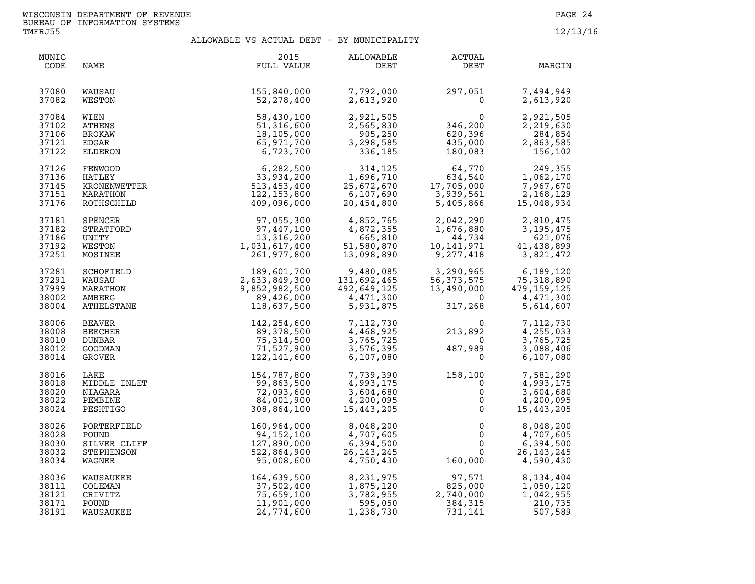WISCONSIN DEPARTMENT OF REVENUE
BUREAU OF INFORMATION SYSTEMS
TMFRJ55

12/13/16

## ALLOWABLE VS ACTUAL DEBT - BY MUNICIPALITY

| MUNIC CODE | NAME | 2015 FULL VALUE | ALLOWABLE DEBT | ACTUAL DEBT | MARGIN |
|---|---|---|---|---|---|
| 37080 | WAUSAU | 155,840,000 | 7,792,000 | 297,051 | 7,494,949 |
| 37082 | WESTON | 52,278,400 | 2,613,920 | 0 | 2,613,920 |
| 37084 | WIEN | 58,430,100 | 2,921,505 | 0 | 2,921,505 |
| 37102 | ATHENS | 51,316,600 | 2,565,830 | 346,200 | 2,219,630 |
| 37106 | BROKAW | 18,105,000 | 905,250 | 620,396 | 284,854 |
| 37121 | EDGAR | 65,971,700 | 3,298,585 | 435,000 | 2,863,585 |
| 37122 | ELDERON | 6,723,700 | 336,185 | 180,083 | 156,102 |
| 37126 | FENWOOD | 6,282,500 | 314,125 | 64,770 | 249,355 |
| 37136 | HATLEY | 33,934,200 | 1,696,710 | 634,540 | 1,062,170 |
| 37145 | KRONENWETTER | 513,453,400 | 25,672,670 | 17,705,000 | 7,967,670 |
| 37151 | MARATHON | 122,153,800 | 6,107,690 | 3,939,561 | 2,168,129 |
| 37176 | ROTHSCHILD | 409,096,000 | 20,454,800 | 5,405,866 | 15,048,934 |
| 37181 | SPENCER | 97,055,300 | 4,852,765 | 2,042,290 | 2,810,475 |
| 37182 | STRATFORD | 97,447,100 | 4,872,355 | 1,676,880 | 3,195,475 |
| 37186 | UNITY | 13,316,200 | 665,810 | 44,734 | 621,076 |
| 37192 | WESTON | 1,031,617,400 | 51,580,870 | 10,141,971 | 41,438,899 |
| 37251 | MOSINEE | 261,977,800 | 13,098,890 | 9,277,418 | 3,821,472 |
| 37281 | SCHOFIELD | 189,601,700 | 9,480,085 | 3,290,965 | 6,189,120 |
| 37291 | WAUSAU | 2,633,849,300 | 131,692,465 | 56,373,575 | 75,318,890 |
| 37999 | MARATHON | 9,852,982,500 | 492,649,125 | 13,490,000 | 479,159,125 |
| 38002 | AMBERG | 89,426,000 | 4,471,300 | 0 | 4,471,300 |
| 38004 | ATHELSTANE | 118,637,500 | 5,931,875 | 317,268 | 5,614,607 |
| 38006 | BEAVER | 142,254,600 | 7,112,730 | 0 | 7,112,730 |
| 38008 | BEECHER | 89,378,500 | 4,468,925 | 213,892 | 4,255,033 |
| 38010 | DUNBAR | 75,314,500 | 3,765,725 | 0 | 3,765,725 |
| 38012 | GOODMAN | 71,527,900 | 3,576,395 | 487,989 | 3,088,406 |
| 38014 | GROVER | 122,141,600 | 6,107,080 | 0 | 6,107,080 |
| 38016 | LAKE | 154,787,800 | 7,739,390 | 158,100 | 7,581,290 |
| 38018 | MIDDLE INLET | 99,863,500 | 4,993,175 | 0 | 4,993,175 |
| 38020 | NIAGARA | 72,093,600 | 3,604,680 | 0 | 3,604,680 |
| 38022 | PEMBINE | 84,001,900 | 4,200,095 | 0 | 4,200,095 |
| 38024 | PESHTIGO | 308,864,100 | 15,443,205 | 0 | 15,443,205 |
| 38026 | PORTERFIELD | 160,964,000 | 8,048,200 | 0 | 8,048,200 |
| 38028 | POUND | 94,152,100 | 4,707,605 | 0 | 4,707,605 |
| 38030 | SILVER CLIFF | 127,890,000 | 6,394,500 | 0 | 6,394,500 |
| 38032 | STEPHENSON | 522,864,900 | 26,143,245 | 0 | 26,143,245 |
| 38034 | WAGNER | 95,008,600 | 4,750,430 | 160,000 | 4,590,430 |
| 38036 | WAUSAUKEE | 164,639,500 | 8,231,975 | 97,571 | 8,134,404 |
| 38111 | COLEMAN | 37,502,400 | 1,875,120 | 825,000 | 1,050,120 |
| 38121 | CRIVITZ | 75,659,100 | 3,782,955 | 2,740,000 | 1,042,955 |
| 38171 | POUND | 11,901,000 | 595,050 | 384,315 | 210,735 |
| 38191 | WAUSAUKEE | 24,774,600 | 1,238,730 | 731,141 | 507,589 |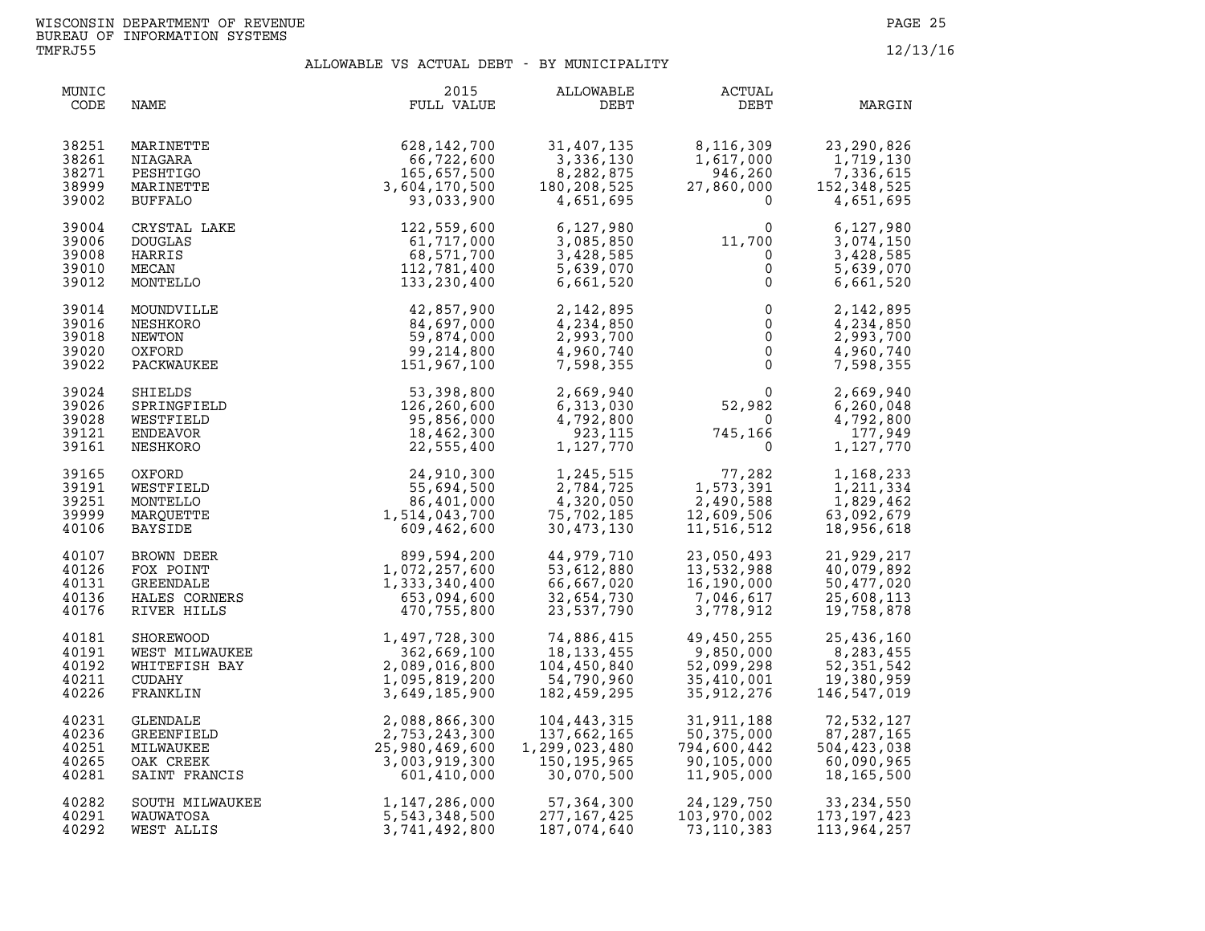WISCONSIN DEPARTMENT OF REVENUE
BUREAU OF INFORMATION SYSTEMS
TMFRJ55

12/13/16

## ALLOWABLE VS ACTUAL DEBT - BY MUNICIPALITY

| MUNIC CODE | NAME | 2015 FULL VALUE | ALLOWABLE DEBT | ACTUAL DEBT | MARGIN |
|---|---|---|---|---|---|
| 38251 | MARINETTE | 628,142,700 | 31,407,135 | 8,116,309 | 23,290,826 |
| 38261 | NIAGARA | 66,722,600 | 3,336,130 | 1,617,000 | 1,719,130 |
| 38271 | PESHTIGO | 165,657,500 | 8,282,875 | 946,260 | 7,336,615 |
| 38999 | MARINETTE | 3,604,170,500 | 180,208,525 | 27,860,000 | 152,348,525 |
| 39002 | BUFFALO | 93,033,900 | 4,651,695 | 0 | 4,651,695 |
| 39004 | CRYSTAL LAKE | 122,559,600 | 6,127,980 | 0 | 6,127,980 |
| 39006 | DOUGLAS | 61,717,000 | 3,085,850 | 11,700 | 3,074,150 |
| 39008 | HARRIS | 68,571,700 | 3,428,585 | 0 | 3,428,585 |
| 39010 | MECAN | 112,781,400 | 5,639,070 | 0 | 5,639,070 |
| 39012 | MONTELLO | 133,230,400 | 6,661,520 | 0 | 6,661,520 |
| 39014 | MOUNDVILLE | 42,857,900 | 2,142,895 | 0 | 2,142,895 |
| 39016 | NESHKORO | 84,697,000 | 4,234,850 | 0 | 4,234,850 |
| 39018 | NEWTON | 59,874,000 | 2,993,700 | 0 | 2,993,700 |
| 39020 | OXFORD | 99,214,800 | 4,960,740 | 0 | 4,960,740 |
| 39022 | PACKWAUKEE | 151,967,100 | 7,598,355 | 0 | 7,598,355 |
| 39024 | SHIELDS | 53,398,800 | 2,669,940 | 0 | 2,669,940 |
| 39026 | SPRINGFIELD | 126,260,600 | 6,313,030 | 52,982 | 6,260,048 |
| 39028 | WESTFIELD | 95,856,000 | 4,792,800 | 0 | 4,792,800 |
| 39121 | ENDEAVOR | 18,462,300 | 923,115 | 745,166 | 177,949 |
| 39161 | NESHKORO | 22,555,400 | 1,127,770 | 0 | 1,127,770 |
| 39165 | OXFORD | 24,910,300 | 1,245,515 | 77,282 | 1,168,233 |
| 39191 | WESTFIELD | 55,694,500 | 2,784,725 | 1,573,391 | 1,211,334 |
| 39251 | MONTELLO | 86,401,000 | 4,320,050 | 2,490,588 | 1,829,462 |
| 39999 | MARQUETTE | 1,514,043,700 | 75,702,185 | 12,609,506 | 63,092,679 |
| 40106 | BAYSIDE | 609,462,600 | 30,473,130 | 11,516,512 | 18,956,618 |
| 40107 | BROWN DEER | 899,594,200 | 44,979,710 | 23,050,493 | 21,929,217 |
| 40126 | FOX POINT | 1,072,257,600 | 53,612,880 | 13,532,988 | 40,079,892 |
| 40131 | GREENDALE | 1,333,340,400 | 66,667,020 | 16,190,000 | 50,477,020 |
| 40136 | HALES CORNERS | 653,094,600 | 32,654,730 | 7,046,617 | 25,608,113 |
| 40176 | RIVER HILLS | 470,755,800 | 23,537,790 | 3,778,912 | 19,758,878 |
| 40181 | SHOREWOOD | 1,497,728,300 | 74,886,415 | 49,450,255 | 25,436,160 |
| 40191 | WEST MILWAUKEE | 362,669,100 | 18,133,455 | 9,850,000 | 8,283,455 |
| 40192 | WHITEFISH BAY | 2,089,016,800 | 104,450,840 | 52,099,298 | 52,351,542 |
| 40211 | CUDAHY | 1,095,819,200 | 54,790,960 | 35,410,001 | 19,380,959 |
| 40226 | FRANKLIN | 3,649,185,900 | 182,459,295 | 35,912,276 | 146,547,019 |
| 40231 | GLENDALE | 2,088,866,300 | 104,443,315 | 31,911,188 | 72,532,127 |
| 40236 | GREENFIELD | 2,753,243,300 | 137,662,165 | 50,375,000 | 87,287,165 |
| 40251 | MILWAUKEE | 25,980,469,600 | 1,299,023,480 | 794,600,442 | 504,423,038 |
| 40265 | OAK CREEK | 3,003,919,300 | 150,195,965 | 90,105,000 | 60,090,965 |
| 40281 | SAINT FRANCIS | 601,410,000 | 30,070,500 | 11,905,000 | 18,165,500 |
| 40282 | SOUTH MILWAUKEE | 1,147,286,000 | 57,364,300 | 24,129,750 | 33,234,550 |
| 40291 | WAUWATOSA | 5,543,348,500 | 277,167,425 | 103,970,002 | 173,197,423 |
| 40292 | WEST ALLIS | 3,741,492,800 | 187,074,640 | 73,110,383 | 113,964,257 |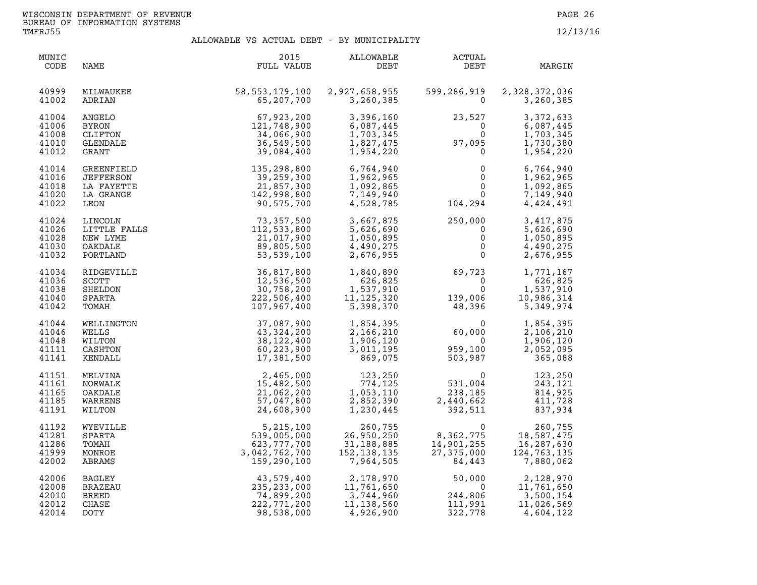WISCONSIN DEPARTMENT OF REVENUE
BUREAU OF INFORMATION SYSTEMS
TMFRJ55

12/13/16

## ALLOWABLE VS ACTUAL DEBT - BY MUNICIPALITY

| MUNIC CODE | NAME | 2015 FULL VALUE | ALLOWABLE DEBT | ACTUAL DEBT | MARGIN |
|---|---|---|---|---|---|
| 40999 | MILWAUKEE | 58,553,179,100 | 2,927,658,955 | 599,286,919 | 2,328,372,036 |
| 41002 | ADRIAN | 65,207,700 | 3,260,385 | 0 | 3,260,385 |
| 41004 | ANGELO | 67,923,200 | 3,396,160 | 23,527 | 3,372,633 |
| 41006 | BYRON | 121,748,900 | 6,087,445 | 0 | 6,087,445 |
| 41008 | CLIFTON | 34,066,900 | 1,703,345 | 0 | 1,703,345 |
| 41010 | GLENDALE | 36,549,500 | 1,827,475 | 97,095 | 1,730,380 |
| 41012 | GRANT | 39,084,400 | 1,954,220 | 0 | 1,954,220 |
| 41014 | GREENFIELD | 135,298,800 | 6,764,940 | 0 | 6,764,940 |
| 41016 | JEFFERSON | 39,259,300 | 1,962,965 | 0 | 1,962,965 |
| 41018 | LA FAYETTE | 21,857,300 | 1,092,865 | 0 | 1,092,865 |
| 41020 | LA GRANGE | 142,998,800 | 7,149,940 | 0 | 7,149,940 |
| 41022 | LEON | 90,575,700 | 4,528,785 | 104,294 | 4,424,491 |
| 41024 | LINCOLN | 73,357,500 | 3,667,875 | 250,000 | 3,417,875 |
| 41026 | LITTLE FALLS | 112,533,800 | 5,626,690 | 0 | 5,626,690 |
| 41028 | NEW LYME | 21,017,900 | 1,050,895 | 0 | 1,050,895 |
| 41030 | OAKDALE | 89,805,500 | 4,490,275 | 0 | 4,490,275 |
| 41032 | PORTLAND | 53,539,100 | 2,676,955 | 0 | 2,676,955 |
| 41034 | RIDGEVILLE | 36,817,800 | 1,840,890 | 69,723 | 1,771,167 |
| 41036 | SCOTT | 12,536,500 | 626,825 | 0 | 626,825 |
| 41038 | SHELDON | 30,758,200 | 1,537,910 | 0 | 1,537,910 |
| 41040 | SPARTA | 222,506,400 | 11,125,320 | 139,006 | 10,986,314 |
| 41042 | TOMAH | 107,967,400 | 5,398,370 | 48,396 | 5,349,974 |
| 41044 | WELLINGTON | 37,087,900 | 1,854,395 | 0 | 1,854,395 |
| 41046 | WELLS | 43,324,200 | 2,166,210 | 60,000 | 2,106,210 |
| 41048 | WILTON | 38,122,400 | 1,906,120 | 0 | 1,906,120 |
| 41111 | CASHTON | 60,223,900 | 3,011,195 | 959,100 | 2,052,095 |
| 41141 | KENDALL | 17,381,500 | 869,075 | 503,987 | 365,088 |
| 41151 | MELVINA | 2,465,000 | 123,250 | 0 | 123,250 |
| 41161 | NORWALK | 15,482,500 | 774,125 | 531,004 | 243,121 |
| 41165 | OAKDALE | 21,062,200 | 1,053,110 | 238,185 | 814,925 |
| 41185 | WARRENS | 57,047,800 | 2,852,390 | 2,440,662 | 411,728 |
| 41191 | WILTON | 24,608,900 | 1,230,445 | 392,511 | 837,934 |
| 41192 | WYEVILLE | 5,215,100 | 260,755 | 0 | 260,755 |
| 41281 | SPARTA | 539,005,000 | 26,950,250 | 8,362,775 | 18,587,475 |
| 41286 | TOMAH | 623,777,700 | 31,188,885 | 14,901,255 | 16,287,630 |
| 41999 | MONROE | 3,042,762,700 | 152,138,135 | 27,375,000 | 124,763,135 |
| 42002 | ABRAMS | 159,290,100 | 7,964,505 | 84,443 | 7,880,062 |
| 42006 | BAGLEY | 43,579,400 | 2,178,970 | 50,000 | 2,128,970 |
| 42008 | BRAZEAU | 235,233,000 | 11,761,650 | 0 | 11,761,650 |
| 42010 | BREED | 74,899,200 | 3,744,960 | 244,806 | 3,500,154 |
| 42012 | CHASE | 222,771,200 | 11,138,560 | 111,991 | 11,026,569 |
| 42014 | DOTY | 98,538,000 | 4,926,900 | 322,778 | 4,604,122 |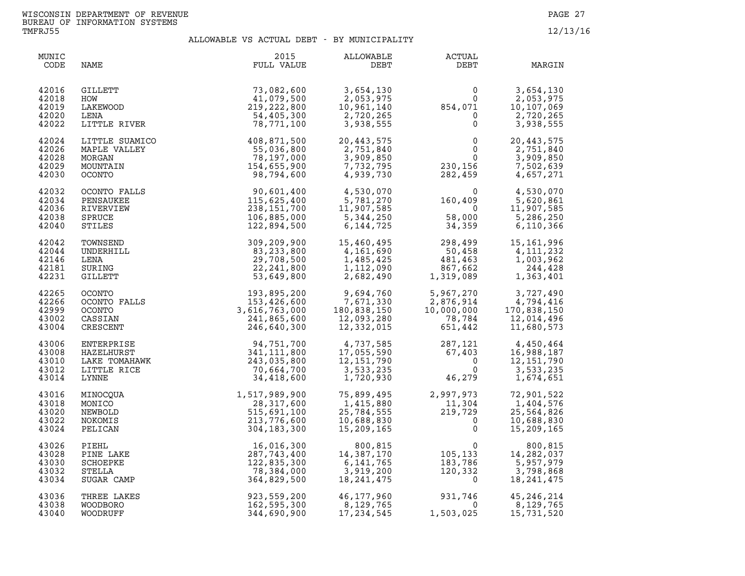WISCONSIN DEPARTMENT OF REVENUE
BUREAU OF INFORMATION SYSTEMS
TMFRJ55

12/13/16

## ALLOWABLE VS ACTUAL DEBT - BY MUNICIPALITY

| MUNIC CODE | NAME | 2015 FULL VALUE | ALLOWABLE DEBT | ACTUAL DEBT | MARGIN |
|---|---|---|---|---|---|
| 42016 | GILLETT | 73,082,600 | 3,654,130 | 0 | 3,654,130 |
| 42018 | HOW | 41,079,500 | 2,053,975 | 0 | 2,053,975 |
| 42019 | LAKEWOOD | 219,222,800 | 10,961,140 | 854,071 | 10,107,069 |
| 42020 | LENA | 54,405,300 | 2,720,265 | 0 | 2,720,265 |
| 42022 | LITTLE RIVER | 78,771,100 | 3,938,555 | 0 | 3,938,555 |
| 42024 | LITTLE SUAMICO | 408,871,500 | 20,443,575 | 0 | 20,443,575 |
| 42026 | MAPLE VALLEY | 55,036,800 | 2,751,840 | 0 | 2,751,840 |
| 42028 | MORGAN | 78,197,000 | 3,909,850 | 0 | 3,909,850 |
| 42029 | MOUNTAIN | 154,655,900 | 7,732,795 | 230,156 | 7,502,639 |
| 42030 | OCONTO | 98,794,600 | 4,939,730 | 282,459 | 4,657,271 |
| 42032 | OCONTO FALLS | 90,601,400 | 4,530,070 | 0 | 4,530,070 |
| 42034 | PENSAUKEE | 115,625,400 | 5,781,270 | 160,409 | 5,620,861 |
| 42036 | RIVERVIEW | 238,151,700 | 11,907,585 | 0 | 11,907,585 |
| 42038 | SPRUCE | 106,885,000 | 5,344,250 | 58,000 | 5,286,250 |
| 42040 | STILES | 122,894,500 | 6,144,725 | 34,359 | 6,110,366 |
| 42042 | TOWNSEND | 309,209,900 | 15,460,495 | 298,499 | 15,161,996 |
| 42044 | UNDERHILL | 83,233,800 | 4,161,690 | 50,458 | 4,111,232 |
| 42146 | LENA | 29,708,500 | 1,485,425 | 481,463 | 1,003,962 |
| 42181 | SURING | 22,241,800 | 1,112,090 | 867,662 | 244,428 |
| 42231 | GILLETT | 53,649,800 | 2,682,490 | 1,319,089 | 1,363,401 |
| 42265 | OCONTO | 193,895,200 | 9,694,760 | 5,967,270 | 3,727,490 |
| 42266 | OCONTO FALLS | 153,426,600 | 7,671,330 | 2,876,914 | 4,794,416 |
| 42999 | OCONTO | 3,616,763,000 | 180,838,150 | 10,000,000 | 170,838,150 |
| 43002 | CASSIAN | 241,865,600 | 12,093,280 | 78,784 | 12,014,496 |
| 43004 | CRESCENT | 246,640,300 | 12,332,015 | 651,442 | 11,680,573 |
| 43006 | ENTERPRISE | 94,751,700 | 4,737,585 | 287,121 | 4,450,464 |
| 43008 | HAZELHURST | 341,111,800 | 17,055,590 | 67,403 | 16,988,187 |
| 43010 | LAKE TOMAHAWK | 243,035,800 | 12,151,790 | 0 | 12,151,790 |
| 43012 | LITTLE RICE | 70,664,700 | 3,533,235 | 0 | 3,533,235 |
| 43014 | LYNNE | 34,418,600 | 1,720,930 | 46,279 | 1,674,651 |
| 43016 | MINOCQUA | 1,517,989,900 | 75,899,495 | 2,997,973 | 72,901,522 |
| 43018 | MONICO | 28,317,600 | 1,415,880 | 11,304 | 1,404,576 |
| 43020 | NEWBOLD | 515,691,100 | 25,784,555 | 219,729 | 25,564,826 |
| 43022 | NOKOMIS | 213,776,600 | 10,688,830 | 0 | 10,688,830 |
| 43024 | PELICAN | 304,183,300 | 15,209,165 | 0 | 15,209,165 |
| 43026 | PIEHL | 16,016,300 | 800,815 | 0 | 800,815 |
| 43028 | PINE LAKE | 287,743,400 | 14,387,170 | 105,133 | 14,282,037 |
| 43030 | SCHOEPKE | 122,835,300 | 6,141,765 | 183,786 | 5,957,979 |
| 43032 | STELLA | 78,384,000 | 3,919,200 | 120,332 | 3,798,868 |
| 43034 | SUGAR CAMP | 364,829,500 | 18,241,475 | 0 | 18,241,475 |
| 43036 | THREE LAKES | 923,559,200 | 46,177,960 | 931,746 | 45,246,214 |
| 43038 | WOODBORO | 162,595,300 | 8,129,765 | 0 | 8,129,765 |
| 43040 | WOODRUFF | 344,690,900 | 17,234,545 | 1,503,025 | 15,731,520 |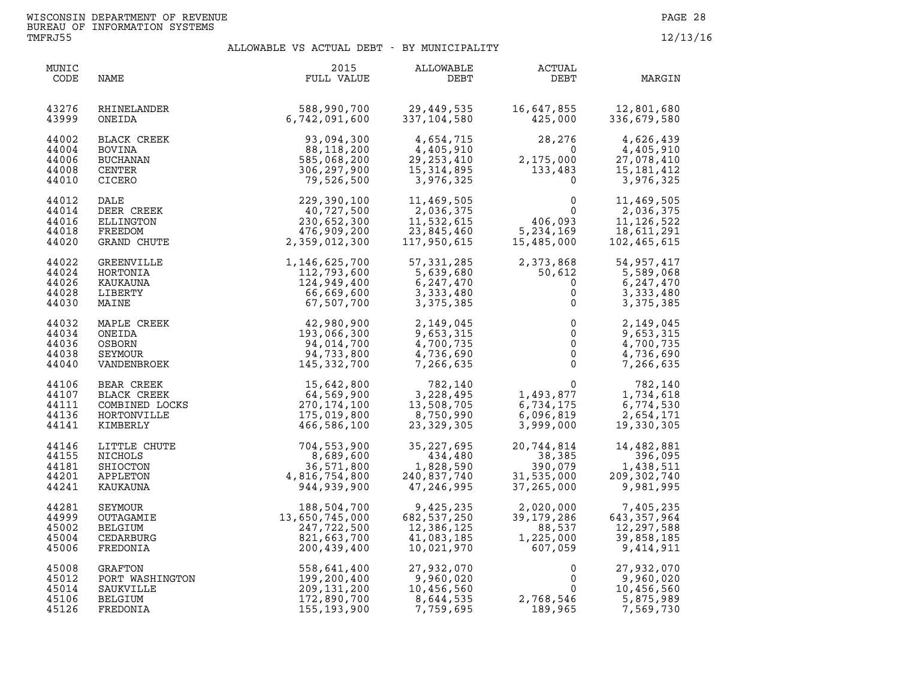WISCONSIN DEPARTMENT OF REVENUE
BUREAU OF INFORMATION SYSTEMS
TMFRJ55

12/13/16

## ALLOWABLE VS ACTUAL DEBT - BY MUNICIPALITY

| MUNIC CODE | NAME | 2015 FULL VALUE | ALLOWABLE DEBT | ACTUAL DEBT | MARGIN |
|---|---|---|---|---|---|
| 43276 | RHINELANDER | 588,990,700 | 29,449,535 | 16,647,855 | 12,801,680 |
| 43999 | ONEIDA | 6,742,091,600 | 337,104,580 | 425,000 | 336,679,580 |
| 44002 | BLACK CREEK | 93,094,300 | 4,654,715 | 28,276 | 4,626,439 |
| 44004 | BOVINA | 88,118,200 | 4,405,910 | 0 | 4,405,910 |
| 44006 | BUCHANAN | 585,068,200 | 29,253,410 | 2,175,000 | 27,078,410 |
| 44008 | CENTER | 306,297,900 | 15,314,895 | 133,483 | 15,181,412 |
| 44010 | CICERO | 79,526,500 | 3,976,325 | 0 | 3,976,325 |
| 44012 | DALE | 229,390,100 | 11,469,505 | 0 | 11,469,505 |
| 44014 | DEER CREEK | 40,727,500 | 2,036,375 | 0 | 2,036,375 |
| 44016 | ELLINGTON | 230,652,300 | 11,532,615 | 406,093 | 11,126,522 |
| 44018 | FREEDOM | 476,909,200 | 23,845,460 | 5,234,169 | 18,611,291 |
| 44020 | GRAND CHUTE | 2,359,012,300 | 117,950,615 | 15,485,000 | 102,465,615 |
| 44022 | GREENVILLE | 1,146,625,700 | 57,331,285 | 2,373,868 | 54,957,417 |
| 44024 | HORTONIA | 112,793,600 | 5,639,680 | 50,612 | 5,589,068 |
| 44026 | KAUKAUNA | 124,949,400 | 6,247,470 | 0 | 6,247,470 |
| 44028 | LIBERTY | 66,669,600 | 3,333,480 | 0 | 3,333,480 |
| 44030 | MAINE | 67,507,700 | 3,375,385 | 0 | 3,375,385 |
| 44032 | MAPLE CREEK | 42,980,900 | 2,149,045 | 0 | 2,149,045 |
| 44034 | ONEIDA | 193,066,300 | 9,653,315 | 0 | 9,653,315 |
| 44036 | OSBORN | 94,014,700 | 4,700,735 | 0 | 4,700,735 |
| 44038 | SEYMOUR | 94,733,800 | 4,736,690 | 0 | 4,736,690 |
| 44040 | VANDENBROEK | 145,332,700 | 7,266,635 | 0 | 7,266,635 |
| 44106 | BEAR CREEK | 15,642,800 | 782,140 | 0 | 782,140 |
| 44107 | BLACK CREEK | 64,569,900 | 3,228,495 | 1,493,877 | 1,734,618 |
| 44111 | COMBINED LOCKS | 270,174,100 | 13,508,705 | 6,734,175 | 6,774,530 |
| 44136 | HORTONVILLE | 175,019,800 | 8,750,990 | 6,096,819 | 2,654,171 |
| 44141 | KIMBERLY | 466,586,100 | 23,329,305 | 3,999,000 | 19,330,305 |
| 44146 | LITTLE CHUTE | 704,553,900 | 35,227,695 | 20,744,814 | 14,482,881 |
| 44155 | NICHOLS | 8,689,600 | 434,480 | 38,385 | 396,095 |
| 44181 | SHIOCTON | 36,571,800 | 1,828,590 | 390,079 | 1,438,511 |
| 44201 | APPLETON | 4,816,754,800 | 240,837,740 | 31,535,000 | 209,302,740 |
| 44241 | KAUKAUNA | 944,939,900 | 47,246,995 | 37,265,000 | 9,981,995 |
| 44281 | SEYMOUR | 188,504,700 | 9,425,235 | 2,020,000 | 7,405,235 |
| 44999 | OUTAGAMIE | 13,650,745,000 | 682,537,250 | 39,179,286 | 643,357,964 |
| 45002 | BELGIUM | 247,722,500 | 12,386,125 | 88,537 | 12,297,588 |
| 45004 | CEDARBURG | 821,663,700 | 41,083,185 | 1,225,000 | 39,858,185 |
| 45006 | FREDONIA | 200,439,400 | 10,021,970 | 607,059 | 9,414,911 |
| 45008 | GRAFTON | 558,641,400 | 27,932,070 | 0 | 27,932,070 |
| 45012 | PORT WASHINGTON | 199,200,400 | 9,960,020 | 0 | 9,960,020 |
| 45014 | SAUKVILLE | 209,131,200 | 10,456,560 | 0 | 10,456,560 |
| 45106 | BELGIUM | 172,890,700 | 8,644,535 | 2,768,546 | 5,875,989 |
| 45126 | FREDONIA | 155,193,900 | 7,759,695 | 189,965 | 7,569,730 |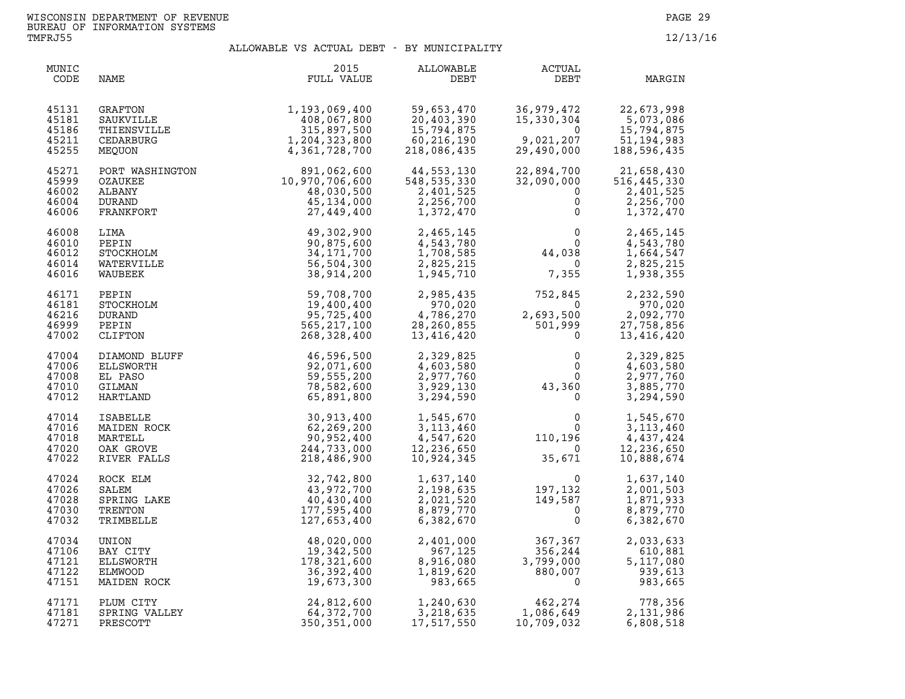WISCONSIN DEPARTMENT OF REVENUE
BUREAU OF INFORMATION SYSTEMS
TMFRJ55

12/13/16

## ALLOWABLE VS ACTUAL DEBT - BY MUNICIPALITY

| MUNIC CODE | NAME | 2015 FULL VALUE | ALLOWABLE DEBT | ACTUAL DEBT | MARGIN |
|---|---|---|---|---|---|
| 45131 | GRAFTON | 1,193,069,400 | 59,653,470 | 36,979,472 | 22,673,998 |
| 45181 | SAUKVILLE | 408,067,800 | 20,403,390 | 15,330,304 | 5,073,086 |
| 45186 | THIENSVILLE | 315,897,500 | 15,794,875 | 0 | 15,794,875 |
| 45211 | CEDARBURG | 1,204,323,800 | 60,216,190 | 9,021,207 | 51,194,983 |
| 45255 | MEQUON | 4,361,728,700 | 218,086,435 | 29,490,000 | 188,596,435 |
| 45271 | PORT WASHINGTON | 891,062,600 | 44,553,130 | 22,894,700 | 21,658,430 |
| 45999 | OZAUKEE | 10,970,706,600 | 548,535,330 | 32,090,000 | 516,445,330 |
| 46002 | ALBANY | 48,030,500 | 2,401,525 | 0 | 2,401,525 |
| 46004 | DURAND | 45,134,000 | 2,256,700 | 0 | 2,256,700 |
| 46006 | FRANKFORT | 27,449,400 | 1,372,470 | 0 | 1,372,470 |
| 46008 | LIMA | 49,302,900 | 2,465,145 | 0 | 2,465,145 |
| 46010 | PEPIN | 90,875,600 | 4,543,780 | 0 | 4,543,780 |
| 46012 | STOCKHOLM | 34,171,700 | 1,708,585 | 44,038 | 1,664,547 |
| 46014 | WATERVILLE | 56,504,300 | 2,825,215 | 0 | 2,825,215 |
| 46016 | WAUBEEK | 38,914,200 | 1,945,710 | 7,355 | 1,938,355 |
| 46171 | PEPIN | 59,708,700 | 2,985,435 | 752,845 | 2,232,590 |
| 46181 | STOCKHOLM | 19,400,400 | 970,020 | 0 | 970,020 |
| 46216 | DURAND | 95,725,400 | 4,786,270 | 2,693,500 | 2,092,770 |
| 46999 | PEPIN | 565,217,100 | 28,260,855 | 501,999 | 27,758,856 |
| 47002 | CLIFTON | 268,328,400 | 13,416,420 | 0 | 13,416,420 |
| 47004 | DIAMOND BLUFF | 46,596,500 | 2,329,825 | 0 | 2,329,825 |
| 47006 | ELLSWORTH | 92,071,600 | 4,603,580 | 0 | 4,603,580 |
| 47008 | EL PASO | 59,555,200 | 2,977,760 | 0 | 2,977,760 |
| 47010 | GILMAN | 78,582,600 | 3,929,130 | 43,360 | 3,885,770 |
| 47012 | HARTLAND | 65,891,800 | 3,294,590 | 0 | 3,294,590 |
| 47014 | ISABELLE | 30,913,400 | 1,545,670 | 0 | 1,545,670 |
| 47016 | MAIDEN ROCK | 62,269,200 | 3,113,460 | 0 | 3,113,460 |
| 47018 | MARTELL | 90,952,400 | 4,547,620 | 110,196 | 4,437,424 |
| 47020 | OAK GROVE | 244,733,000 | 12,236,650 | 0 | 12,236,650 |
| 47022 | RIVER FALLS | 218,486,900 | 10,924,345 | 35,671 | 10,888,674 |
| 47024 | ROCK ELM | 32,742,800 | 1,637,140 | 0 | 1,637,140 |
| 47026 | SALEM | 43,972,700 | 2,198,635 | 197,132 | 2,001,503 |
| 47028 | SPRING LAKE | 40,430,400 | 2,021,520 | 149,587 | 1,871,933 |
| 47030 | TRENTON | 177,595,400 | 8,879,770 | 0 | 8,879,770 |
| 47032 | TRIMBELLE | 127,653,400 | 6,382,670 | 0 | 6,382,670 |
| 47034 | UNION | 48,020,000 | 2,401,000 | 367,367 | 2,033,633 |
| 47106 | BAY CITY | 19,342,500 | 967,125 | 356,244 | 610,881 |
| 47121 | ELLSWORTH | 178,321,600 | 8,916,080 | 3,799,000 | 5,117,080 |
| 47122 | ELMWOOD | 36,392,400 | 1,819,620 | 880,007 | 939,613 |
| 47151 | MAIDEN ROCK | 19,673,300 | 983,665 | 0 | 983,665 |
| 47171 | PLUM CITY | 24,812,600 | 1,240,630 | 462,274 | 778,356 |
| 47181 | SPRING VALLEY | 64,372,700 | 3,218,635 | 1,086,649 | 2,131,986 |
| 47271 | PRESCOTT | 350,351,000 | 17,517,550 | 10,709,032 | 6,808,518 |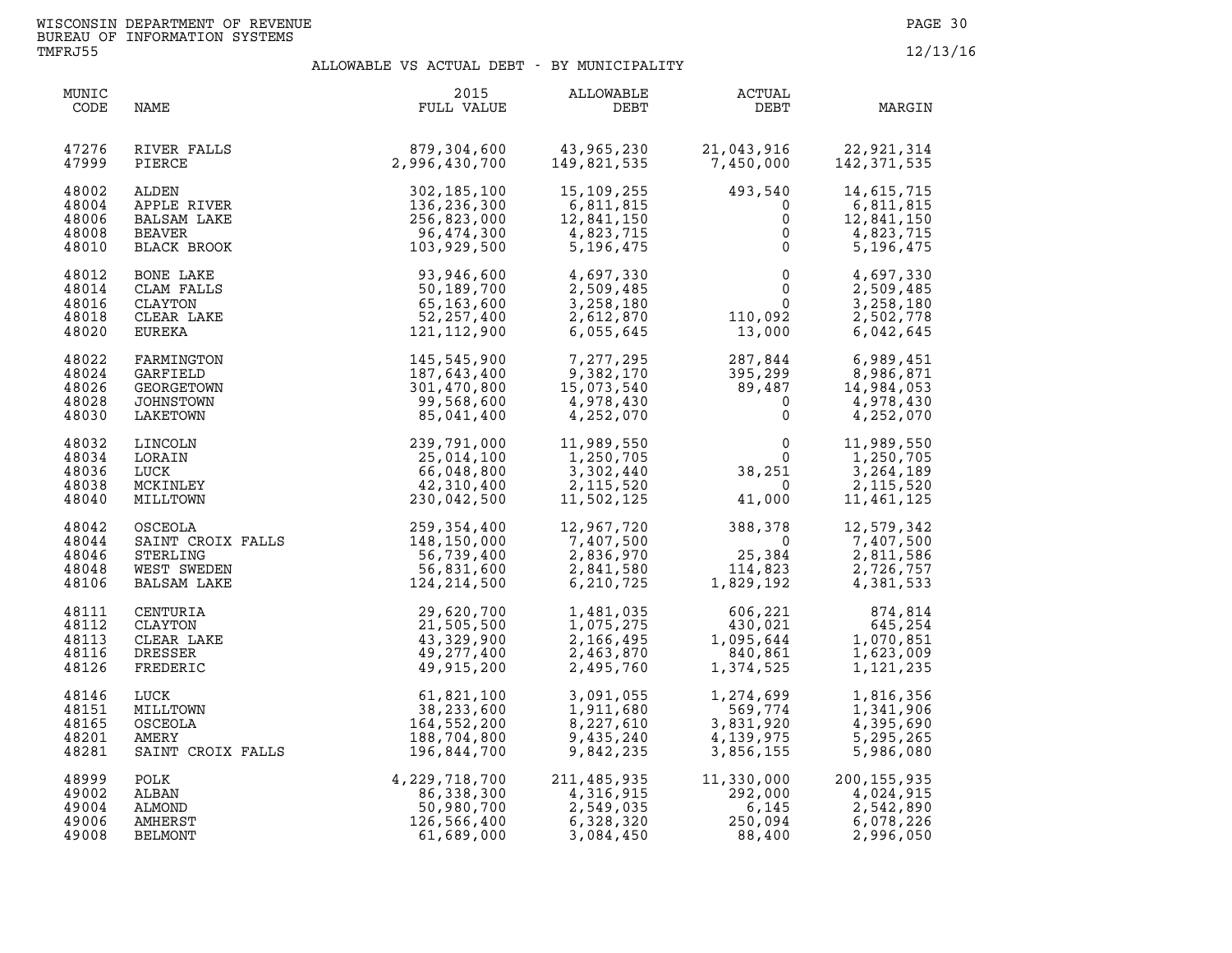WISCONSIN DEPARTMENT OF REVENUE
BUREAU OF INFORMATION SYSTEMS
TMFRJ55

12/13/16

## ALLOWABLE VS ACTUAL DEBT - BY MUNICIPALITY

| MUNIC CODE | NAME | 2015 FULL VALUE | ALLOWABLE DEBT | ACTUAL DEBT | MARGIN |
|---|---|---|---|---|---|
| 47276 | RIVER FALLS | 879,304,600 | 43,965,230 | 21,043,916 | 22,921,314 |
| 47999 | PIERCE | 2,996,430,700 | 149,821,535 | 7,450,000 | 142,371,535 |
| 48002 | ALDEN | 302,185,100 | 15,109,255 | 493,540 | 14,615,715 |
| 48004 | APPLE RIVER | 136,236,300 | 6,811,815 | 0 | 6,811,815 |
| 48006 | BALSAM LAKE | 256,823,000 | 12,841,150 | 0 | 12,841,150 |
| 48008 | BEAVER | 96,474,300 | 4,823,715 | 0 | 4,823,715 |
| 48010 | BLACK BROOK | 103,929,500 | 5,196,475 | 0 | 5,196,475 |
| 48012 | BONE LAKE | 93,946,600 | 4,697,330 | 0 | 4,697,330 |
| 48014 | CLAM FALLS | 50,189,700 | 2,509,485 | 0 | 2,509,485 |
| 48016 | CLAYTON | 65,163,600 | 3,258,180 | 0 | 3,258,180 |
| 48018 | CLEAR LAKE | 52,257,400 | 2,612,870 | 110,092 | 2,502,778 |
| 48020 | EUREKA | 121,112,900 | 6,055,645 | 13,000 | 6,042,645 |
| 48022 | FARMINGTON | 145,545,900 | 7,277,295 | 287,844 | 6,989,451 |
| 48024 | GARFIELD | 187,643,400 | 9,382,170 | 395,299 | 8,986,871 |
| 48026 | GEORGETOWN | 301,470,800 | 15,073,540 | 89,487 | 14,984,053 |
| 48028 | JOHNSTOWN | 99,568,600 | 4,978,430 | 0 | 4,978,430 |
| 48030 | LAKETOWN | 85,041,400 | 4,252,070 | 0 | 4,252,070 |
| 48032 | LINCOLN | 239,791,000 | 11,989,550 | 0 | 11,989,550 |
| 48034 | LORAIN | 25,014,100 | 1,250,705 | 0 | 1,250,705 |
| 48036 | LUCK | 66,048,800 | 3,302,440 | 38,251 | 3,264,189 |
| 48038 | MCKINLEY | 42,310,400 | 2,115,520 | 0 | 2,115,520 |
| 48040 | MILLTOWN | 230,042,500 | 11,502,125 | 41,000 | 11,461,125 |
| 48042 | OSCEOLA | 259,354,400 | 12,967,720 | 388,378 | 12,579,342 |
| 48044 | SAINT CROIX FALLS | 148,150,000 | 7,407,500 | 0 | 7,407,500 |
| 48046 | STERLING | 56,739,400 | 2,836,970 | 25,384 | 2,811,586 |
| 48048 | WEST SWEDEN | 56,831,600 | 2,841,580 | 114,823 | 2,726,757 |
| 48106 | BALSAM LAKE | 124,214,500 | 6,210,725 | 1,829,192 | 4,381,533 |
| 48111 | CENTURIA | 29,620,700 | 1,481,035 | 606,221 | 874,814 |
| 48112 | CLAYTON | 21,505,500 | 1,075,275 | 430,021 | 645,254 |
| 48113 | CLEAR LAKE | 43,329,900 | 2,166,495 | 1,095,644 | 1,070,851 |
| 48116 | DRESSER | 49,277,400 | 2,463,870 | 840,861 | 1,623,009 |
| 48126 | FREDERIC | 49,915,200 | 2,495,760 | 1,374,525 | 1,121,235 |
| 48146 | LUCK | 61,821,100 | 3,091,055 | 1,274,699 | 1,816,356 |
| 48151 | MILLTOWN | 38,233,600 | 1,911,680 | 569,774 | 1,341,906 |
| 48165 | OSCEOLA | 164,552,200 | 8,227,610 | 3,831,920 | 4,395,690 |
| 48201 | AMERY | 188,704,800 | 9,435,240 | 4,139,975 | 5,295,265 |
| 48281 | SAINT CROIX FALLS | 196,844,700 | 9,842,235 | 3,856,155 | 5,986,080 |
| 48999 | POLK | 4,229,718,700 | 211,485,935 | 11,330,000 | 200,155,935 |
| 49002 | ALBAN | 86,338,300 | 4,316,915 | 292,000 | 4,024,915 |
| 49004 | ALMOND | 50,980,700 | 2,549,035 | 6,145 | 2,542,890 |
| 49006 | AMHERST | 126,566,400 | 6,328,320 | 250,094 | 6,078,226 |
| 49008 | BELMONT | 61,689,000 | 3,084,450 | 88,400 | 2,996,050 |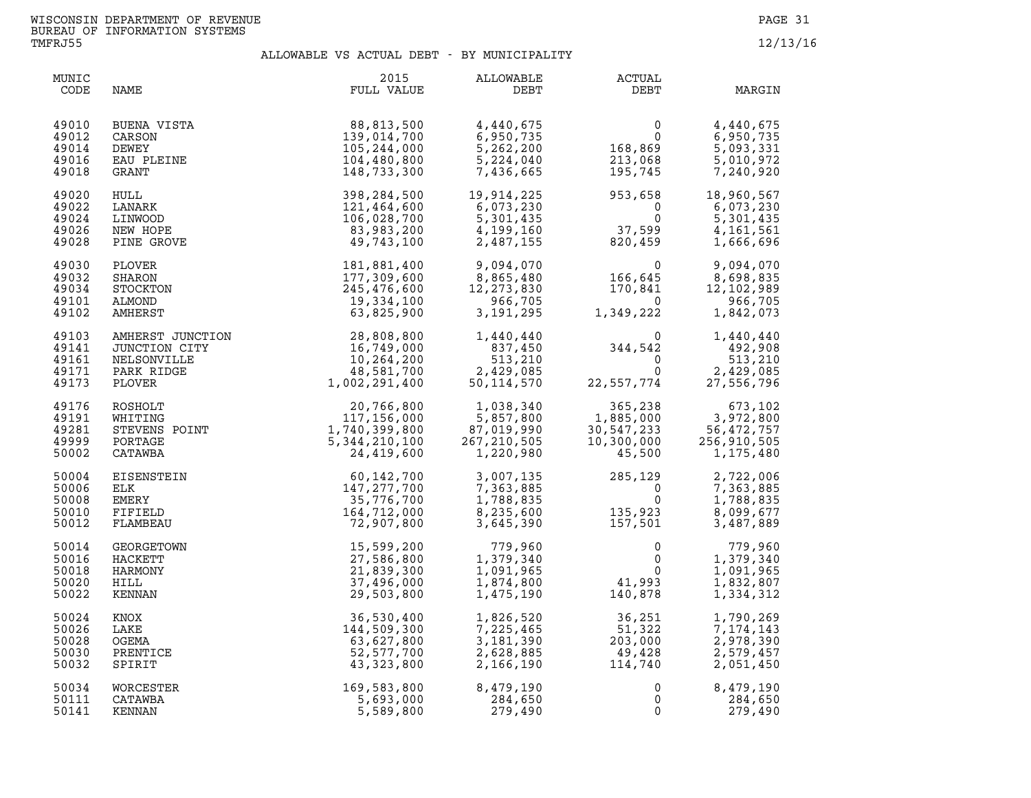WISCONSIN DEPARTMENT OF REVENUE
BUREAU OF INFORMATION SYSTEMS
TMFRJ55

12/13/16

## ALLOWABLE VS ACTUAL DEBT - BY MUNICIPALITY

| MUNIC CODE | NAME | 2015 FULL VALUE | ALLOWABLE DEBT | ACTUAL DEBT | MARGIN |
|---|---|---|---|---|---|
| 49010 | BUENA VISTA | 88,813,500 | 4,440,675 | 0 | 4,440,675 |
| 49012 | CARSON | 139,014,700 | 6,950,735 | 0 | 6,950,735 |
| 49014 | DEWEY | 105,244,000 | 5,262,200 | 168,869 | 5,093,331 |
| 49016 | EAU PLEINE | 104,480,800 | 5,224,040 | 213,068 | 5,010,972 |
| 49018 | GRANT | 148,733,300 | 7,436,665 | 195,745 | 7,240,920 |
| 49020 | HULL | 398,284,500 | 19,914,225 | 953,658 | 18,960,567 |
| 49022 | LANARK | 121,464,600 | 6,073,230 | 0 | 6,073,230 |
| 49024 | LINWOOD | 106,028,700 | 5,301,435 | 0 | 5,301,435 |
| 49026 | NEW HOPE | 83,983,200 | 4,199,160 | 37,599 | 4,161,561 |
| 49028 | PINE GROVE | 49,743,100 | 2,487,155 | 820,459 | 1,666,696 |
| 49030 | PLOVER | 181,881,400 | 9,094,070 | 0 | 9,094,070 |
| 49032 | SHARON | 177,309,600 | 8,865,480 | 166,645 | 8,698,835 |
| 49034 | STOCKTON | 245,476,600 | 12,273,830 | 170,841 | 12,102,989 |
| 49101 | ALMOND | 19,334,100 | 966,705 | 0 | 966,705 |
| 49102 | AMHERST | 63,825,900 | 3,191,295 | 1,349,222 | 1,842,073 |
| 49103 | AMHERST JUNCTION | 28,808,800 | 1,440,440 | 0 | 1,440,440 |
| 49141 | JUNCTION CITY | 16,749,000 | 837,450 | 344,542 | 492,908 |
| 49161 | NELSONVILLE | 10,264,200 | 513,210 | 0 | 513,210 |
| 49171 | PARK RIDGE | 48,581,700 | 2,429,085 | 0 | 2,429,085 |
| 49173 | PLOVER | 1,002,291,400 | 50,114,570 | 22,557,774 | 27,556,796 |
| 49176 | ROSHOLT | 20,766,800 | 1,038,340 | 365,238 | 673,102 |
| 49191 | WHITING | 117,156,000 | 5,857,800 | 1,885,000 | 3,972,800 |
| 49281 | STEVENS POINT | 1,740,399,800 | 87,019,990 | 30,547,233 | 56,472,757 |
| 49999 | PORTAGE | 5,344,210,100 | 267,210,505 | 10,300,000 | 256,910,505 |
| 50002 | CATAWBA | 24,419,600 | 1,220,980 | 45,500 | 1,175,480 |
| 50004 | EISENSTEIN | 60,142,700 | 3,007,135 | 285,129 | 2,722,006 |
| 50006 | ELK | 147,277,700 | 7,363,885 | 0 | 7,363,885 |
| 50008 | EMERY | 35,776,700 | 1,788,835 | 0 | 1,788,835 |
| 50010 | FIFIELD | 164,712,000 | 8,235,600 | 135,923 | 8,099,677 |
| 50012 | FLAMBEAU | 72,907,800 | 3,645,390 | 157,501 | 3,487,889 |
| 50014 | GEORGETOWN | 15,599,200 | 779,960 | 0 | 779,960 |
| 50016 | HACKETT | 27,586,800 | 1,379,340 | 0 | 1,379,340 |
| 50018 | HARMONY | 21,839,300 | 1,091,965 | 0 | 1,091,965 |
| 50020 | HILL | 37,496,000 | 1,874,800 | 41,993 | 1,832,807 |
| 50022 | KENNAN | 29,503,800 | 1,475,190 | 140,878 | 1,334,312 |
| 50024 | KNOX | 36,530,400 | 1,826,520 | 36,251 | 1,790,269 |
| 50026 | LAKE | 144,509,300 | 7,225,465 | 51,322 | 7,174,143 |
| 50028 | OGEMA | 63,627,800 | 3,181,390 | 203,000 | 2,978,390 |
| 50030 | PRENTICE | 52,577,700 | 2,628,885 | 49,428 | 2,579,457 |
| 50032 | SPIRIT | 43,323,800 | 2,166,190 | 114,740 | 2,051,450 |
| 50034 | WORCESTER | 169,583,800 | 8,479,190 | 0 | 8,479,190 |
| 50111 | CATAWBA | 5,693,000 | 284,650 | 0 | 284,650 |
| 50141 | KENNAN | 5,589,800 | 279,490 | 0 | 279,490 |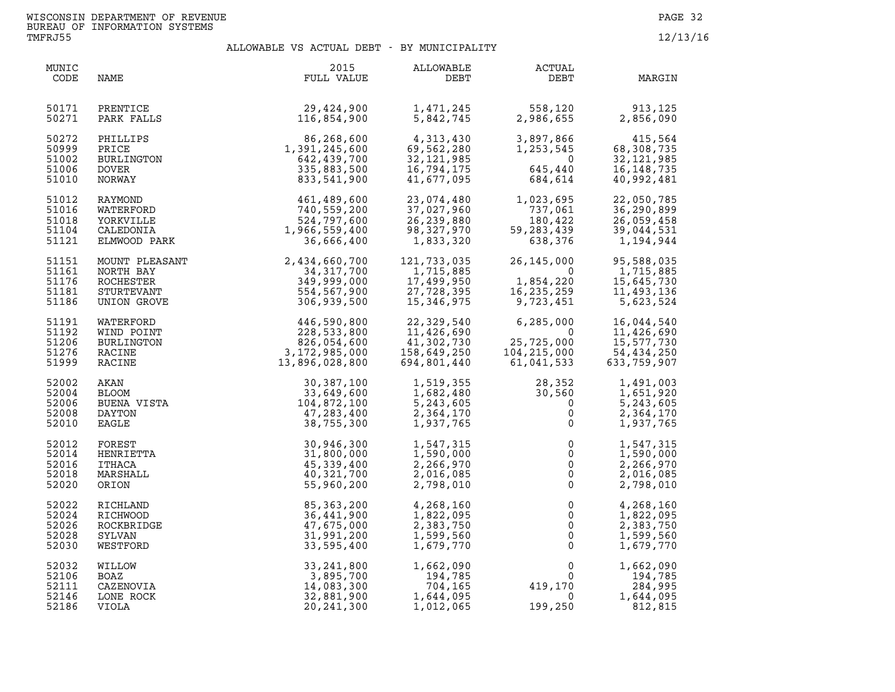WISCONSIN DEPARTMENT OF REVENUE
BUREAU OF INFORMATION SYSTEMS
TMFRJ55

12/13/16

## ALLOWABLE VS ACTUAL DEBT - BY MUNICIPALITY

| MUNIC CODE | NAME | 2015 FULL VALUE | ALLOWABLE DEBT | ACTUAL DEBT | MARGIN |
|---|---|---|---|---|---|
| 50171 | PRENTICE | 29,424,900 | 1,471,245 | 558,120 | 913,125 |
| 50271 | PARK FALLS | 116,854,900 | 5,842,745 | 2,986,655 | 2,856,090 |
| 50272 | PHILLIPS | 86,268,600 | 4,313,430 | 3,897,866 | 415,564 |
| 50999 | PRICE | 1,391,245,600 | 69,562,280 | 1,253,545 | 68,308,735 |
| 51002 | BURLINGTON | 642,439,700 | 32,121,985 | 0 | 32,121,985 |
| 51006 | DOVER | 335,883,500 | 16,794,175 | 645,440 | 16,148,735 |
| 51010 | NORWAY | 833,541,900 | 41,677,095 | 684,614 | 40,992,481 |
| 51012 | RAYMOND | 461,489,600 | 23,074,480 | 1,023,695 | 22,050,785 |
| 51016 | WATERFORD | 740,559,200 | 37,027,960 | 737,061 | 36,290,899 |
| 51018 | YORKVILLE | 524,797,600 | 26,239,880 | 180,422 | 26,059,458 |
| 51104 | CALEDONIA | 1,966,559,400 | 98,327,970 | 59,283,439 | 39,044,531 |
| 51121 | ELMWOOD PARK | 36,666,400 | 1,833,320 | 638,376 | 1,194,944 |
| 51151 | MOUNT PLEASANT | 2,434,660,700 | 121,733,035 | 26,145,000 | 95,588,035 |
| 51161 | NORTH BAY | 34,317,700 | 1,715,885 | 0 | 1,715,885 |
| 51176 | ROCHESTER | 349,999,000 | 17,499,950 | 1,854,220 | 15,645,730 |
| 51181 | STURTEVANT | 554,567,900 | 27,728,395 | 16,235,259 | 11,493,136 |
| 51186 | UNION GROVE | 306,939,500 | 15,346,975 | 9,723,451 | 5,623,524 |
| 51191 | WATERFORD | 446,590,800 | 22,329,540 | 6,285,000 | 16,044,540 |
| 51192 | WIND POINT | 228,533,800 | 11,426,690 | 0 | 11,426,690 |
| 51206 | BURLINGTON | 826,054,600 | 41,302,730 | 25,725,000 | 15,577,730 |
| 51276 | RACINE | 3,172,985,000 | 158,649,250 | 104,215,000 | 54,434,250 |
| 51999 | RACINE | 13,896,028,800 | 694,801,440 | 61,041,533 | 633,759,907 |
| 52002 | AKAN | 30,387,100 | 1,519,355 | 28,352 | 1,491,003 |
| 52004 | BLOOM | 33,649,600 | 1,682,480 | 30,560 | 1,651,920 |
| 52006 | BUENA VISTA | 104,872,100 | 5,243,605 | 0 | 5,243,605 |
| 52008 | DAYTON | 47,283,400 | 2,364,170 | 0 | 2,364,170 |
| 52010 | EAGLE | 38,755,300 | 1,937,765 | 0 | 1,937,765 |
| 52012 | FOREST | 30,946,300 | 1,547,315 | 0 | 1,547,315 |
| 52014 | HENRIETTA | 31,800,000 | 1,590,000 | 0 | 1,590,000 |
| 52016 | ITHACA | 45,339,400 | 2,266,970 | 0 | 2,266,970 |
| 52018 | MARSHALL | 40,321,700 | 2,016,085 | 0 | 2,016,085 |
| 52020 | ORION | 55,960,200 | 2,798,010 | 0 | 2,798,010 |
| 52022 | RICHLAND | 85,363,200 | 4,268,160 | 0 | 4,268,160 |
| 52024 | RICHWOOD | 36,441,900 | 1,822,095 | 0 | 1,822,095 |
| 52026 | ROCKBRIDGE | 47,675,000 | 2,383,750 | 0 | 2,383,750 |
| 52028 | SYLVAN | 31,991,200 | 1,599,560 | 0 | 1,599,560 |
| 52030 | WESTFORD | 33,595,400 | 1,679,770 | 0 | 1,679,770 |
| 52032 | WILLOW | 33,241,800 | 1,662,090 | 0 | 1,662,090 |
| 52106 | BOAZ | 3,895,700 | 194,785 | 0 | 194,785 |
| 52111 | CAZENOVIA | 14,083,300 | 704,165 | 419,170 | 284,995 |
| 52146 | LONE ROCK | 32,881,900 | 1,644,095 | 0 | 1,644,095 |
| 52186 | VIOLA | 20,241,300 | 1,012,065 | 199,250 | 812,815 |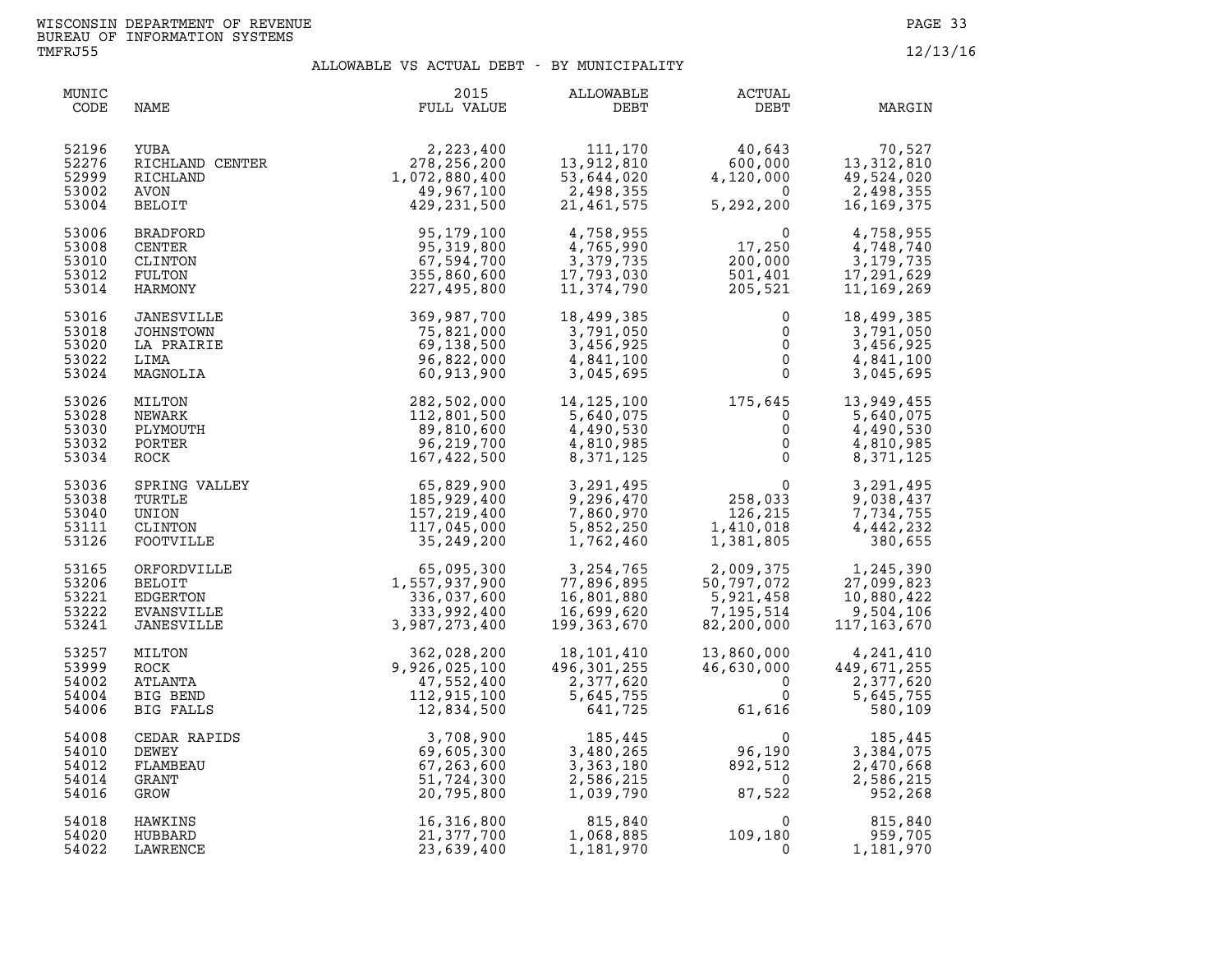WISCONSIN DEPARTMENT OF REVENUE
BUREAU OF INFORMATION SYSTEMS
TMFRJ55

12/13/16

## ALLOWABLE VS ACTUAL DEBT - BY MUNICIPALITY

| MUNIC CODE | NAME | 2015 FULL VALUE | ALLOWABLE DEBT | ACTUAL DEBT | MARGIN |
|---|---|---|---|---|---|
| 52196 | YUBA | 2,223,400 | 111,170 | 40,643 | 70,527 |
| 52276 | RICHLAND CENTER | 278,256,200 | 13,912,810 | 600,000 | 13,312,810 |
| 52999 | RICHLAND | 1,072,880,400 | 53,644,020 | 4,120,000 | 49,524,020 |
| 53002 | AVON | 49,967,100 | 2,498,355 | 0 | 2,498,355 |
| 53004 | BELOIT | 429,231,500 | 21,461,575 | 5,292,200 | 16,169,375 |
| 53006 | BRADFORD | 95,179,100 | 4,758,955 | 0 | 4,758,955 |
| 53008 | CENTER | 95,319,800 | 4,765,990 | 17,250 | 4,748,740 |
| 53010 | CLINTON | 67,594,700 | 3,379,735 | 200,000 | 3,179,735 |
| 53012 | FULTON | 355,860,600 | 17,793,030 | 501,401 | 17,291,629 |
| 53014 | HARMONY | 227,495,800 | 11,374,790 | 205,521 | 11,169,269 |
| 53016 | JANESVILLE | 369,987,700 | 18,499,385 | 0 | 18,499,385 |
| 53018 | JOHNSTOWN | 75,821,000 | 3,791,050 | 0 | 3,791,050 |
| 53020 | LA PRAIRIE | 69,138,500 | 3,456,925 | 0 | 3,456,925 |
| 53022 | LIMA | 96,822,000 | 4,841,100 | 0 | 4,841,100 |
| 53024 | MAGNOLIA | 60,913,900 | 3,045,695 | 0 | 3,045,695 |
| 53026 | MILTON | 282,502,000 | 14,125,100 | 175,645 | 13,949,455 |
| 53028 | NEWARK | 112,801,500 | 5,640,075 | 0 | 5,640,075 |
| 53030 | PLYMOUTH | 89,810,600 | 4,490,530 | 0 | 4,490,530 |
| 53032 | PORTER | 96,219,700 | 4,810,985 | 0 | 4,810,985 |
| 53034 | ROCK | 167,422,500 | 8,371,125 | 0 | 8,371,125 |
| 53036 | SPRING VALLEY | 65,829,900 | 3,291,495 | 0 | 3,291,495 |
| 53038 | TURTLE | 185,929,400 | 9,296,470 | 258,033 | 9,038,437 |
| 53040 | UNION | 157,219,400 | 7,860,970 | 126,215 | 7,734,755 |
| 53111 | CLINTON | 117,045,000 | 5,852,250 | 1,410,018 | 4,442,232 |
| 53126 | FOOTVILLE | 35,249,200 | 1,762,460 | 1,381,805 | 380,655 |
| 53165 | ORFORDVILLE | 65,095,300 | 3,254,765 | 2,009,375 | 1,245,390 |
| 53206 | BELOIT | 1,557,937,900 | 77,896,895 | 50,797,072 | 27,099,823 |
| 53221 | EDGERTON | 336,037,600 | 16,801,880 | 5,921,458 | 10,880,422 |
| 53222 | EVANSVILLE | 333,992,400 | 16,699,620 | 7,195,514 | 9,504,106 |
| 53241 | JANESVILLE | 3,987,273,400 | 199,363,670 | 82,200,000 | 117,163,670 |
| 53257 | MILTON | 362,028,200 | 18,101,410 | 13,860,000 | 4,241,410 |
| 53999 | ROCK | 9,926,025,100 | 496,301,255 | 46,630,000 | 449,671,255 |
| 54002 | ATLANTA | 47,552,400 | 2,377,620 | 0 | 2,377,620 |
| 54004 | BIG BEND | 112,915,100 | 5,645,755 | 0 | 5,645,755 |
| 54006 | BIG FALLS | 12,834,500 | 641,725 | 61,616 | 580,109 |
| 54008 | CEDAR RAPIDS | 3,708,900 | 185,445 | 0 | 185,445 |
| 54010 | DEWEY | 69,605,300 | 3,480,265 | 96,190 | 3,384,075 |
| 54012 | FLAMBEAU | 67,263,600 | 3,363,180 | 892,512 | 2,470,668 |
| 54014 | GRANT | 51,724,300 | 2,586,215 | 0 | 2,586,215 |
| 54016 | GROW | 20,795,800 | 1,039,790 | 87,522 | 952,268 |
| 54018 | HAWKINS | 16,316,800 | 815,840 | 0 | 815,840 |
| 54020 | HUBBARD | 21,377,700 | 1,068,885 | 109,180 | 959,705 |
| 54022 | LAWRENCE | 23,639,400 | 1,181,970 | 0 | 1,181,970 |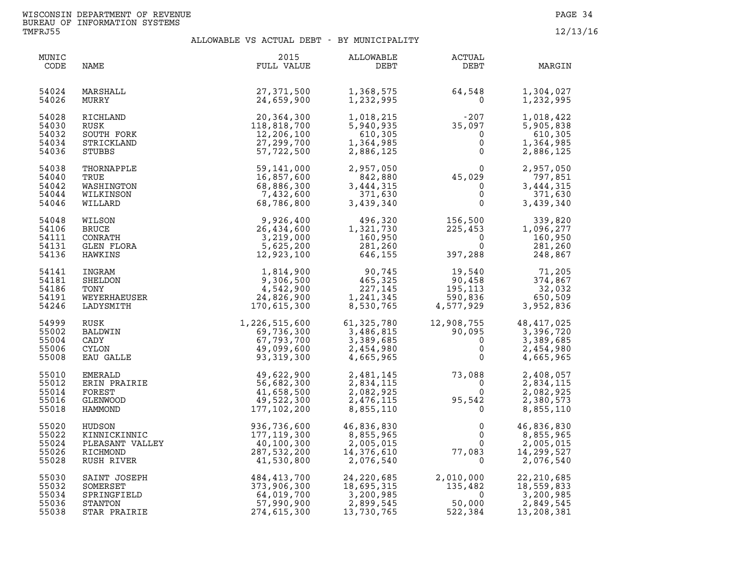WISCONSIN DEPARTMENT OF REVENUE
BUREAU OF INFORMATION SYSTEMS
TMFRJ55

12/13/16

## ALLOWABLE VS ACTUAL DEBT - BY MUNICIPALITY

| MUNIC CODE | NAME | 2015 FULL VALUE | ALLOWABLE DEBT | ACTUAL DEBT | MARGIN |
|---|---|---|---|---|---|
| 54024 | MARSHALL | 27,371,500 | 1,368,575 | 64,548 | 1,304,027 |
| 54026 | MURRY | 24,659,900 | 1,232,995 | 0 | 1,232,995 |
| 54028 | RICHLAND | 20,364,300 | 1,018,215 | -207 | 1,018,422 |
| 54030 | RUSK | 118,818,700 | 5,940,935 | 35,097 | 5,905,838 |
| 54032 | SOUTH FORK | 12,206,100 | 610,305 | 0 | 610,305 |
| 54034 | STRICKLAND | 27,299,700 | 1,364,985 | 0 | 1,364,985 |
| 54036 | STUBBS | 57,722,500 | 2,886,125 | 0 | 2,886,125 |
| 54038 | THORNAPPLE | 59,141,000 | 2,957,050 | 0 | 2,957,050 |
| 54040 | TRUE | 16,857,600 | 842,880 | 45,029 | 797,851 |
| 54042 | WASHINGTON | 68,886,300 | 3,444,315 | 0 | 3,444,315 |
| 54044 | WILKINSON | 7,432,600 | 371,630 | 0 | 371,630 |
| 54046 | WILLARD | 68,786,800 | 3,439,340 | 0 | 3,439,340 |
| 54048 | WILSON | 9,926,400 | 496,320 | 156,500 | 339,820 |
| 54106 | BRUCE | 26,434,600 | 1,321,730 | 225,453 | 1,096,277 |
| 54111 | CONRATH | 3,219,000 | 160,950 | 0 | 160,950 |
| 54131 | GLEN FLORA | 5,625,200 | 281,260 | 0 | 281,260 |
| 54136 | HAWKINS | 12,923,100 | 646,155 | 397,288 | 248,867 |
| 54141 | INGRAM | 1,814,900 | 90,745 | 19,540 | 71,205 |
| 54181 | SHELDON | 9,306,500 | 465,325 | 90,458 | 374,867 |
| 54186 | TONY | 4,542,900 | 227,145 | 195,113 | 32,032 |
| 54191 | WEYERHAEUSER | 24,826,900 | 1,241,345 | 590,836 | 650,509 |
| 54246 | LADYSMITH | 170,615,300 | 8,530,765 | 4,577,929 | 3,952,836 |
| 54999 | RUSK | 1,226,515,600 | 61,325,780 | 12,908,755 | 48,417,025 |
| 55002 | BALDWIN | 69,736,300 | 3,486,815 | 90,095 | 3,396,720 |
| 55004 | CADY | 67,793,700 | 3,389,685 | 0 | 3,389,685 |
| 55006 | CYLON | 49,099,600 | 2,454,980 | 0 | 2,454,980 |
| 55008 | EAU GALLE | 93,319,300 | 4,665,965 | 0 | 4,665,965 |
| 55010 | EMERALD | 49,622,900 | 2,481,145 | 73,088 | 2,408,057 |
| 55012 | ERIN PRAIRIE | 56,682,300 | 2,834,115 | 0 | 2,834,115 |
| 55014 | FOREST | 41,658,500 | 2,082,925 | 0 | 2,082,925 |
| 55016 | GLENWOOD | 49,522,300 | 2,476,115 | 95,542 | 2,380,573 |
| 55018 | HAMMOND | 177,102,200 | 8,855,110 | 0 | 8,855,110 |
| 55020 | HUDSON | 936,736,600 | 46,836,830 | 0 | 46,836,830 |
| 55022 | KINNICKINNIC | 177,119,300 | 8,855,965 | 0 | 8,855,965 |
| 55024 | PLEASANT VALLEY | 40,100,300 | 2,005,015 | 0 | 2,005,015 |
| 55026 | RICHMOND | 287,532,200 | 14,376,610 | 77,083 | 14,299,527 |
| 55028 | RUSH RIVER | 41,530,800 | 2,076,540 | 0 | 2,076,540 |
| 55030 | SAINT JOSEPH | 484,413,700 | 24,220,685 | 2,010,000 | 22,210,685 |
| 55032 | SOMERSET | 373,906,300 | 18,695,315 | 135,482 | 18,559,833 |
| 55034 | SPRINGFIELD | 64,019,700 | 3,200,985 | 0 | 3,200,985 |
| 55036 | STANTON | 57,990,900 | 2,899,545 | 50,000 | 2,849,545 |
| 55038 | STAR PRAIRIE | 274,615,300 | 13,730,765 | 522,384 | 13,208,381 |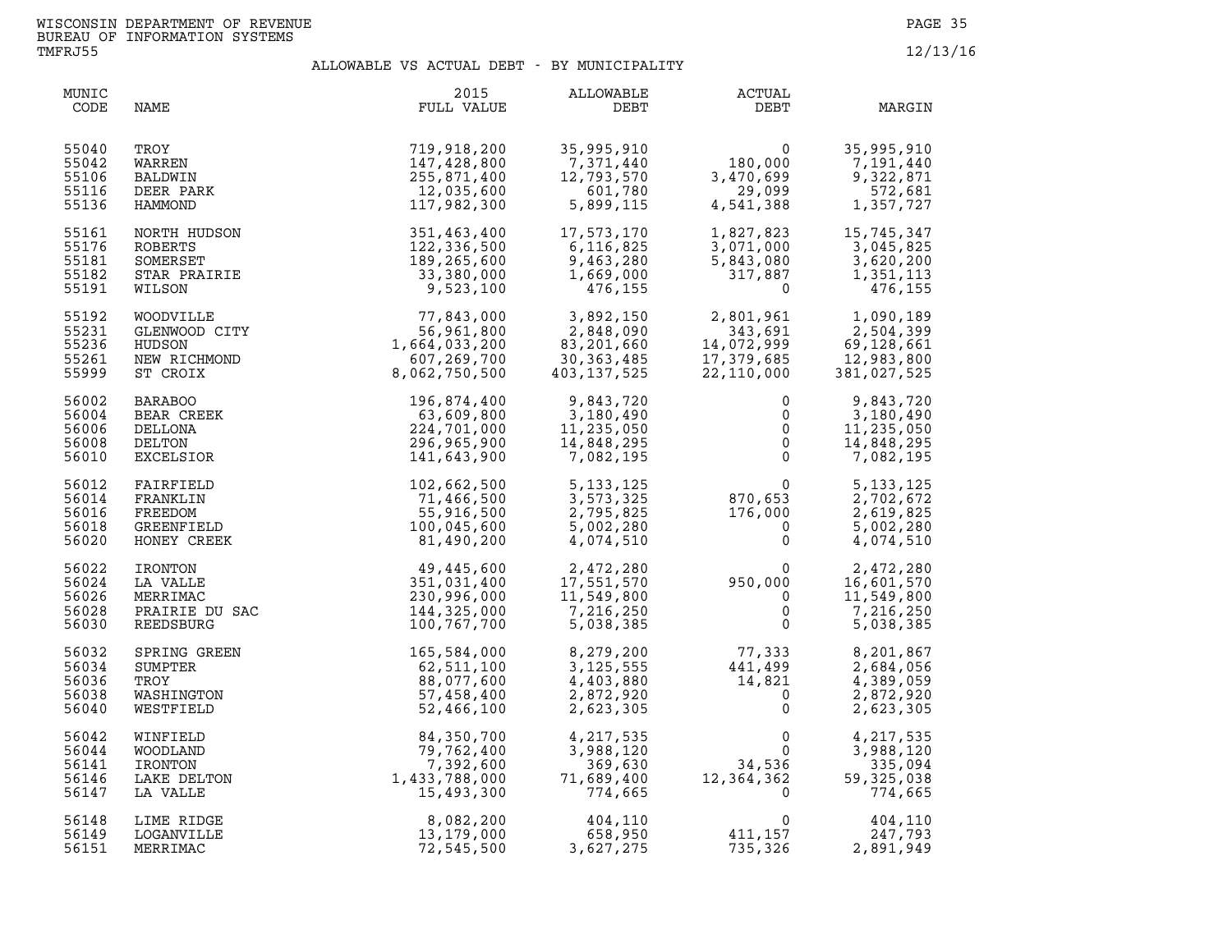WISCONSIN DEPARTMENT OF REVENUE
BUREAU OF INFORMATION SYSTEMS
TMFRJ55

12/13/16

## ALLOWABLE VS ACTUAL DEBT - BY MUNICIPALITY

| MUNIC CODE | NAME | 2015 FULL VALUE | ALLOWABLE DEBT | ACTUAL DEBT | MARGIN |
|---|---|---|---|---|---|
| 55040 | TROY | 719,918,200 | 35,995,910 | 0 | 35,995,910 |
| 55042 | WARREN | 147,428,800 | 7,371,440 | 180,000 | 7,191,440 |
| 55106 | BALDWIN | 255,871,400 | 12,793,570 | 3,470,699 | 9,322,871 |
| 55116 | DEER PARK | 12,035,600 | 601,780 | 29,099 | 572,681 |
| 55136 | HAMMOND | 117,982,300 | 5,899,115 | 4,541,388 | 1,357,727 |
| 55161 | NORTH HUDSON | 351,463,400 | 17,573,170 | 1,827,823 | 15,745,347 |
| 55176 | ROBERTS | 122,336,500 | 6,116,825 | 3,071,000 | 3,045,825 |
| 55181 | SOMERSET | 189,265,600 | 9,463,280 | 5,843,080 | 3,620,200 |
| 55182 | STAR PRAIRIE | 33,380,000 | 1,669,000 | 317,887 | 1,351,113 |
| 55191 | WILSON | 9,523,100 | 476,155 | 0 | 476,155 |
| 55192 | WOODVILLE | 77,843,000 | 3,892,150 | 2,801,961 | 1,090,189 |
| 55231 | GLENWOOD CITY | 56,961,800 | 2,848,090 | 343,691 | 2,504,399 |
| 55236 | HUDSON | 1,664,033,200 | 83,201,660 | 14,072,999 | 69,128,661 |
| 55261 | NEW RICHMOND | 607,269,700 | 30,363,485 | 17,379,685 | 12,983,800 |
| 55999 | ST CROIX | 8,062,750,500 | 403,137,525 | 22,110,000 | 381,027,525 |
| 56002 | BARABOO | 196,874,400 | 9,843,720 | 0 | 9,843,720 |
| 56004 | BEAR CREEK | 63,609,800 | 3,180,490 | 0 | 3,180,490 |
| 56006 | DELLONA | 224,701,000 | 11,235,050 | 0 | 11,235,050 |
| 56008 | DELTON | 296,965,900 | 14,848,295 | 0 | 14,848,295 |
| 56010 | EXCELSIOR | 141,643,900 | 7,082,195 | 0 | 7,082,195 |
| 56012 | FAIRFIELD | 102,662,500 | 5,133,125 | 0 | 5,133,125 |
| 56014 | FRANKLIN | 71,466,500 | 3,573,325 | 870,653 | 2,702,672 |
| 56016 | FREEDOM | 55,916,500 | 2,795,825 | 176,000 | 2,619,825 |
| 56018 | GREENFIELD | 100,045,600 | 5,002,280 | 0 | 5,002,280 |
| 56020 | HONEY CREEK | 81,490,200 | 4,074,510 | 0 | 4,074,510 |
| 56022 | IRONTON | 49,445,600 | 2,472,280 | 0 | 2,472,280 |
| 56024 | LA VALLE | 351,031,400 | 17,551,570 | 950,000 | 16,601,570 |
| 56026 | MERRIMAC | 230,996,000 | 11,549,800 | 0 | 11,549,800 |
| 56028 | PRAIRIE DU SAC | 144,325,000 | 7,216,250 | 0 | 7,216,250 |
| 56030 | REEDSBURG | 100,767,700 | 5,038,385 | 0 | 5,038,385 |
| 56032 | SPRING GREEN | 165,584,000 | 8,279,200 | 77,333 | 8,201,867 |
| 56034 | SUMPTER | 62,511,100 | 3,125,555 | 441,499 | 2,684,056 |
| 56036 | TROY | 88,077,600 | 4,403,880 | 14,821 | 4,389,059 |
| 56038 | WASHINGTON | 57,458,400 | 2,872,920 | 0 | 2,872,920 |
| 56040 | WESTFIELD | 52,466,100 | 2,623,305 | 0 | 2,623,305 |
| 56042 | WINFIELD | 84,350,700 | 4,217,535 | 0 | 4,217,535 |
| 56044 | WOODLAND | 79,762,400 | 3,988,120 | 0 | 3,988,120 |
| 56141 | IRONTON | 7,392,600 | 369,630 | 34,536 | 335,094 |
| 56146 | LAKE DELTON | 1,433,788,000 | 71,689,400 | 12,364,362 | 59,325,038 |
| 56147 | LA VALLE | 15,493,300 | 774,665 | 0 | 774,665 |
| 56148 | LIME RIDGE | 8,082,200 | 404,110 | 0 | 404,110 |
| 56149 | LOGANVILLE | 13,179,000 | 658,950 | 411,157 | 247,793 |
| 56151 | MERRIMAC | 72,545,500 | 3,627,275 | 735,326 | 2,891,949 |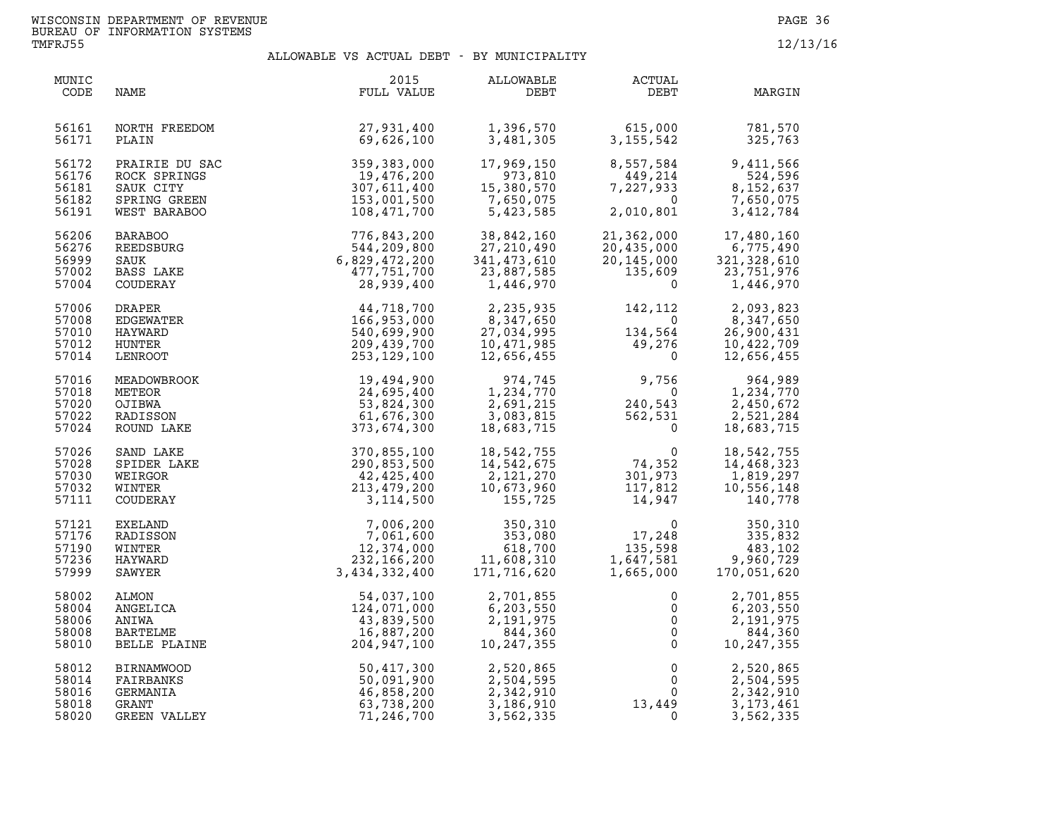WISCONSIN DEPARTMENT OF REVENUE
BUREAU OF INFORMATION SYSTEMS
TMFRJ55

12/13/16

## ALLOWABLE VS ACTUAL DEBT - BY MUNICIPALITY

| MUNIC CODE | NAME | 2015 FULL VALUE | ALLOWABLE DEBT | ACTUAL DEBT | MARGIN |
|---|---|---|---|---|---|
| 56161 | NORTH FREEDOM | 27,931,400 | 1,396,570 | 615,000 | 781,570 |
| 56171 | PLAIN | 69,626,100 | 3,481,305 | 3,155,542 | 325,763 |
| 56172 | PRAIRIE DU SAC | 359,383,000 | 17,969,150 | 8,557,584 | 9,411,566 |
| 56176 | ROCK SPRINGS | 19,476,200 | 973,810 | 449,214 | 524,596 |
| 56181 | SAUK CITY | 307,611,400 | 15,380,570 | 7,227,933 | 8,152,637 |
| 56182 | SPRING GREEN | 153,001,500 | 7,650,075 | 0 | 7,650,075 |
| 56191 | WEST BARABOO | 108,471,700 | 5,423,585 | 2,010,801 | 3,412,784 |
| 56206 | BARABOO | 776,843,200 | 38,842,160 | 21,362,000 | 17,480,160 |
| 56276 | REEDSBURG | 544,209,800 | 27,210,490 | 20,435,000 | 6,775,490 |
| 56999 | SAUK | 6,829,472,200 | 341,473,610 | 20,145,000 | 321,328,610 |
| 57002 | BASS LAKE | 477,751,700 | 23,887,585 | 135,609 | 23,751,976 |
| 57004 | COUDERAY | 28,939,400 | 1,446,970 | 0 | 1,446,970 |
| 57006 | DRAPER | 44,718,700 | 2,235,935 | 142,112 | 2,093,823 |
| 57008 | EDGEWATER | 166,953,000 | 8,347,650 | 0 | 8,347,650 |
| 57010 | HAYWARD | 540,699,900 | 27,034,995 | 134,564 | 26,900,431 |
| 57012 | HUNTER | 209,439,700 | 10,471,985 | 49,276 | 10,422,709 |
| 57014 | LENROOT | 253,129,100 | 12,656,455 | 0 | 12,656,455 |
| 57016 | MEADOWBROOK | 19,494,900 | 974,745 | 9,756 | 964,989 |
| 57018 | METEOR | 24,695,400 | 1,234,770 | 0 | 1,234,770 |
| 57020 | OJIBWA | 53,824,300 | 2,691,215 | 240,543 | 2,450,672 |
| 57022 | RADISSON | 61,676,300 | 3,083,815 | 562,531 | 2,521,284 |
| 57024 | ROUND LAKE | 373,674,300 | 18,683,715 | 0 | 18,683,715 |
| 57026 | SAND LAKE | 370,855,100 | 18,542,755 | 0 | 18,542,755 |
| 57028 | SPIDER LAKE | 290,853,500 | 14,542,675 | 74,352 | 14,468,323 |
| 57030 | WEIRGOR | 42,425,400 | 2,121,270 | 301,973 | 1,819,297 |
| 57032 | WINTER | 213,479,200 | 10,673,960 | 117,812 | 10,556,148 |
| 57111 | COUDERAY | 3,114,500 | 155,725 | 14,947 | 140,778 |
| 57121 | EXELAND | 7,006,200 | 350,310 | 0 | 350,310 |
| 57176 | RADISSON | 7,061,600 | 353,080 | 17,248 | 335,832 |
| 57190 | WINTER | 12,374,000 | 618,700 | 135,598 | 483,102 |
| 57236 | HAYWARD | 232,166,200 | 11,608,310 | 1,647,581 | 9,960,729 |
| 57999 | SAWYER | 3,434,332,400 | 171,716,620 | 1,665,000 | 170,051,620 |
| 58002 | ALMON | 54,037,100 | 2,701,855 | 0 | 2,701,855 |
| 58004 | ANGELICA | 124,071,000 | 6,203,550 | 0 | 6,203,550 |
| 58006 | ANIWA | 43,839,500 | 2,191,975 | 0 | 2,191,975 |
| 58008 | BARTELME | 16,887,200 | 844,360 | 0 | 844,360 |
| 58010 | BELLE PLAINE | 204,947,100 | 10,247,355 | 0 | 10,247,355 |
| 58012 | BIRNAMWOOD | 50,417,300 | 2,520,865 | 0 | 2,520,865 |
| 58014 | FAIRBANKS | 50,091,900 | 2,504,595 | 0 | 2,504,595 |
| 58016 | GERMANIA | 46,858,200 | 2,342,910 | 0 | 2,342,910 |
| 58018 | GRANT | 63,738,200 | 3,186,910 | 13,449 | 3,173,461 |
| 58020 | GREEN VALLEY | 71,246,700 | 3,562,335 | 0 | 3,562,335 |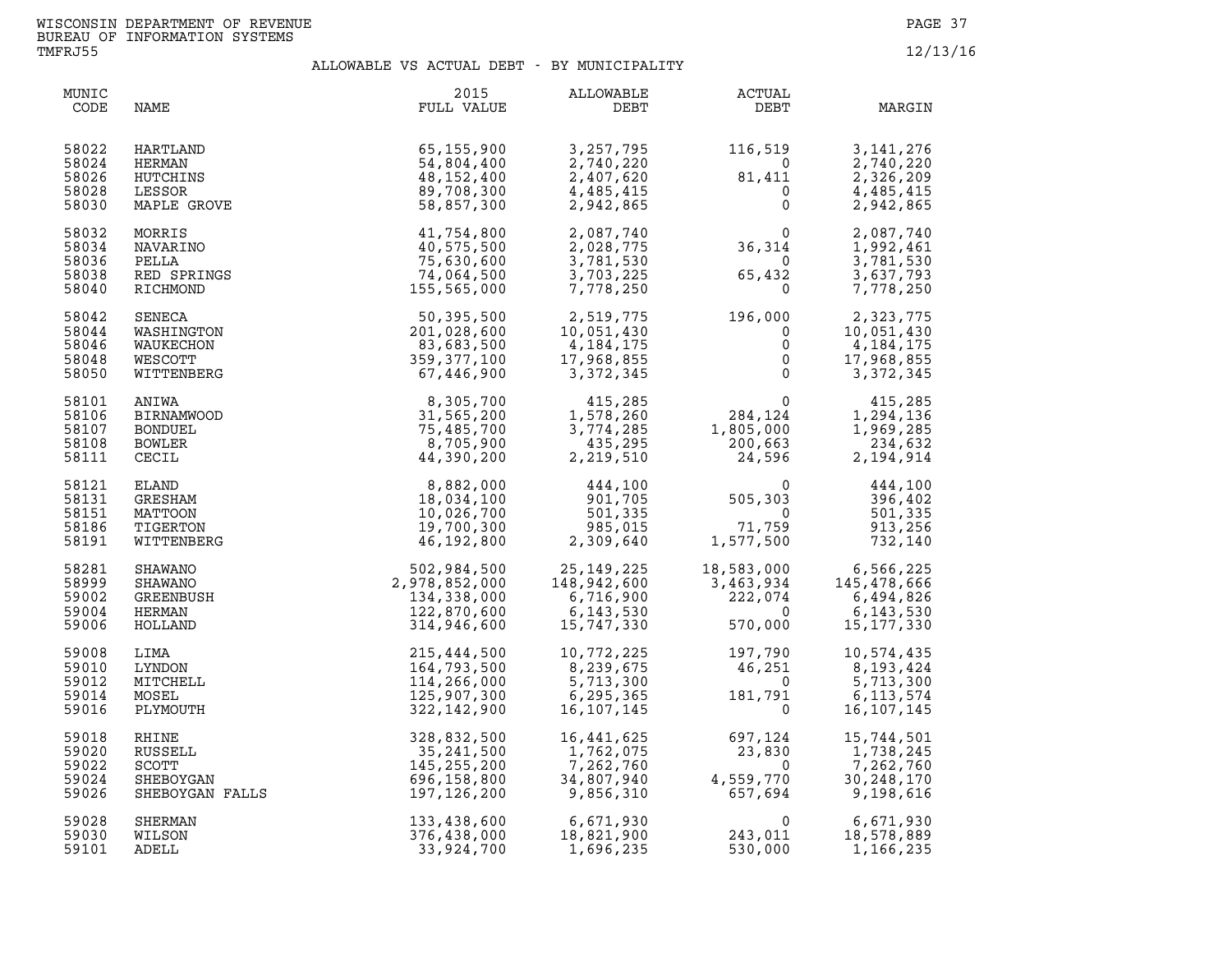WISCONSIN DEPARTMENT OF REVENUE
BUREAU OF INFORMATION SYSTEMS
TMFRJ55

12/13/16

## ALLOWABLE VS ACTUAL DEBT - BY MUNICIPALITY

| MUNIC CODE | NAME | 2015 FULL VALUE | ALLOWABLE DEBT | ACTUAL DEBT | MARGIN |
|---|---|---|---|---|---|
| 58022 | HARTLAND | 65,155,900 | 3,257,795 | 116,519 | 3,141,276 |
| 58024 | HERMAN | 54,804,400 | 2,740,220 | 0 | 2,740,220 |
| 58026 | HUTCHINS | 48,152,400 | 2,407,620 | 81,411 | 2,326,209 |
| 58028 | LESSOR | 89,708,300 | 4,485,415 | 0 | 4,485,415 |
| 58030 | MAPLE GROVE | 58,857,300 | 2,942,865 | 0 | 2,942,865 |
| 58032 | MORRIS | 41,754,800 | 2,087,740 | 0 | 2,087,740 |
| 58034 | NAVARINO | 40,575,500 | 2,028,775 | 36,314 | 1,992,461 |
| 58036 | PELLA | 75,630,600 | 3,781,530 | 0 | 3,781,530 |
| 58038 | RED SPRINGS | 74,064,500 | 3,703,225 | 65,432 | 3,637,793 |
| 58040 | RICHMOND | 155,565,000 | 7,778,250 | 0 | 7,778,250 |
| 58042 | SENECA | 50,395,500 | 2,519,775 | 196,000 | 2,323,775 |
| 58044 | WASHINGTON | 201,028,600 | 10,051,430 | 0 | 10,051,430 |
| 58046 | WAUKECHON | 83,683,500 | 4,184,175 | 0 | 4,184,175 |
| 58048 | WESCOTT | 359,377,100 | 17,968,855 | 0 | 17,968,855 |
| 58050 | WITTENBERG | 67,446,900 | 3,372,345 | 0 | 3,372,345 |
| 58101 | ANIWA | 8,305,700 | 415,285 | 0 | 415,285 |
| 58106 | BIRNAMWOOD | 31,565,200 | 1,578,260 | 284,124 | 1,294,136 |
| 58107 | BONDUEL | 75,485,700 | 3,774,285 | 1,805,000 | 1,969,285 |
| 58108 | BOWLER | 8,705,900 | 435,295 | 200,663 | 234,632 |
| 58111 | CECIL | 44,390,200 | 2,219,510 | 24,596 | 2,194,914 |
| 58121 | ELAND | 8,882,000 | 444,100 | 0 | 444,100 |
| 58131 | GRESHAM | 18,034,100 | 901,705 | 505,303 | 396,402 |
| 58151 | MATTOON | 10,026,700 | 501,335 | 0 | 501,335 |
| 58186 | TIGERTON | 19,700,300 | 985,015 | 71,759 | 913,256 |
| 58191 | WITTENBERG | 46,192,800 | 2,309,640 | 1,577,500 | 732,140 |
| 58281 | SHAWANO | 502,984,500 | 25,149,225 | 18,583,000 | 6,566,225 |
| 58999 | SHAWANO | 2,978,852,000 | 148,942,600 | 3,463,934 | 145,478,666 |
| 59002 | GREENBUSH | 134,338,000 | 6,716,900 | 222,074 | 6,494,826 |
| 59004 | HERMAN | 122,870,600 | 6,143,530 | 0 | 6,143,530 |
| 59006 | HOLLAND | 314,946,600 | 15,747,330 | 570,000 | 15,177,330 |
| 59008 | LIMA | 215,444,500 | 10,772,225 | 197,790 | 10,574,435 |
| 59010 | LYNDON | 164,793,500 | 8,239,675 | 46,251 | 8,193,424 |
| 59012 | MITCHELL | 114,266,000 | 5,713,300 | 0 | 5,713,300 |
| 59014 | MOSEL | 125,907,300 | 6,295,365 | 181,791 | 6,113,574 |
| 59016 | PLYMOUTH | 322,142,900 | 16,107,145 | 0 | 16,107,145 |
| 59018 | RHINE | 328,832,500 | 16,441,625 | 697,124 | 15,744,501 |
| 59020 | RUSSELL | 35,241,500 | 1,762,075 | 23,830 | 1,738,245 |
| 59022 | SCOTT | 145,255,200 | 7,262,760 | 0 | 7,262,760 |
| 59024 | SHEBOYGAN | 696,158,800 | 34,807,940 | 4,559,770 | 30,248,170 |
| 59026 | SHEBOYGAN FALLS | 197,126,200 | 9,856,310 | 657,694 | 9,198,616 |
| 59028 | SHERMAN | 133,438,600 | 6,671,930 | 0 | 6,671,930 |
| 59030 | WILSON | 376,438,000 | 18,821,900 | 243,011 | 18,578,889 |
| 59101 | ADELL | 33,924,700 | 1,696,235 | 530,000 | 1,166,235 |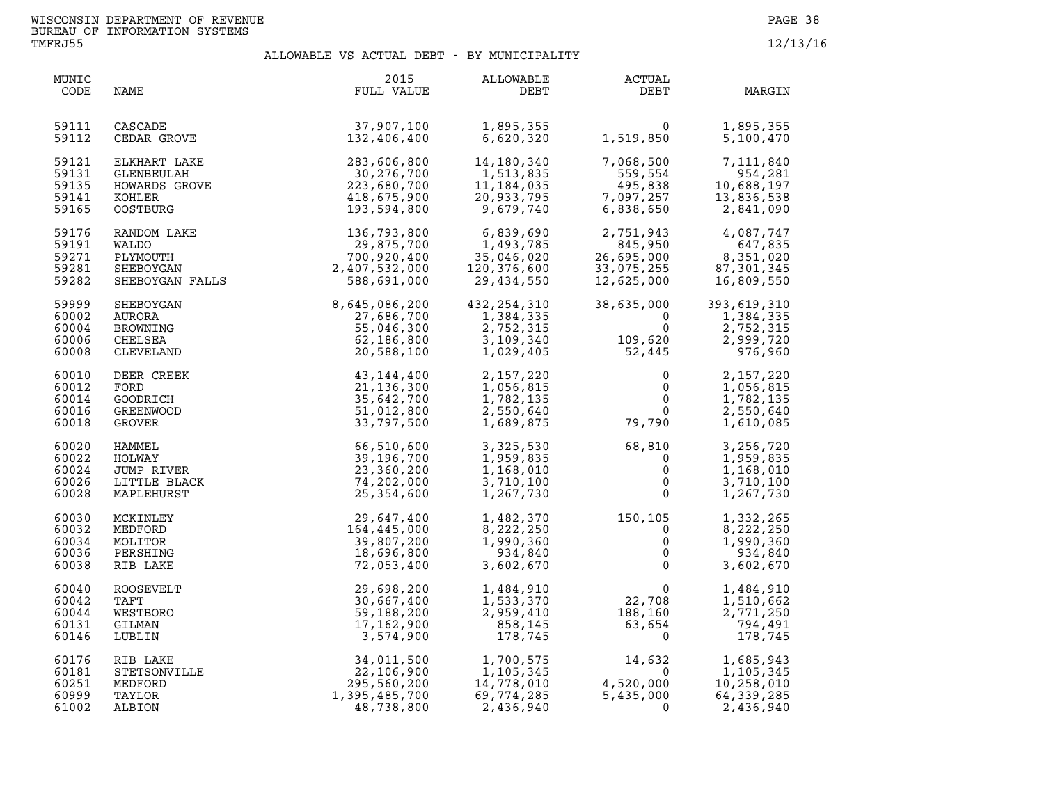WISCONSIN DEPARTMENT OF REVENUE
BUREAU OF INFORMATION SYSTEMS
TMFRJ55

12/13/16

## ALLOWABLE VS ACTUAL DEBT - BY MUNICIPALITY

| MUNIC CODE | NAME | 2015 FULL VALUE | ALLOWABLE DEBT | ACTUAL DEBT | MARGIN |
|---|---|---|---|---|---|
| 59111 | CASCADE | 37,907,100 | 1,895,355 | 0 | 1,895,355 |
| 59112 | CEDAR GROVE | 132,406,400 | 6,620,320 | 1,519,850 | 5,100,470 |
| 59121 | ELKHART LAKE | 283,606,800 | 14,180,340 | 7,068,500 | 7,111,840 |
| 59131 | GLENBEULAH | 30,276,700 | 1,513,835 | 559,554 | 954,281 |
| 59135 | HOWARDS GROVE | 223,680,700 | 11,184,035 | 495,838 | 10,688,197 |
| 59141 | KOHLER | 418,675,900 | 20,933,795 | 7,097,257 | 13,836,538 |
| 59165 | OOSTBURG | 193,594,800 | 9,679,740 | 6,838,650 | 2,841,090 |
| 59176 | RANDOM LAKE | 136,793,800 | 6,839,690 | 2,751,943 | 4,087,747 |
| 59191 | WALDO | 29,875,700 | 1,493,785 | 845,950 | 647,835 |
| 59271 | PLYMOUTH | 700,920,400 | 35,046,020 | 26,695,000 | 8,351,020 |
| 59281 | SHEBOYGAN | 2,407,532,000 | 120,376,600 | 33,075,255 | 87,301,345 |
| 59282 | SHEBOYGAN FALLS | 588,691,000 | 29,434,550 | 12,625,000 | 16,809,550 |
| 59999 | SHEBOYGAN | 8,645,086,200 | 432,254,310 | 38,635,000 | 393,619,310 |
| 60002 | AURORA | 27,686,700 | 1,384,335 | 0 | 1,384,335 |
| 60004 | BROWNING | 55,046,300 | 2,752,315 | 0 | 2,752,315 |
| 60006 | CHELSEA | 62,186,800 | 3,109,340 | 109,620 | 2,999,720 |
| 60008 | CLEVELAND | 20,588,100 | 1,029,405 | 52,445 | 976,960 |
| 60010 | DEER CREEK | 43,144,400 | 2,157,220 | 0 | 2,157,220 |
| 60012 | FORD | 21,136,300 | 1,056,815 | 0 | 1,056,815 |
| 60014 | GOODRICH | 35,642,700 | 1,782,135 | 0 | 1,782,135 |
| 60016 | GREENWOOD | 51,012,800 | 2,550,640 | 0 | 2,550,640 |
| 60018 | GROVER | 33,797,500 | 1,689,875 | 79,790 | 1,610,085 |
| 60020 | HAMMEL | 66,510,600 | 3,325,530 | 68,810 | 3,256,720 |
| 60022 | HOLWAY | 39,196,700 | 1,959,835 | 0 | 1,959,835 |
| 60024 | JUMP RIVER | 23,360,200 | 1,168,010 | 0 | 1,168,010 |
| 60026 | LITTLE BLACK | 74,202,000 | 3,710,100 | 0 | 3,710,100 |
| 60028 | MAPLEHURST | 25,354,600 | 1,267,730 | 0 | 1,267,730 |
| 60030 | MCKINLEY | 29,647,400 | 1,482,370 | 150,105 | 1,332,265 |
| 60032 | MEDFORD | 164,445,000 | 8,222,250 | 0 | 8,222,250 |
| 60034 | MOLITOR | 39,807,200 | 1,990,360 | 0 | 1,990,360 |
| 60036 | PERSHING | 18,696,800 | 934,840 | 0 | 934,840 |
| 60038 | RIB LAKE | 72,053,400 | 3,602,670 | 0 | 3,602,670 |
| 60040 | ROOSEVELT | 29,698,200 | 1,484,910 | 0 | 1,484,910 |
| 60042 | TAFT | 30,667,400 | 1,533,370 | 22,708 | 1,510,662 |
| 60044 | WESTBORO | 59,188,200 | 2,959,410 | 188,160 | 2,771,250 |
| 60131 | GILMAN | 17,162,900 | 858,145 | 63,654 | 794,491 |
| 60146 | LUBLIN | 3,574,900 | 178,745 | 0 | 178,745 |
| 60176 | RIB LAKE | 34,011,500 | 1,700,575 | 14,632 | 1,685,943 |
| 60181 | STETSONVILLE | 22,106,900 | 1,105,345 | 0 | 1,105,345 |
| 60251 | MEDFORD | 295,560,200 | 14,778,010 | 4,520,000 | 10,258,010 |
| 60999 | TAYLOR | 1,395,485,700 | 69,774,285 | 5,435,000 | 64,339,285 |
| 61002 | ALBION | 48,738,800 | 2,436,940 | 0 | 2,436,940 |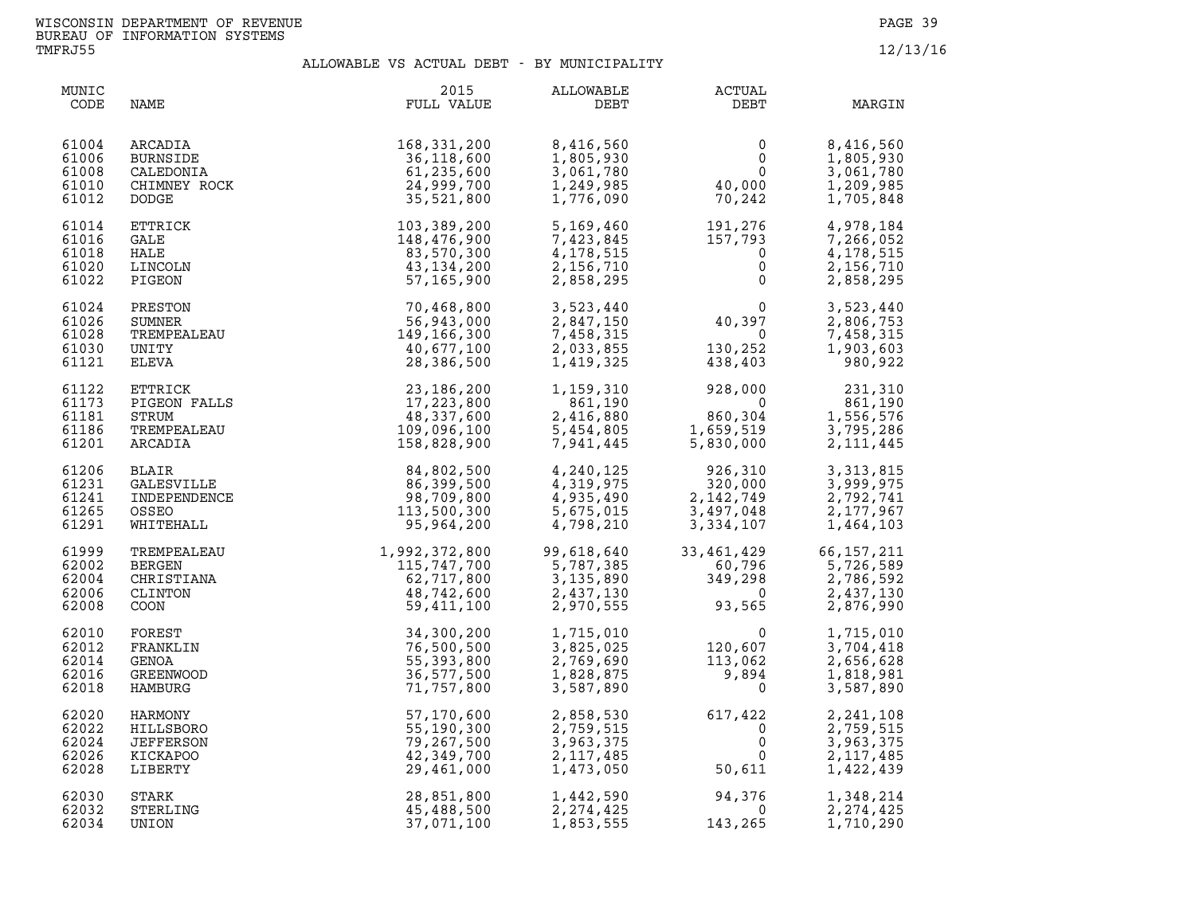WISCONSIN DEPARTMENT OF REVENUE
BUREAU OF INFORMATION SYSTEMS
TMFRJ55

12/13/16

## ALLOWABLE VS ACTUAL DEBT - BY MUNICIPALITY

| MUNIC CODE | NAME | 2015 FULL VALUE | ALLOWABLE DEBT | ACTUAL DEBT | MARGIN |
|---|---|---|---|---|---|
| 61004 | ARCADIA | 168,331,200 | 8,416,560 | 0 | 8,416,560 |
| 61006 | BURNSIDE | 36,118,600 | 1,805,930 | 0 | 1,805,930 |
| 61008 | CALEDONIA | 61,235,600 | 3,061,780 | 0 | 3,061,780 |
| 61010 | CHIMNEY ROCK | 24,999,700 | 1,249,985 | 40,000 | 1,209,985 |
| 61012 | DODGE | 35,521,800 | 1,776,090 | 70,242 | 1,705,848 |
| 61014 | ETTRICK | 103,389,200 | 5,169,460 | 191,276 | 4,978,184 |
| 61016 | GALE | 148,476,900 | 7,423,845 | 157,793 | 7,266,052 |
| 61018 | HALE | 83,570,300 | 4,178,515 | 0 | 4,178,515 |
| 61020 | LINCOLN | 43,134,200 | 2,156,710 | 0 | 2,156,710 |
| 61022 | PIGEON | 57,165,900 | 2,858,295 | 0 | 2,858,295 |
| 61024 | PRESTON | 70,468,800 | 3,523,440 | 0 | 3,523,440 |
| 61026 | SUMNER | 56,943,000 | 2,847,150 | 40,397 | 2,806,753 |
| 61028 | TREMPEALEAU | 149,166,300 | 7,458,315 | 0 | 7,458,315 |
| 61030 | UNITY | 40,677,100 | 2,033,855 | 130,252 | 1,903,603 |
| 61121 | ELEVA | 28,386,500 | 1,419,325 | 438,403 | 980,922 |
| 61122 | ETTRICK | 23,186,200 | 1,159,310 | 928,000 | 231,310 |
| 61173 | PIGEON FALLS | 17,223,800 | 861,190 | 0 | 861,190 |
| 61181 | STRUM | 48,337,600 | 2,416,880 | 860,304 | 1,556,576 |
| 61186 | TREMPEALEAU | 109,096,100 | 5,454,805 | 1,659,519 | 3,795,286 |
| 61201 | ARCADIA | 158,828,900 | 7,941,445 | 5,830,000 | 2,111,445 |
| 61206 | BLAIR | 84,802,500 | 4,240,125 | 926,310 | 3,313,815 |
| 61231 | GALESVILLE | 86,399,500 | 4,319,975 | 320,000 | 3,999,975 |
| 61241 | INDEPENDENCE | 98,709,800 | 4,935,490 | 2,142,749 | 2,792,741 |
| 61265 | OSSEO | 113,500,300 | 5,675,015 | 3,497,048 | 2,177,967 |
| 61291 | WHITEHALL | 95,964,200 | 4,798,210 | 3,334,107 | 1,464,103 |
| 61999 | TREMPEALEAU | 1,992,372,800 | 99,618,640 | 33,461,429 | 66,157,211 |
| 62002 | BERGEN | 115,747,700 | 5,787,385 | 60,796 | 5,726,589 |
| 62004 | CHRISTIANA | 62,717,800 | 3,135,890 | 349,298 | 2,786,592 |
| 62006 | CLINTON | 48,742,600 | 2,437,130 | 0 | 2,437,130 |
| 62008 | COON | 59,411,100 | 2,970,555 | 93,565 | 2,876,990 |
| 62010 | FOREST | 34,300,200 | 1,715,010 | 0 | 1,715,010 |
| 62012 | FRANKLIN | 76,500,500 | 3,825,025 | 120,607 | 3,704,418 |
| 62014 | GENOA | 55,393,800 | 2,769,690 | 113,062 | 2,656,628 |
| 62016 | GREENWOOD | 36,577,500 | 1,828,875 | 9,894 | 1,818,981 |
| 62018 | HAMBURG | 71,757,800 | 3,587,890 | 0 | 3,587,890 |
| 62020 | HARMONY | 57,170,600 | 2,858,530 | 617,422 | 2,241,108 |
| 62022 | HILLSBORO | 55,190,300 | 2,759,515 | 0 | 2,759,515 |
| 62024 | JEFFERSON | 79,267,500 | 3,963,375 | 0 | 3,963,375 |
| 62026 | KICKAPOO | 42,349,700 | 2,117,485 | 0 | 2,117,485 |
| 62028 | LIBERTY | 29,461,000 | 1,473,050 | 50,611 | 1,422,439 |
| 62030 | STARK | 28,851,800 | 1,442,590 | 94,376 | 1,348,214 |
| 62032 | STERLING | 45,488,500 | 2,274,425 | 0 | 2,274,425 |
| 62034 | UNION | 37,071,100 | 1,853,555 | 143,265 | 1,710,290 |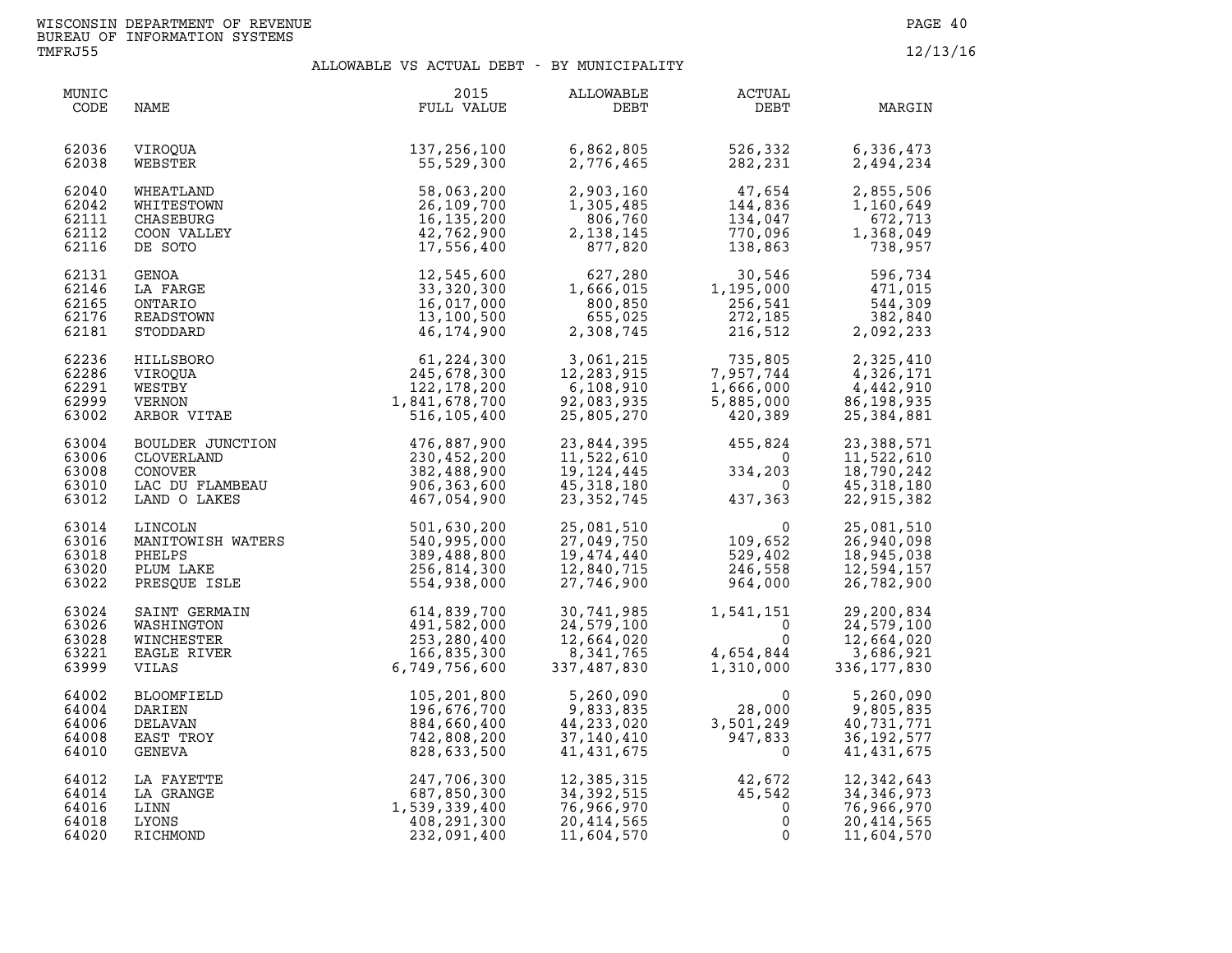WISCONSIN DEPARTMENT OF REVENUE
BUREAU OF INFORMATION SYSTEMS
TMFRJ55

12/13/16

## ALLOWABLE VS ACTUAL DEBT - BY MUNICIPALITY

| MUNIC CODE | NAME | 2015 FULL VALUE | ALLOWABLE DEBT | ACTUAL DEBT | MARGIN |
|---|---|---|---|---|---|
| 62036 | VIROQUA | 137,256,100 | 6,862,805 | 526,332 | 6,336,473 |
| 62038 | WEBSTER | 55,529,300 | 2,776,465 | 282,231 | 2,494,234 |
| 62040 | WHEATLAND | 58,063,200 | 2,903,160 | 47,654 | 2,855,506 |
| 62042 | WHITESTOWN | 26,109,700 | 1,305,485 | 144,836 | 1,160,649 |
| 62111 | CHASEBURG | 16,135,200 | 806,760 | 134,047 | 672,713 |
| 62112 | COON VALLEY | 42,762,900 | 2,138,145 | 770,096 | 1,368,049 |
| 62116 | DE SOTO | 17,556,400 | 877,820 | 138,863 | 738,957 |
| 62131 | GENOA | 12,545,600 | 627,280 | 30,546 | 596,734 |
| 62146 | LA FARGE | 33,320,300 | 1,666,015 | 1,195,000 | 471,015 |
| 62165 | ONTARIO | 16,017,000 | 800,850 | 256,541 | 544,309 |
| 62176 | READSTOWN | 13,100,500 | 655,025 | 272,185 | 382,840 |
| 62181 | STODDARD | 46,174,900 | 2,308,745 | 216,512 | 2,092,233 |
| 62236 | HILLSBORO | 61,224,300 | 3,061,215 | 735,805 | 2,325,410 |
| 62286 | VIROQUA | 245,678,300 | 12,283,915 | 7,957,744 | 4,326,171 |
| 62291 | WESTBY | 122,178,200 | 6,108,910 | 1,666,000 | 4,442,910 |
| 62999 | VERNON | 1,841,678,700 | 92,083,935 | 5,885,000 | 86,198,935 |
| 63002 | ARBOR VITAE | 516,105,400 | 25,805,270 | 420,389 | 25,384,881 |
| 63004 | BOULDER JUNCTION | 476,887,900 | 23,844,395 | 455,824 | 23,388,571 |
| 63006 | CLOVERLAND | 230,452,200 | 11,522,610 | 0 | 11,522,610 |
| 63008 | CONOVER | 382,488,900 | 19,124,445 | 334,203 | 18,790,242 |
| 63010 | LAC DU FLAMBEAU | 906,363,600 | 45,318,180 | 0 | 45,318,180 |
| 63012 | LAND O LAKES | 467,054,900 | 23,352,745 | 437,363 | 22,915,382 |
| 63014 | LINCOLN | 501,630,200 | 25,081,510 | 0 | 25,081,510 |
| 63016 | MANITOWISH WATERS | 540,995,000 | 27,049,750 | 109,652 | 26,940,098 |
| 63018 | PHELPS | 389,488,800 | 19,474,440 | 529,402 | 18,945,038 |
| 63020 | PLUM LAKE | 256,814,300 | 12,840,715 | 246,558 | 12,594,157 |
| 63022 | PRESQUE ISLE | 554,938,000 | 27,746,900 | 964,000 | 26,782,900 |
| 63024 | SAINT GERMAIN | 614,839,700 | 30,741,985 | 1,541,151 | 29,200,834 |
| 63026 | WASHINGTON | 491,582,000 | 24,579,100 | 0 | 24,579,100 |
| 63028 | WINCHESTER | 253,280,400 | 12,664,020 | 0 | 12,664,020 |
| 63221 | EAGLE RIVER | 166,835,300 | 8,341,765 | 4,654,844 | 3,686,921 |
| 63999 | VILAS | 6,749,756,600 | 337,487,830 | 1,310,000 | 336,177,830 |
| 64002 | BLOOMFIELD | 105,201,800 | 5,260,090 | 0 | 5,260,090 |
| 64004 | DARIEN | 196,676,700 | 9,833,835 | 28,000 | 9,805,835 |
| 64006 | DELAVAN | 884,660,400 | 44,233,020 | 3,501,249 | 40,731,771 |
| 64008 | EAST TROY | 742,808,200 | 37,140,410 | 947,833 | 36,192,577 |
| 64010 | GENEVA | 828,633,500 | 41,431,675 | 0 | 41,431,675 |
| 64012 | LA FAYETTE | 247,706,300 | 12,385,315 | 42,672 | 12,342,643 |
| 64014 | LA GRANGE | 687,850,300 | 34,392,515 | 45,542 | 34,346,973 |
| 64016 | LINN | 1,539,339,400 | 76,966,970 | 0 | 76,966,970 |
| 64018 | LYONS | 408,291,300 | 20,414,565 | 0 | 20,414,565 |
| 64020 | RICHMOND | 232,091,400 | 11,604,570 | 0 | 11,604,570 |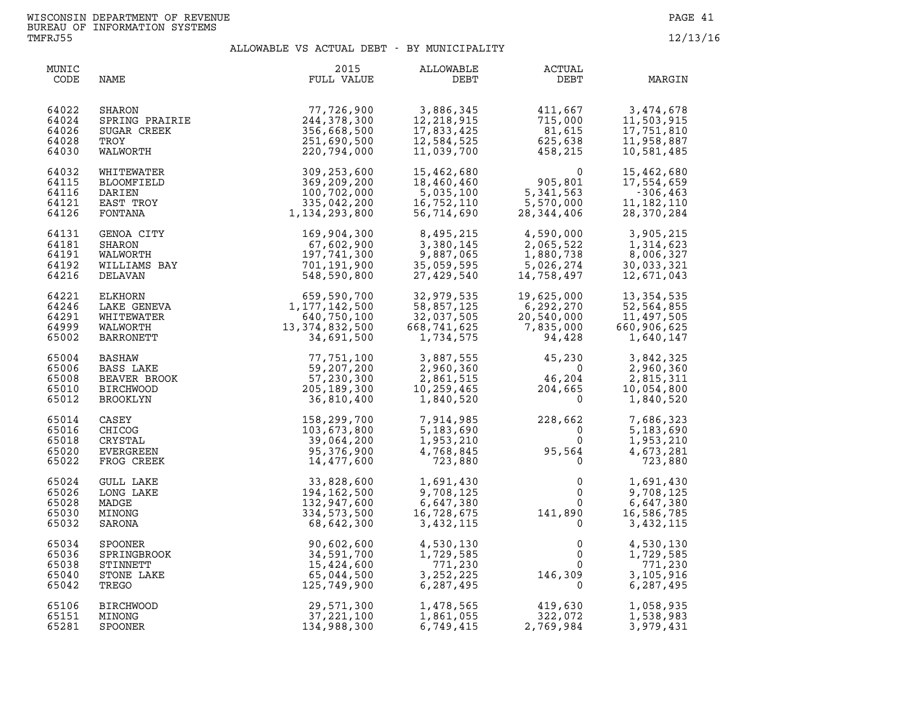WISCONSIN DEPARTMENT OF REVENUE
BUREAU OF INFORMATION SYSTEMS
TMFRJ55

12/13/16

## ALLOWABLE VS ACTUAL DEBT - BY MUNICIPALITY

| MUNIC CODE | NAME | 2015 FULL VALUE | ALLOWABLE DEBT | ACTUAL DEBT | MARGIN |
|---|---|---|---|---|---|
| 64022 | SHARON | 77,726,900 | 3,886,345 | 411,667 | 3,474,678 |
| 64024 | SPRING PRAIRIE | 244,378,300 | 12,218,915 | 715,000 | 11,503,915 |
| 64026 | SUGAR CREEK | 356,668,500 | 17,833,425 | 81,615 | 17,751,810 |
| 64028 | TROY | 251,690,500 | 12,584,525 | 625,638 | 11,958,887 |
| 64030 | WALWORTH | 220,794,000 | 11,039,700 | 458,215 | 10,581,485 |
| 64032 | WHITEWATER | 309,253,600 | 15,462,680 | 0 | 15,462,680 |
| 64115 | BLOOMFIELD | 369,209,200 | 18,460,460 | 905,801 | 17,554,659 |
| 64116 | DARIEN | 100,702,000 | 5,035,100 | 5,341,563 | -306,463 |
| 64121 | EAST TROY | 335,042,200 | 16,752,110 | 5,570,000 | 11,182,110 |
| 64126 | FONTANA | 1,134,293,800 | 56,714,690 | 28,344,406 | 28,370,284 |
| 64131 | GENOA CITY | 169,904,300 | 8,495,215 | 4,590,000 | 3,905,215 |
| 64181 | SHARON | 67,602,900 | 3,380,145 | 2,065,522 | 1,314,623 |
| 64191 | WALWORTH | 197,741,300 | 9,887,065 | 1,880,738 | 8,006,327 |
| 64192 | WILLIAMS BAY | 701,191,900 | 35,059,595 | 5,026,274 | 30,033,321 |
| 64216 | DELAVAN | 548,590,800 | 27,429,540 | 14,758,497 | 12,671,043 |
| 64221 | ELKHORN | 659,590,700 | 32,979,535 | 19,625,000 | 13,354,535 |
| 64246 | LAKE GENEVA | 1,177,142,500 | 58,857,125 | 6,292,270 | 52,564,855 |
| 64291 | WHITEWATER | 640,750,100 | 32,037,505 | 20,540,000 | 11,497,505 |
| 64999 | WALWORTH | 13,374,832,500 | 668,741,625 | 7,835,000 | 660,906,625 |
| 65002 | BARRONETT | 34,691,500 | 1,734,575 | 94,428 | 1,640,147 |
| 65004 | BASHAW | 77,751,100 | 3,887,555 | 45,230 | 3,842,325 |
| 65006 | BASS LAKE | 59,207,200 | 2,960,360 | 0 | 2,960,360 |
| 65008 | BEAVER BROOK | 57,230,300 | 2,861,515 | 46,204 | 2,815,311 |
| 65010 | BIRCHWOOD | 205,189,300 | 10,259,465 | 204,665 | 10,054,800 |
| 65012 | BROOKLYN | 36,810,400 | 1,840,520 | 0 | 1,840,520 |
| 65014 | CASEY | 158,299,700 | 7,914,985 | 228,662 | 7,686,323 |
| 65016 | CHICOG | 103,673,800 | 5,183,690 | 0 | 5,183,690 |
| 65018 | CRYSTAL | 39,064,200 | 1,953,210 | 0 | 1,953,210 |
| 65020 | EVERGREEN | 95,376,900 | 4,768,845 | 95,564 | 4,673,281 |
| 65022 | FROG CREEK | 14,477,600 | 723,880 | 0 | 723,880 |
| 65024 | GULL LAKE | 33,828,600 | 1,691,430 | 0 | 1,691,430 |
| 65026 | LONG LAKE | 194,162,500 | 9,708,125 | 0 | 9,708,125 |
| 65028 | MADGE | 132,947,600 | 6,647,380 | 0 | 6,647,380 |
| 65030 | MINONG | 334,573,500 | 16,728,675 | 141,890 | 16,586,785 |
| 65032 | SARONA | 68,642,300 | 3,432,115 | 0 | 3,432,115 |
| 65034 | SPOONER | 90,602,600 | 4,530,130 | 0 | 4,530,130 |
| 65036 | SPRINGBROOK | 34,591,700 | 1,729,585 | 0 | 1,729,585 |
| 65038 | STINNETT | 15,424,600 | 771,230 | 0 | 771,230 |
| 65040 | STONE LAKE | 65,044,500 | 3,252,225 | 146,309 | 3,105,916 |
| 65042 | TREGO | 125,749,900 | 6,287,495 | 0 | 6,287,495 |
| 65106 | BIRCHWOOD | 29,571,300 | 1,478,565 | 419,630 | 1,058,935 |
| 65151 | MINONG | 37,221,100 | 1,861,055 | 322,072 | 1,538,983 |
| 65281 | SPOONER | 134,988,300 | 6,749,415 | 2,769,984 | 3,979,431 |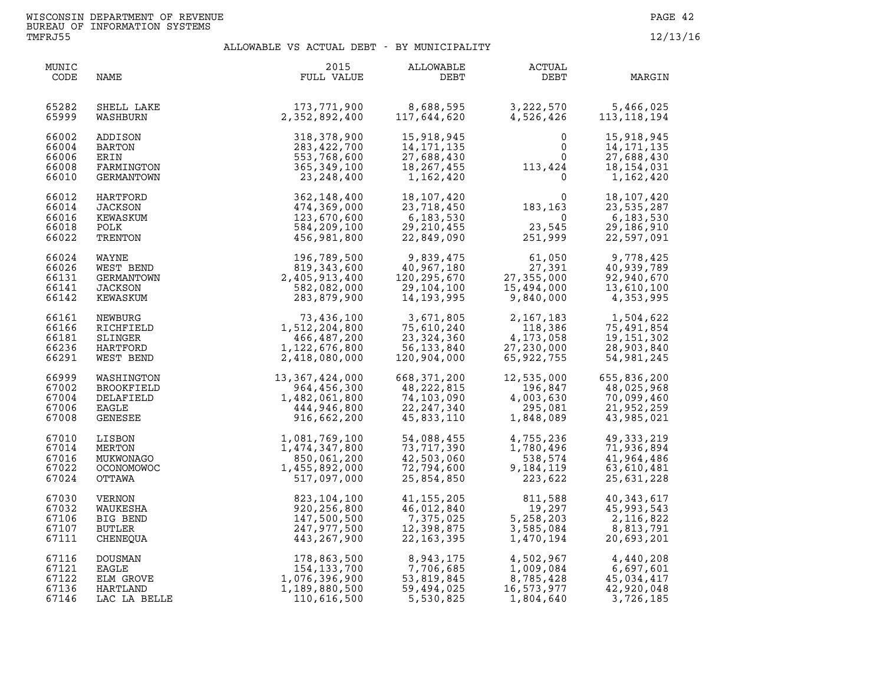WISCONSIN DEPARTMENT OF REVENUE
BUREAU OF INFORMATION SYSTEMS
TMFRJ55

12/13/16

## ALLOWABLE VS ACTUAL DEBT - BY MUNICIPALITY

| MUNIC CODE | NAME | 2015 FULL VALUE | ALLOWABLE DEBT | ACTUAL DEBT | MARGIN |
|---|---|---|---|---|---|
| 65282 | SHELL LAKE | 173,771,900 | 8,688,595 | 3,222,570 | 5,466,025 |
| 65999 | WASHBURN | 2,352,892,400 | 117,644,620 | 4,526,426 | 113,118,194 |
| 66002 | ADDISON | 318,378,900 | 15,918,945 | 0 | 15,918,945 |
| 66004 | BARTON | 283,422,700 | 14,171,135 | 0 | 14,171,135 |
| 66006 | ERIN | 553,768,600 | 27,688,430 | 0 | 27,688,430 |
| 66008 | FARMINGTON | 365,349,100 | 18,267,455 | 113,424 | 18,154,031 |
| 66010 | GERMANTOWN | 23,248,400 | 1,162,420 | 0 | 1,162,420 |
| 66012 | HARTFORD | 362,148,400 | 18,107,420 | 0 | 18,107,420 |
| 66014 | JACKSON | 474,369,000 | 23,718,450 | 183,163 | 23,535,287 |
| 66016 | KEWASKUM | 123,670,600 | 6,183,530 | 0 | 6,183,530 |
| 66018 | POLK | 584,209,100 | 29,210,455 | 23,545 | 29,186,910 |
| 66022 | TRENTON | 456,981,800 | 22,849,090 | 251,999 | 22,597,091 |
| 66024 | WAYNE | 196,789,500 | 9,839,475 | 61,050 | 9,778,425 |
| 66026 | WEST BEND | 819,343,600 | 40,967,180 | 27,391 | 40,939,789 |
| 66131 | GERMANTOWN | 2,405,913,400 | 120,295,670 | 27,355,000 | 92,940,670 |
| 66141 | JACKSON | 582,082,000 | 29,104,100 | 15,494,000 | 13,610,100 |
| 66142 | KEWASKUM | 283,879,900 | 14,193,995 | 9,840,000 | 4,353,995 |
| 66161 | NEWBURG | 73,436,100 | 3,671,805 | 2,167,183 | 1,504,622 |
| 66166 | RICHFIELD | 1,512,204,800 | 75,610,240 | 118,386 | 75,491,854 |
| 66181 | SLINGER | 466,487,200 | 23,324,360 | 4,173,058 | 19,151,302 |
| 66236 | HARTFORD | 1,122,676,800 | 56,133,840 | 27,230,000 | 28,903,840 |
| 66291 | WEST BEND | 2,418,080,000 | 120,904,000 | 65,922,755 | 54,981,245 |
| 66999 | WASHINGTON | 13,367,424,000 | 668,371,200 | 12,535,000 | 655,836,200 |
| 67002 | BROOKFIELD | 964,456,300 | 48,222,815 | 196,847 | 48,025,968 |
| 67004 | DELAFIELD | 1,482,061,800 | 74,103,090 | 4,003,630 | 70,099,460 |
| 67006 | EAGLE | 444,946,800 | 22,247,340 | 295,081 | 21,952,259 |
| 67008 | GENESEE | 916,662,200 | 45,833,110 | 1,848,089 | 43,985,021 |
| 67010 | LISBON | 1,081,769,100 | 54,088,455 | 4,755,236 | 49,333,219 |
| 67014 | MERTON | 1,474,347,800 | 73,717,390 | 1,780,496 | 71,936,894 |
| 67016 | MUKWONAGO | 850,061,200 | 42,503,060 | 538,574 | 41,964,486 |
| 67022 | OCONOMOWOC | 1,455,892,000 | 72,794,600 | 9,184,119 | 63,610,481 |
| 67024 | OTTAWA | 517,097,000 | 25,854,850 | 223,622 | 25,631,228 |
| 67030 | VERNON | 823,104,100 | 41,155,205 | 811,588 | 40,343,617 |
| 67032 | WAUKESHA | 920,256,800 | 46,012,840 | 19,297 | 45,993,543 |
| 67106 | BIG BEND | 147,500,500 | 7,375,025 | 5,258,203 | 2,116,822 |
| 67107 | BUTLER | 247,977,500 | 12,398,875 | 3,585,084 | 8,813,791 |
| 67111 | CHENEQUA | 443,267,900 | 22,163,395 | 1,470,194 | 20,693,201 |
| 67116 | DOUSMAN | 178,863,500 | 8,943,175 | 4,502,967 | 4,440,208 |
| 67121 | EAGLE | 154,133,700 | 7,706,685 | 1,009,084 | 6,697,601 |
| 67122 | ELM GROVE | 1,076,396,900 | 53,819,845 | 8,785,428 | 45,034,417 |
| 67136 | HARTLAND | 1,189,880,500 | 59,494,025 | 16,573,977 | 42,920,048 |
| 67146 | LAC LA BELLE | 110,616,500 | 5,530,825 | 1,804,640 | 3,726,185 |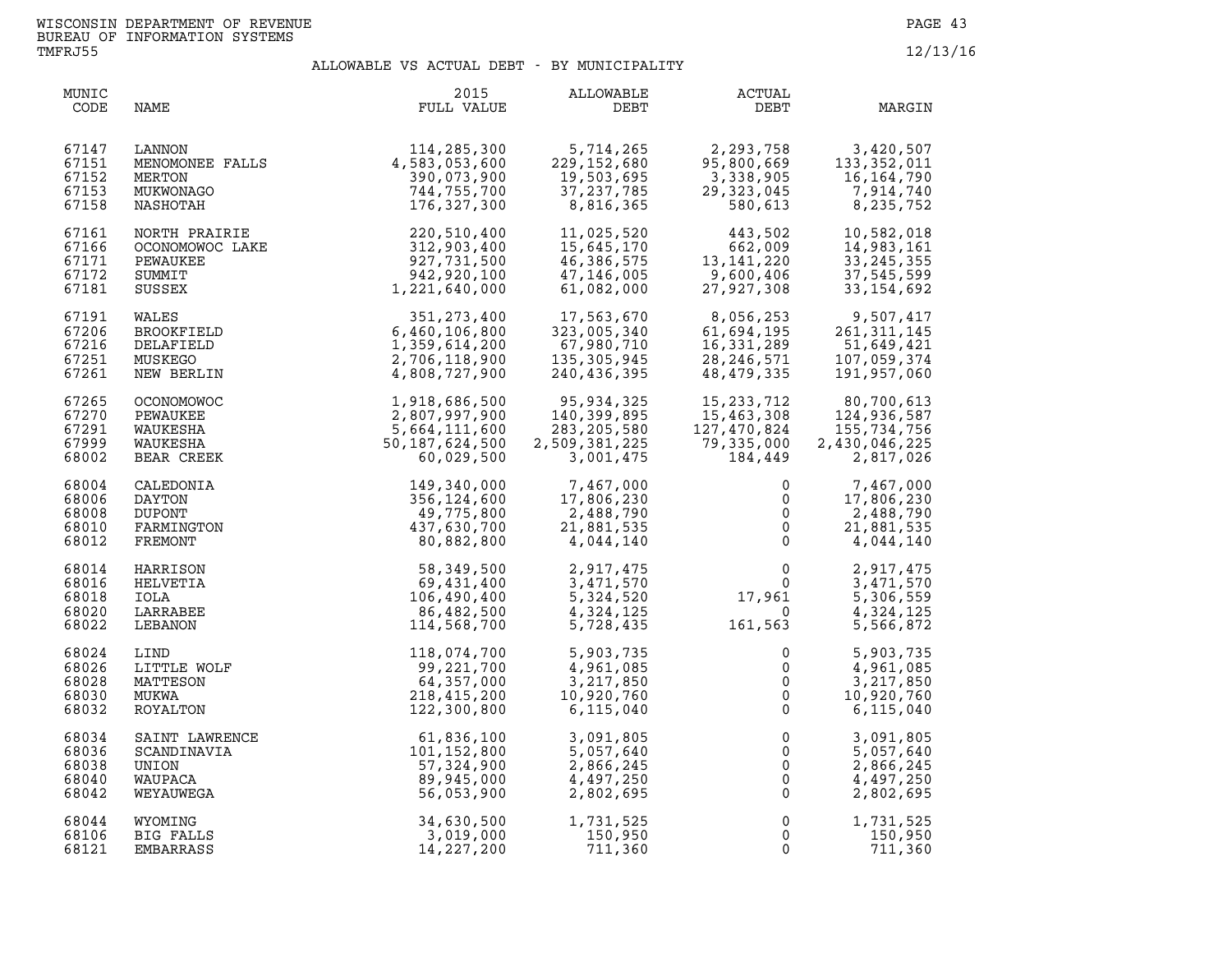WISCONSIN DEPARTMENT OF REVENUE
BUREAU OF INFORMATION SYSTEMS
TMFRJ55

12/13/16

## ALLOWABLE VS ACTUAL DEBT - BY MUNICIPALITY

| MUNIC CODE | NAME | 2015 FULL VALUE | ALLOWABLE DEBT | ACTUAL DEBT | MARGIN |
|---|---|---|---|---|---|
| 67147 | LANNON | 114,285,300 | 5,714,265 | 2,293,758 | 3,420,507 |
| 67151 | MENOMONEE FALLS | 4,583,053,600 | 229,152,680 | 95,800,669 | 133,352,011 |
| 67152 | MERTON | 390,073,900 | 19,503,695 | 3,338,905 | 16,164,790 |
| 67153 | MUKWONAGO | 744,755,700 | 37,237,785 | 29,323,045 | 7,914,740 |
| 67158 | NASHOTAH | 176,327,300 | 8,816,365 | 580,613 | 8,235,752 |
| 67161 | NORTH PRAIRIE | 220,510,400 | 11,025,520 | 443,502 | 10,582,018 |
| 67166 | OCONOMOWOC LAKE | 312,903,400 | 15,645,170 | 662,009 | 14,983,161 |
| 67171 | PEWAUKEE | 927,731,500 | 46,386,575 | 13,141,220 | 33,245,355 |
| 67172 | SUMMIT | 942,920,100 | 47,146,005 | 9,600,406 | 37,545,599 |
| 67181 | SUSSEX | 1,221,640,000 | 61,082,000 | 27,927,308 | 33,154,692 |
| 67191 | WALES | 351,273,400 | 17,563,670 | 8,056,253 | 9,507,417 |
| 67206 | BROOKFIELD | 6,460,106,800 | 323,005,340 | 61,694,195 | 261,311,145 |
| 67216 | DELAFIELD | 1,359,614,200 | 67,980,710 | 16,331,289 | 51,649,421 |
| 67251 | MUSKEGO | 2,706,118,900 | 135,305,945 | 28,246,571 | 107,059,374 |
| 67261 | NEW BERLIN | 4,808,727,900 | 240,436,395 | 48,479,335 | 191,957,060 |
| 67265 | OCONOMOWOC | 1,918,686,500 | 95,934,325 | 15,233,712 | 80,700,613 |
| 67270 | PEWAUKEE | 2,807,997,900 | 140,399,895 | 15,463,308 | 124,936,587 |
| 67291 | WAUKESHA | 5,664,111,600 | 283,205,580 | 127,470,824 | 155,734,756 |
| 67999 | WAUKESHA | 50,187,624,500 | 2,509,381,225 | 79,335,000 | 2,430,046,225 |
| 68002 | BEAR CREEK | 60,029,500 | 3,001,475 | 184,449 | 2,817,026 |
| 68004 | CALEDONIA | 149,340,000 | 7,467,000 | 0 | 7,467,000 |
| 68006 | DAYTON | 356,124,600 | 17,806,230 | 0 | 17,806,230 |
| 68008 | DUPONT | 49,775,800 | 2,488,790 | 0 | 2,488,790 |
| 68010 | FARMINGTON | 437,630,700 | 21,881,535 | 0 | 21,881,535 |
| 68012 | FREMONT | 80,882,800 | 4,044,140 | 0 | 4,044,140 |
| 68014 | HARRISON | 58,349,500 | 2,917,475 | 0 | 2,917,475 |
| 68016 | HELVETIA | 69,431,400 | 3,471,570 | 0 | 3,471,570 |
| 68018 | IOLA | 106,490,400 | 5,324,520 | 17,961 | 5,306,559 |
| 68020 | LARRABEE | 86,482,500 | 4,324,125 | 0 | 4,324,125 |
| 68022 | LEBANON | 114,568,700 | 5,728,435 | 161,563 | 5,566,872 |
| 68024 | LIND | 118,074,700 | 5,903,735 | 0 | 5,903,735 |
| 68026 | LITTLE WOLF | 99,221,700 | 4,961,085 | 0 | 4,961,085 |
| 68028 | MATTESON | 64,357,000 | 3,217,850 | 0 | 3,217,850 |
| 68030 | MUKWA | 218,415,200 | 10,920,760 | 0 | 10,920,760 |
| 68032 | ROYALTON | 122,300,800 | 6,115,040 | 0 | 6,115,040 |
| 68034 | SAINT LAWRENCE | 61,836,100 | 3,091,805 | 0 | 3,091,805 |
| 68036 | SCANDINAVIA | 101,152,800 | 5,057,640 | 0 | 5,057,640 |
| 68038 | UNION | 57,324,900 | 2,866,245 | 0 | 2,866,245 |
| 68040 | WAUPACA | 89,945,000 | 4,497,250 | 0 | 4,497,250 |
| 68042 | WEYAUWEGA | 56,053,900 | 2,802,695 | 0 | 2,802,695 |
| 68044 | WYOMING | 34,630,500 | 1,731,525 | 0 | 1,731,525 |
| 68106 | BIG FALLS | 3,019,000 | 150,950 | 0 | 150,950 |
| 68121 | EMBARRASS | 14,227,200 | 711,360 | 0 | 711,360 |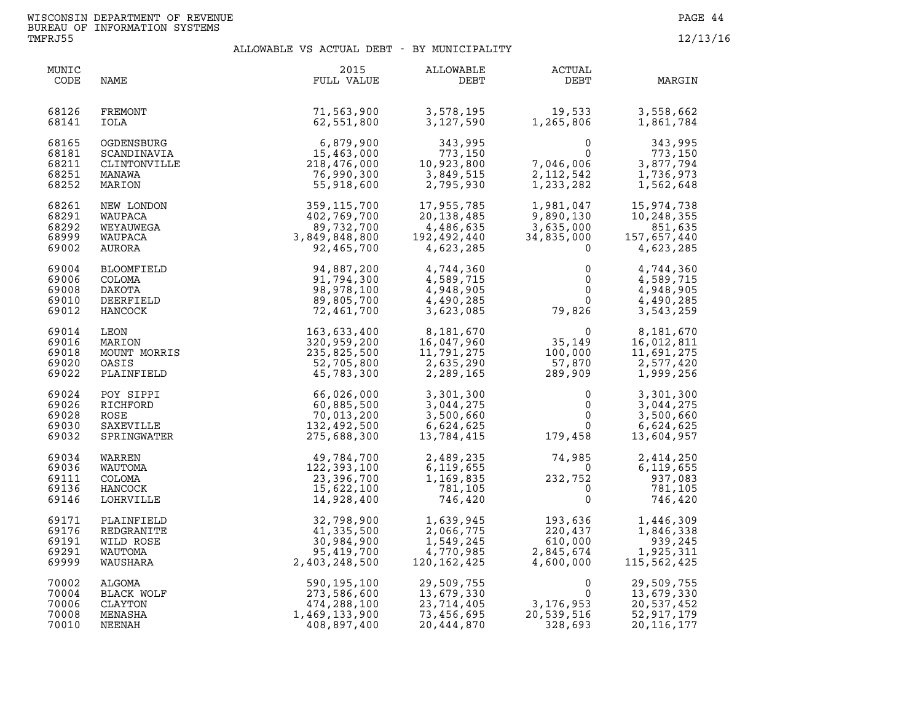WISCONSIN DEPARTMENT OF REVENUE
BUREAU OF INFORMATION SYSTEMS
TMFRJ55

12/13/16

## ALLOWABLE VS ACTUAL DEBT - BY MUNICIPALITY

| MUNIC CODE | NAME | 2015 FULL VALUE | ALLOWABLE DEBT | ACTUAL DEBT | MARGIN |
|---|---|---|---|---|---|
| 68126 | FREMONT | 71,563,900 | 3,578,195 | 19,533 | 3,558,662 |
| 68141 | IOLA | 62,551,800 | 3,127,590 | 1,265,806 | 1,861,784 |
| 68165 | OGDENSBURG | 6,879,900 | 343,995 | 0 | 343,995 |
| 68181 | SCANDINAVIA | 15,463,000 | 773,150 | 0 | 773,150 |
| 68211 | CLINTONVILLE | 218,476,000 | 10,923,800 | 7,046,006 | 3,877,794 |
| 68251 | MANAWA | 76,990,300 | 3,849,515 | 2,112,542 | 1,736,973 |
| 68252 | MARION | 55,918,600 | 2,795,930 | 1,233,282 | 1,562,648 |
| 68261 | NEW LONDON | 359,115,700 | 17,955,785 | 1,981,047 | 15,974,738 |
| 68291 | WAUPACA | 402,769,700 | 20,138,485 | 9,890,130 | 10,248,355 |
| 68292 | WEYAUWEGA | 89,732,700 | 4,486,635 | 3,635,000 | 851,635 |
| 68999 | WAUPACA | 3,849,848,800 | 192,492,440 | 34,835,000 | 157,657,440 |
| 69002 | AURORA | 92,465,700 | 4,623,285 | 0 | 4,623,285 |
| 69004 | BLOOMFIELD | 94,887,200 | 4,744,360 | 0 | 4,744,360 |
| 69006 | COLOMA | 91,794,300 | 4,589,715 | 0 | 4,589,715 |
| 69008 | DAKOTA | 98,978,100 | 4,948,905 | 0 | 4,948,905 |
| 69010 | DEERFIELD | 89,805,700 | 4,490,285 | 0 | 4,490,285 |
| 69012 | HANCOCK | 72,461,700 | 3,623,085 | 79,826 | 3,543,259 |
| 69014 | LEON | 163,633,400 | 8,181,670 | 0 | 8,181,670 |
| 69016 | MARION | 320,959,200 | 16,047,960 | 35,149 | 16,012,811 |
| 69018 | MOUNT MORRIS | 235,825,500 | 11,791,275 | 100,000 | 11,691,275 |
| 69020 | OASIS | 52,705,800 | 2,635,290 | 57,870 | 2,577,420 |
| 69022 | PLAINFIELD | 45,783,300 | 2,289,165 | 289,909 | 1,999,256 |
| 69024 | POY SIPPI | 66,026,000 | 3,301,300 | 0 | 3,301,300 |
| 69026 | RICHFORD | 60,885,500 | 3,044,275 | 0 | 3,044,275 |
| 69028 | ROSE | 70,013,200 | 3,500,660 | 0 | 3,500,660 |
| 69030 | SAXEVILLE | 132,492,500 | 6,624,625 | 0 | 6,624,625 |
| 69032 | SPRINGWATER | 275,688,300 | 13,784,415 | 179,458 | 13,604,957 |
| 69034 | WARREN | 49,784,700 | 2,489,235 | 74,985 | 2,414,250 |
| 69036 | WAUTOMA | 122,393,100 | 6,119,655 | 0 | 6,119,655 |
| 69111 | COLOMA | 23,396,700 | 1,169,835 | 232,752 | 937,083 |
| 69136 | HANCOCK | 15,622,100 | 781,105 | 0 | 781,105 |
| 69146 | LOHRVILLE | 14,928,400 | 746,420 | 0 | 746,420 |
| 69171 | PLAINFIELD | 32,798,900 | 1,639,945 | 193,636 | 1,446,309 |
| 69176 | REDGRANITE | 41,335,500 | 2,066,775 | 220,437 | 1,846,338 |
| 69191 | WILD ROSE | 30,984,900 | 1,549,245 | 610,000 | 939,245 |
| 69291 | WAUTOMA | 95,419,700 | 4,770,985 | 2,845,674 | 1,925,311 |
| 69999 | WAUSHARA | 2,403,248,500 | 120,162,425 | 4,600,000 | 115,562,425 |
| 70002 | ALGOMA | 590,195,100 | 29,509,755 | 0 | 29,509,755 |
| 70004 | BLACK WOLF | 273,586,600 | 13,679,330 | 0 | 13,679,330 |
| 70006 | CLAYTON | 474,288,100 | 23,714,405 | 3,176,953 | 20,537,452 |
| 70008 | MENASHA | 1,469,133,900 | 73,456,695 | 20,539,516 | 52,917,179 |
| 70010 | NEENAH | 408,897,400 | 20,444,870 | 328,693 | 20,116,177 |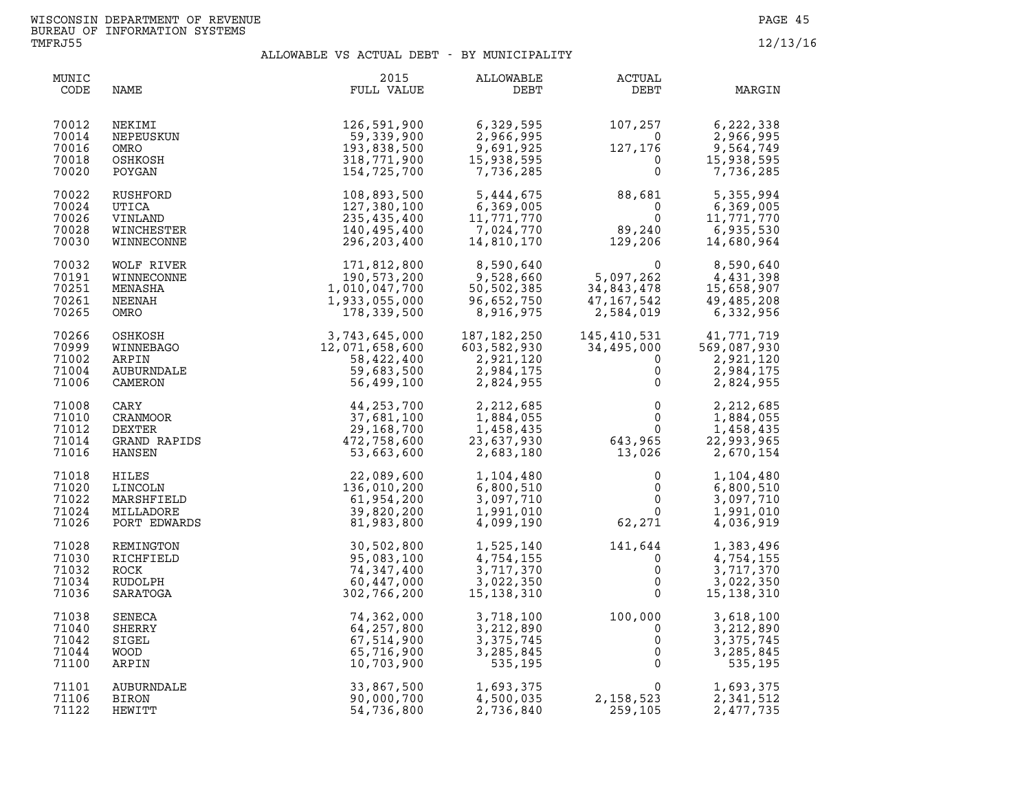WISCONSIN DEPARTMENT OF REVENUE
BUREAU OF INFORMATION SYSTEMS
TMFRJ55

12/13/16

## ALLOWABLE VS ACTUAL DEBT - BY MUNICIPALITY

| MUNIC CODE | NAME | 2015 FULL VALUE | ALLOWABLE DEBT | ACTUAL DEBT | MARGIN |
|---|---|---|---|---|---|
| 70012 | NEKIMI | 126,591,900 | 6,329,595 | 107,257 | 6,222,338 |
| 70014 | NEPEUSKUN | 59,339,900 | 2,966,995 | 0 | 2,966,995 |
| 70016 | OMRO | 193,838,500 | 9,691,925 | 127,176 | 9,564,749 |
| 70018 | OSHKOSH | 318,771,900 | 15,938,595 | 0 | 15,938,595 |
| 70020 | POYGAN | 154,725,700 | 7,736,285 | 0 | 7,736,285 |
| 70022 | RUSHFORD | 108,893,500 | 5,444,675 | 88,681 | 5,355,994 |
| 70024 | UTICA | 127,380,100 | 6,369,005 | 0 | 6,369,005 |
| 70026 | VINLAND | 235,435,400 | 11,771,770 | 0 | 11,771,770 |
| 70028 | WINCHESTER | 140,495,400 | 7,024,770 | 89,240 | 6,935,530 |
| 70030 | WINNECONNE | 296,203,400 | 14,810,170 | 129,206 | 14,680,964 |
| 70032 | WOLF RIVER | 171,812,800 | 8,590,640 | 0 | 8,590,640 |
| 70191 | WINNECONNE | 190,573,200 | 9,528,660 | 5,097,262 | 4,431,398 |
| 70251 | MENASHA | 1,010,047,700 | 50,502,385 | 34,843,478 | 15,658,907 |
| 70261 | NEENAH | 1,933,055,000 | 96,652,750 | 47,167,542 | 49,485,208 |
| 70265 | OMRO | 178,339,500 | 8,916,975 | 2,584,019 | 6,332,956 |
| 70266 | OSHKOSH | 3,743,645,000 | 187,182,250 | 145,410,531 | 41,771,719 |
| 70999 | WINNEBAGO | 12,071,658,600 | 603,582,930 | 34,495,000 | 569,087,930 |
| 71002 | ARPIN | 58,422,400 | 2,921,120 | 0 | 2,921,120 |
| 71004 | AUBURNDALE | 59,683,500 | 2,984,175 | 0 | 2,984,175 |
| 71006 | CAMERON | 56,499,100 | 2,824,955 | 0 | 2,824,955 |
| 71008 | CARY | 44,253,700 | 2,212,685 | 0 | 2,212,685 |
| 71010 | CRANMOOR | 37,681,100 | 1,884,055 | 0 | 1,884,055 |
| 71012 | DEXTER | 29,168,700 | 1,458,435 | 0 | 1,458,435 |
| 71014 | GRAND RAPIDS | 472,758,600 | 23,637,930 | 643,965 | 22,993,965 |
| 71016 | HANSEN | 53,663,600 | 2,683,180 | 13,026 | 2,670,154 |
| 71018 | HILES | 22,089,600 | 1,104,480 | 0 | 1,104,480 |
| 71020 | LINCOLN | 136,010,200 | 6,800,510 | 0 | 6,800,510 |
| 71022 | MARSHFIELD | 61,954,200 | 3,097,710 | 0 | 3,097,710 |
| 71024 | MILLADORE | 39,820,200 | 1,991,010 | 0 | 1,991,010 |
| 71026 | PORT EDWARDS | 81,983,800 | 4,099,190 | 62,271 | 4,036,919 |
| 71028 | REMINGTON | 30,502,800 | 1,525,140 | 141,644 | 1,383,496 |
| 71030 | RICHFIELD | 95,083,100 | 4,754,155 | 0 | 4,754,155 |
| 71032 | ROCK | 74,347,400 | 3,717,370 | 0 | 3,717,370 |
| 71034 | RUDOLPH | 60,447,000 | 3,022,350 | 0 | 3,022,350 |
| 71036 | SARATOGA | 302,766,200 | 15,138,310 | 0 | 15,138,310 |
| 71038 | SENECA | 74,362,000 | 3,718,100 | 100,000 | 3,618,100 |
| 71040 | SHERRY | 64,257,800 | 3,212,890 | 0 | 3,212,890 |
| 71042 | SIGEL | 67,514,900 | 3,375,745 | 0 | 3,375,745 |
| 71044 | WOOD | 65,716,900 | 3,285,845 | 0 | 3,285,845 |
| 71100 | ARPIN | 10,703,900 | 535,195 | 0 | 535,195 |
| 71101 | AUBURNDALE | 33,867,500 | 1,693,375 | 0 | 1,693,375 |
| 71106 | BIRON | 90,000,700 | 4,500,035 | 2,158,523 | 2,341,512 |
| 71122 | HEWITT | 54,736,800 | 2,736,840 | 259,105 | 2,477,735 |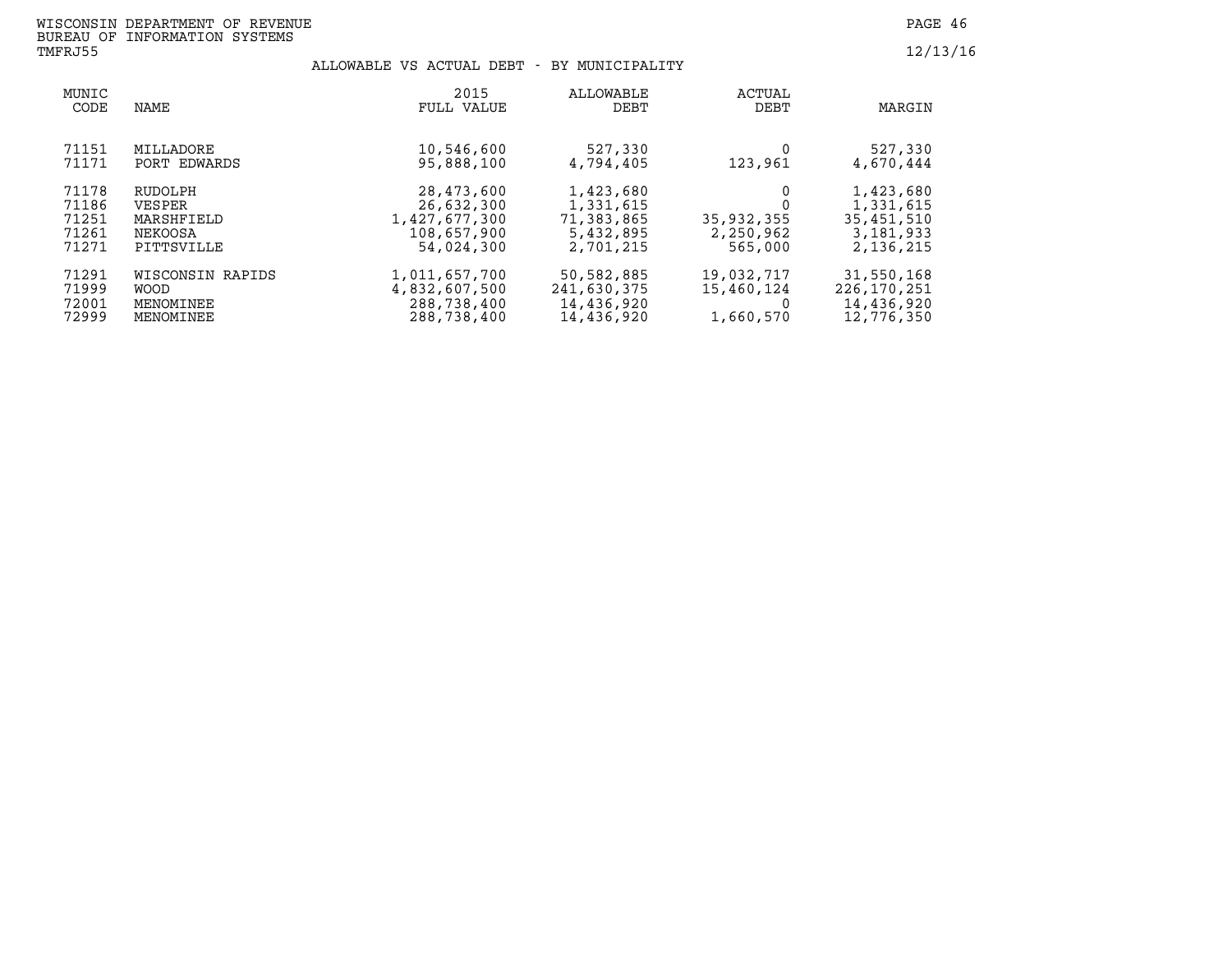WISCONSIN DEPARTMENT OF REVENUE
BUREAU OF INFORMATION SYSTEMS
TMFRJ55

12/13/16

## ALLOWABLE VS ACTUAL DEBT - BY MUNICIPALITY

| MUNIC CODE | NAME | 2015 FULL VALUE | ALLOWABLE DEBT | ACTUAL DEBT | MARGIN |
|---|---|---|---|---|---|
| 71151 | MILLADORE | 10,546,600 | 527,330 | 0 | 527,330 |
| 71171 | PORT EDWARDS | 95,888,100 | 4,794,405 | 123,961 | 4,670,444 |
| 71178 | RUDOLPH | 28,473,600 | 1,423,680 | 0 | 1,423,680 |
| 71186 | VESPER | 26,632,300 | 1,331,615 | 0 | 1,331,615 |
| 71251 | MARSHFIELD | 1,427,677,300 | 71,383,865 | 35,932,355 | 35,451,510 |
| 71261 | NEKOOSA | 108,657,900 | 5,432,895 | 2,250,962 | 3,181,933 |
| 71271 | PITTSVILLE | 54,024,300 | 2,701,215 | 565,000 | 2,136,215 |
| 71291 | WISCONSIN RAPIDS | 1,011,657,700 | 50,582,885 | 19,032,717 | 31,550,168 |
| 71999 | WOOD | 4,832,607,500 | 241,630,375 | 15,460,124 | 226,170,251 |
| 72001 | MENOMINEE | 288,738,400 | 14,436,920 | 0 | 14,436,920 |
| 72999 | MENOMINEE | 288,738,400 | 14,436,920 | 1,660,570 | 12,776,350 |